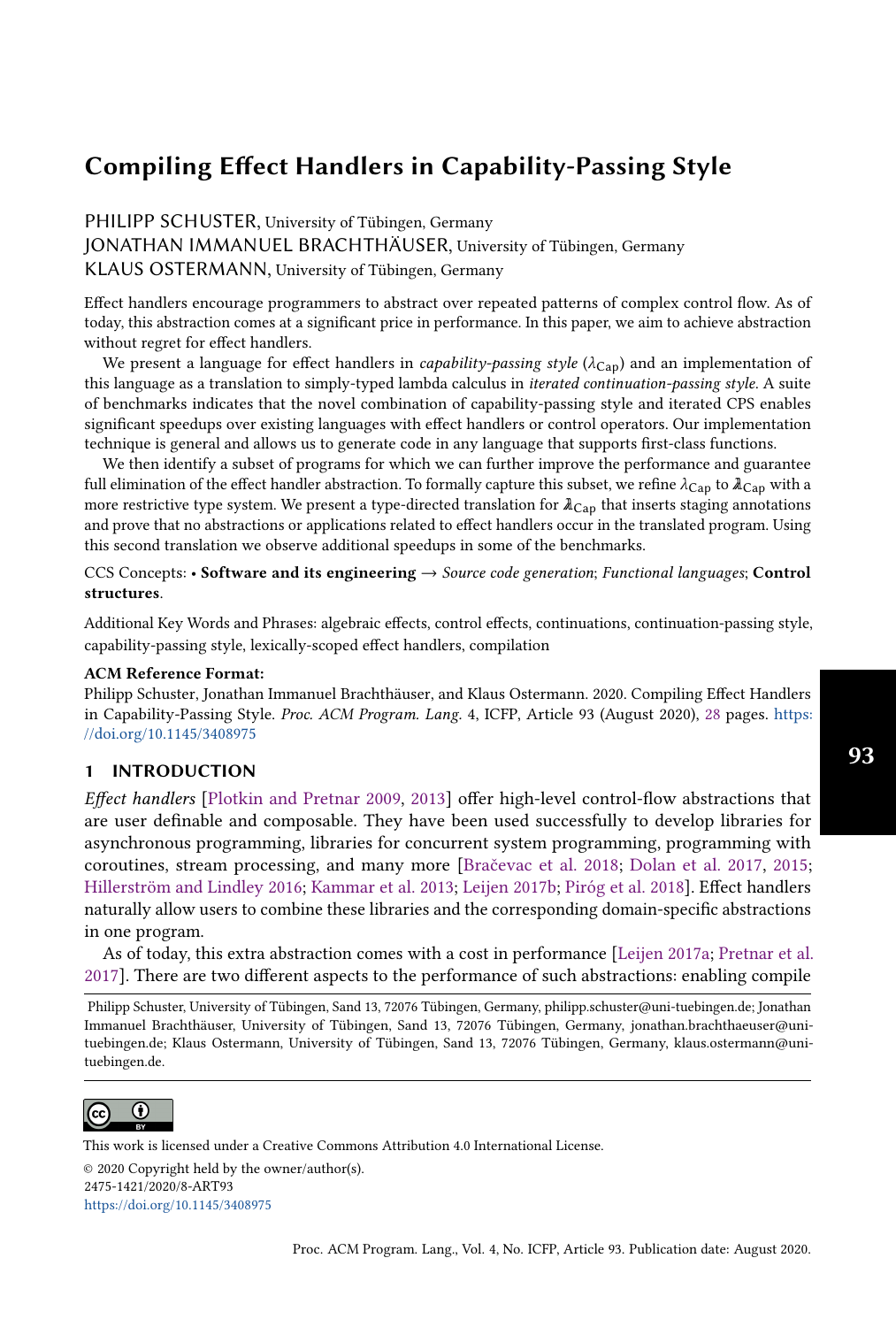# Compiling Effect Handlers in Capability-Passing Style

PHILIPP SCHUSTER, University of Tübingen, Germany
JONATHAN IMMANUEL BRACHTHÄUSER, University of Tübingen, Germany
KLAUS OSTERMANN, University of Tübingen, Germany

Effect handlers encourage programmers to abstract over repeated patterns of complex control flow. As of today, this abstraction comes at a significant price in performance. In this paper, we aim to achieve abstraction without regret for effect handlers.

We present a language for effect handlers in *capability-passing style* ($\lambda_{\mathrm{Cap}}$) and an implementation of this language as a translation to simply-typed lambda calculus in *iterated continuation-passing style*. A suite of benchmarks indicates that the novel combination of capability-passing style and iterated CPS enables significant speedups over existing languages with effect handlers or control operators. Our implementation technique is general and allows us to generate code in any language that supports first-class functions.

We then identify a subset of programs for which we can further improve the performance and guarantee full elimination of the effect handler abstraction. To formally capture this subset, we refine $\lambda_{\mathrm{Cap}}$ to $\lambda\!\!\lambda_{\mathrm{Cap}}$ with a more restrictive type system. We present a type-directed translation for $\lambda\!\!\lambda_{\mathrm{Cap}}$ that inserts staging annotations and prove that no abstractions or applications related to effect handlers occur in the translated program. Using this second translation we observe additional speedups in some of the benchmarks.

CCS Concepts: • **Software and its engineering** → *Source code generation*; *Functional languages*; **Control structures**.

Additional Key Words and Phrases: algebraic effects, control effects, continuations, continuation-passing style, capability-passing style, lexically-scoped effect handlers, compilation

**ACM Reference Format:**
Philipp Schuster, Jonathan Immanuel Brachthäuser, and Klaus Ostermann. 2020. Compiling Effect Handlers in Capability-Passing Style. *Proc. ACM Program. Lang.* 4, ICFP, Article 93 (August 2020), 28 pages. https://doi.org/10.1145/3408975

## 1 INTRODUCTION

*Effect handlers* [Plotkin and Pretnar 2009, 2013] offer high-level control-flow abstractions that are user definable and composable. They have been used successfully to develop libraries for asynchronous programming, libraries for concurrent system programming, programming with coroutines, stream processing, and many more [Bračevac et al. 2018; Dolan et al. 2017, 2015; Hillerström and Lindley 2016; Kammar et al. 2013; Leijen 2017b; Piróg et al. 2018]. Effect handlers naturally allow users to combine these libraries and the corresponding domain-specific abstractions in one program.

As of today, this extra abstraction comes with a cost in performance [Leijen 2017a; Pretnar et al. 2017]. There are two different aspects to the performance of such abstractions: enabling compile

Philipp Schuster, University of Tübingen, Sand 13, 72076 Tübingen, Germany, philipp.schuster@uni-tuebingen.de; Jonathan Immanuel Brachthäuser, University of Tübingen, Sand 13, 72076 Tübingen, Germany, jonathan.brachthaeuser@uni-tuebingen.de; Klaus Ostermann, University of Tübingen, Sand 13, 72076 Tübingen, Germany, klaus.ostermann@uni-tuebingen.de.

This work is licensed under a Creative Commons Attribution 4.0 International License.
© 2020 Copyright held by the owner/author(s).
2475-1421/2020/8-ART93
https://doi.org/10.1145/3408975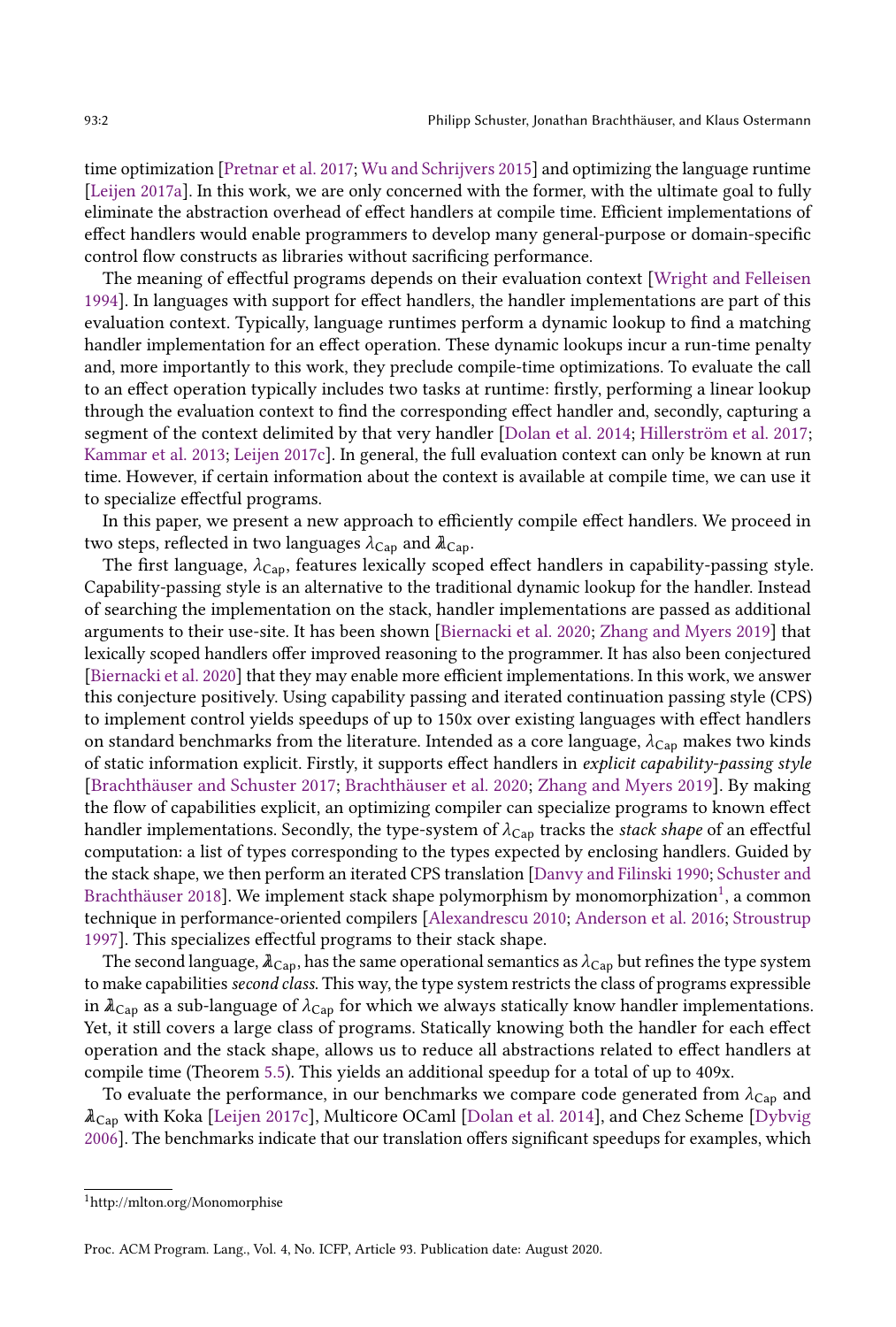time optimization [Pretnar et al. 2017; Wu and Schrijvers 2015] and optimizing the language runtime [Leijen 2017a]. In this work, we are only concerned with the former, with the ultimate goal to fully eliminate the abstraction overhead of effect handlers at compile time. Efficient implementations of effect handlers would enable programmers to develop many general-purpose or domain-specific control flow constructs as libraries without sacrificing performance.

The meaning of effectful programs depends on their evaluation context [Wright and Felleisen 1994]. In languages with support for effect handlers, the handler implementations are part of this evaluation context. Typically, language runtimes perform a dynamic lookup to find a matching handler implementation for an effect operation. These dynamic lookups incur a run-time penalty and, more importantly to this work, they preclude compile-time optimizations. To evaluate the call to an effect operation typically includes two tasks at runtime: firstly, performing a linear lookup through the evaluation context to find the corresponding effect handler and, secondly, capturing a segment of the context delimited by that very handler [Dolan et al. 2014; Hillerström et al. 2017; Kammar et al. 2013; Leijen 2017c]. In general, the full evaluation context can only be known at run time. However, if certain information about the context is available at compile time, we can use it to specialize effectful programs.

In this paper, we present a new approach to efficiently compile effect handlers. We proceed in two steps, reflected in two languages $\lambda_{\text{Cap}}$ and $\lambda\!\!\lambda_{\text{Cap}}$.

The first language, $\lambda_{\text{Cap}}$, features lexically scoped effect handlers in capability-passing style. Capability-passing style is an alternative to the traditional dynamic lookup for the handler. Instead of searching the implementation on the stack, handler implementations are passed as additional arguments to their use-site. It has been shown [Biernacki et al. 2020; Zhang and Myers 2019] that lexically scoped handlers offer improved reasoning to the programmer. It has also been conjectured [Biernacki et al. 2020] that they may enable more efficient implementations. In this work, we answer this conjecture positively. Using capability passing and iterated continuation passing style (CPS) to implement control yields speedups of up to 150x over existing languages with effect handlers on standard benchmarks from the literature. Intended as a core language, $\lambda_{\text{Cap}}$ makes two kinds of static information explicit. Firstly, it supports effect handlers in *explicit capability-passing style* [Brachthäuser and Schuster 2017; Brachthäuser et al. 2020; Zhang and Myers 2019]. By making the flow of capabilities explicit, an optimizing compiler can specialize programs to known effect handler implementations. Secondly, the type-system of $\lambda_{\text{Cap}}$ tracks the *stack shape* of an effectful computation: a list of types corresponding to the types expected by enclosing handlers. Guided by the stack shape, we then perform an iterated CPS translation [Danvy and Filinski 1990; Schuster and Brachthäuser 2018]. We implement stack shape polymorphism by monomorphization[1], a common technique in performance-oriented compilers [Alexandrescu 2010; Anderson et al. 2016; Stroustrup 1997]. This specializes effectful programs to their stack shape.

The second language, $\lambda\!\!\lambda_{\text{Cap}}$, has the same operational semantics as $\lambda_{\text{Cap}}$ but refines the type system to make capabilities *second class*. This way, the type system restricts the class of programs expressible in $\lambda\!\!\lambda_{\text{Cap}}$ as a sub-language of $\lambda_{\text{Cap}}$ for which we always statically know handler implementations. Yet, it still covers a large class of programs. Statically knowing both the handler for each effect operation and the stack shape, allows us to reduce all abstractions related to effect handlers at compile time (Theorem 5.5). This yields an additional speedup for a total of up to 409x.

To evaluate the performance, in our benchmarks we compare code generated from $\lambda_{\text{Cap}}$ and $\lambda\!\!\lambda_{\text{Cap}}$ with Koka [Leijen 2017c], Multicore OCaml [Dolan et al. 2014], and Chez Scheme [Dybvig 2006]. The benchmarks indicate that our translation offers significant speedups for examples, which

[1] http://mlton.org/Monomorphise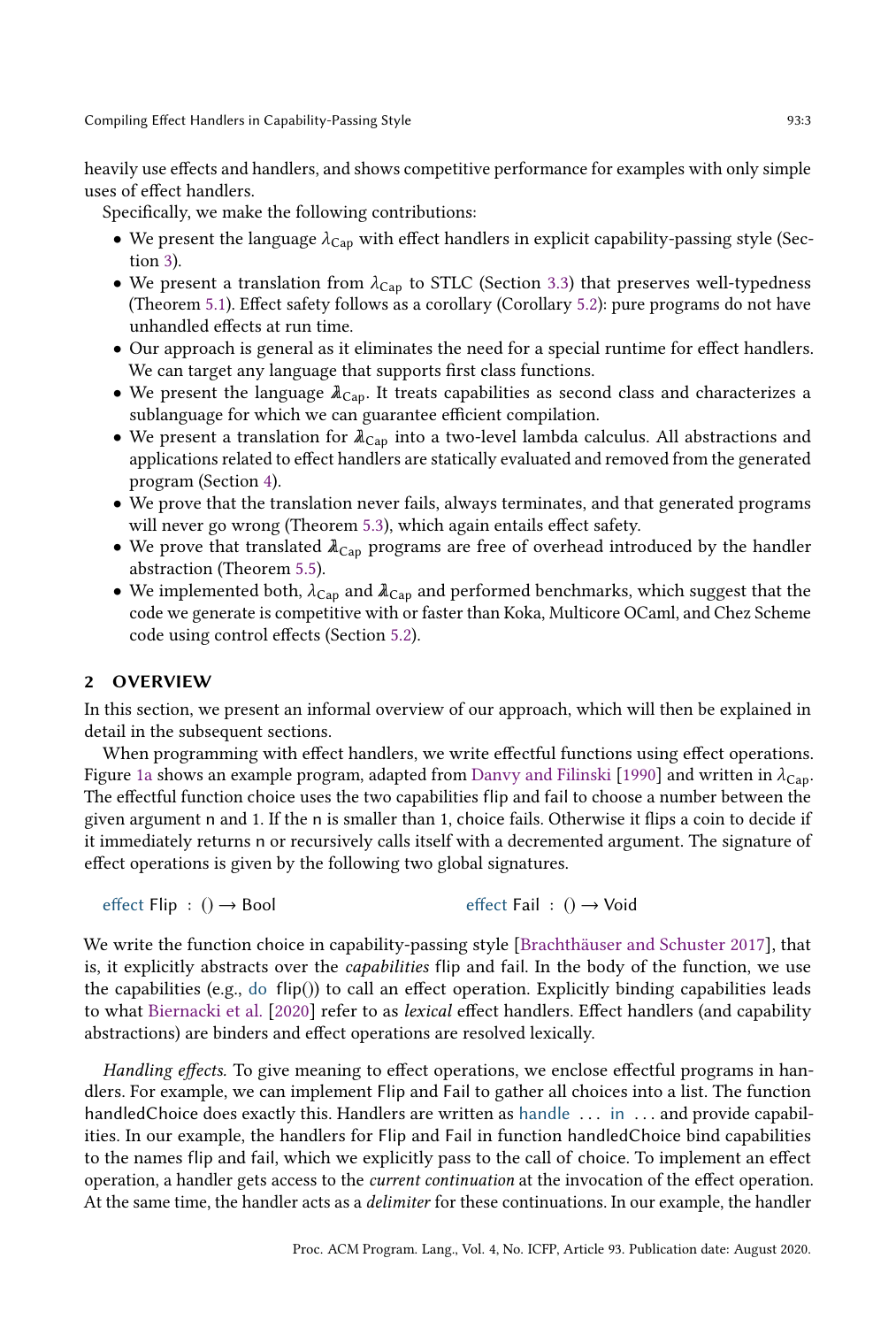heavily use effects and handlers, and shows competitive performance for examples with only simple uses of effect handlers.

Specifically, we make the following contributions:

- We present the language $\lambda_{\text{Cap}}$ with effect handlers in explicit capability-passing style (Section 3).
- We present a translation from $\lambda_{\text{Cap}}$ to STLC (Section 3.3) that preserves well-typedness (Theorem 5.1). Effect safety follows as a corollary (Corollary 5.2): pure programs do not have unhandled effects at run time.
- Our approach is general as it eliminates the need for a special runtime for effect handlers. We can target any language that supports first class functions.
- We present the language $\lambda\!\!\lambda_{\text{Cap}}$. It treats capabilities as second class and characterizes a sublanguage for which we can guarantee efficient compilation.
- We present a translation for $\lambda\!\!\lambda_{\text{Cap}}$ into a two-level lambda calculus. All abstractions and applications related to effect handlers are statically evaluated and removed from the generated program (Section 4).
- We prove that the translation never fails, always terminates, and that generated programs will never go wrong (Theorem 5.3), which again entails effect safety.
- We prove that translated $\lambda\!\!\lambda_{\text{Cap}}$ programs are free of overhead introduced by the handler abstraction (Theorem 5.5).
- We implemented both, $\lambda_{\text{Cap}}$ and $\lambda\!\!\lambda_{\text{Cap}}$ and performed benchmarks, which suggest that the code we generate is competitive with or faster than Koka, Multicore OCaml, and Chez Scheme code using control effects (Section 5.2).

## 2 OVERVIEW

In this section, we present an informal overview of our approach, which will then be explained in detail in the subsequent sections.

When programming with effect handlers, we write effectful functions using effect operations. Figure 1a shows an example program, adapted from Danvy and Filinski [1990] and written in $\lambda_{\text{Cap}}$. The effectful function choice uses the two capabilities flip and fail to choose a number between the given argument n and 1. If the n is smaller than 1, choice fails. Otherwise it flips a coin to decide if it immediately returns n or recursively calls itself with a decremented argument. The signature of effect operations is given by the following two global signatures.

```
effect Flip : () → Bool                    effect Fail : () → Void
```

We write the function choice in capability-passing style [Brachthäuser and Schuster 2017], that is, it explicitly abstracts over the *capabilities* flip and fail. In the body of the function, we use the capabilities (e.g., do flip()) to call an effect operation. Explicitly binding capabilities leads to what Biernacki et al. [2020] refer to as *lexical* effect handlers. Effect handlers (and capability abstractions) are binders and effect operations are resolved lexically.

*Handling effects.* To give meaning to effect operations, we enclose effectful programs in handlers. For example, we can implement Flip and Fail to gather all choices into a list. The function handledChoice does exactly this. Handlers are written as handle ... in ... and provide capabilities. In our example, the handlers for Flip and Fail in function handledChoice bind capabilities to the names flip and fail, which we explicitly pass to the call of choice. To implement an effect operation, a handler gets access to the *current continuation* at the invocation of the effect operation. At the same time, the handler acts as a *delimiter* for these continuations. In our example, the handler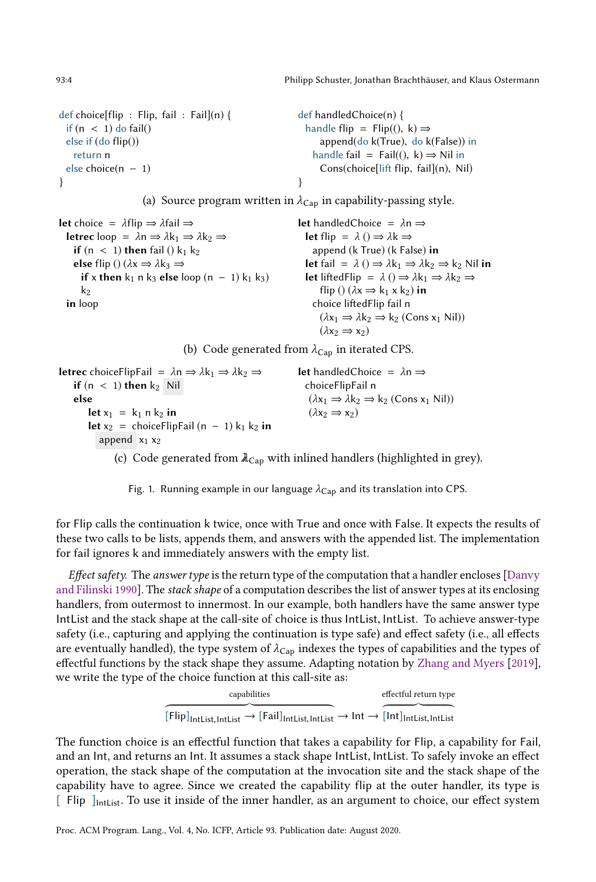```
def choice[flip : Flip, fail : Fail](n) {
  if (n < 1) do fail()
  else if (do flip())
    return n
  else choice(n − 1)
}
```

```
def handledChoice(n) {
  handle flip = Flip((), k) ⇒
      append(do k(True), do k(False)) in
    handle fail = Fail((), k) ⇒ Nil in
      Cons(choice[lift flip, fail](n), Nil)
}
```

(a) Source program written in $\lambda_{\text{Cap}}$ in capability-passing style.

```
let choice = λflip ⇒ λfail ⇒
  letrec loop = λn ⇒ λk1 ⇒ λk2 ⇒
    if (n < 1) then fail () k1 k2
    else flip () (λx ⇒ λk3 ⇒
      if x then k1 n k3 else loop (n − 1) k1 k3)
      k2
  in loop
```

```
let handledChoice = λn ⇒
  let flip = λ () ⇒ λk ⇒
    append (k True) (k False) in
  let fail = λ () ⇒ λk1 ⇒ λk2 ⇒ k2 Nil in
  let liftedFlip = λ () ⇒ λk1 ⇒ λk2 ⇒
    flip () (λx ⇒ k1 x k2) in
  choice liftedFlip fail n
    (λx1 ⇒ λk2 ⇒ k2 (Cons x1 Nil))
    (λx2 ⇒ x2)
```

(b) Code generated from $\lambda_{\text{Cap}}$ in iterated CPS.

```
letrec choiceFlipFail = λn ⇒ λk1 ⇒ λk2 ⇒
  if (n < 1) then k2 Nil
  else
    let x1 = k1 n k2 in
    let x2 = choiceFlipFail (n − 1) k1 k2 in
    append x1 x2
```

```
let handledChoice = λn ⇒
  choiceFlipFail n
  (λx1 ⇒ λk2 ⇒ k2 (Cons x1 Nil))
  (λx2 ⇒ x2)
```

(c) Code generated from $\lambda_{\text{Cap}}$ with inlined handlers (highlighted in grey).

Fig. 1. Running example in our language $\lambda_{\text{Cap}}$ and its translation into CPS.

for Flip calls the continuation k twice, once with True and once with False. It expects the results of these two calls to be lists, appends them, and answers with the appended list. The implementation for fail ignores k and immediately answers with the empty list.

*Effect safety.* The *answer type* is the return type of the computation that a handler encloses [Danvy and Filinski 1990]. The *stack shape* of a computation describes the list of answer types at its enclosing handlers, from outermost to innermost. In our example, both handlers have the same answer type IntList and the stack shape at the call-site of choice is thus IntList, IntList. To achieve answer-type safety (i.e., capturing and applying the continuation is type safe) and effect safety (i.e., all effects are eventually handled), the type system of $\lambda_{\text{Cap}}$ indexes the types of capabilities and the types of effectful functions by the stack shape they assume. Adapting notation by Zhang and Myers [2019], we write the type of the choice function at this call-site as:

$$\overbrace{[\text{Flip}]_{\text{IntList},\text{IntList}} \to [\text{Fail}]_{\text{IntList},\text{IntList}}}^{\text{capabilities}} \to \text{Int} \to \overbrace{[\text{Int}]_{\text{IntList},\text{IntList}}}^{\text{effectful return type}}$$

The function choice is an effectful function that takes a capability for Flip, a capability for Fail, and an Int, and returns an Int. It assumes a stack shape IntList, IntList. To safely invoke an effect operation, the stack shape of the computation at the invocation site and the stack shape of the capability have to agree. Since we created the capability flip at the outer handler, its type is $[\ \text{Flip}\ ]_{\text{IntList}}$. To use it inside of the inner handler, as an argument to choice, our effect system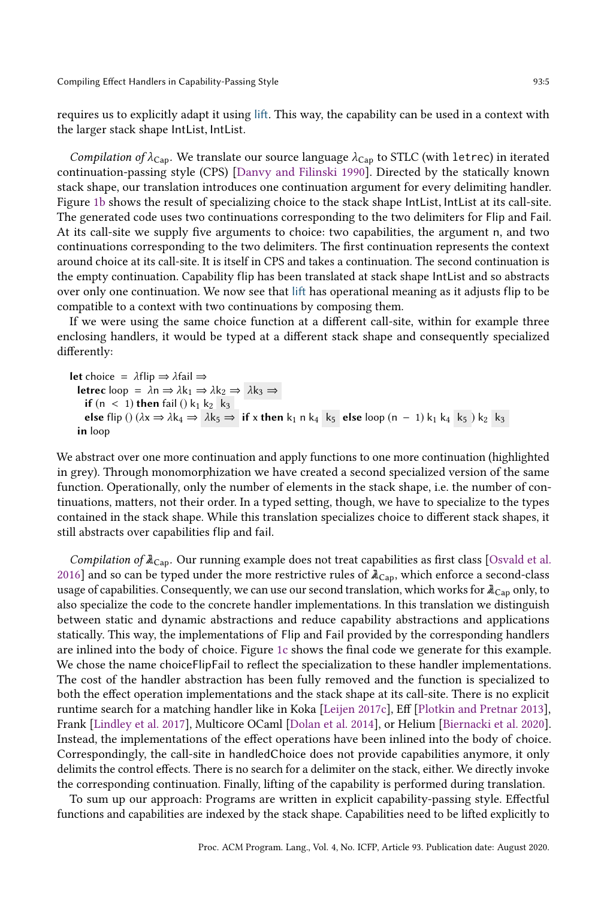requires us to explicitly adapt it using lift. This way, the capability can be used in a context with the larger stack shape IntList, IntList.

*Compilation of $\lambda_{\mathrm{Cap}}$.* We translate our source language $\lambda_{\mathrm{Cap}}$ to STLC (with letrec) in iterated continuation-passing style (CPS) [Danvy and Filinski 1990]. Directed by the statically known stack shape, our translation introduces one continuation argument for every delimiting handler. Figure 1b shows the result of specializing choice to the stack shape IntList, IntList at its call-site. The generated code uses two continuations corresponding to the two delimiters for Flip and Fail. At its call-site we supply five arguments to choice: two capabilities, the argument n, and two continuations corresponding to the two delimiters. The first continuation represents the context around choice at its call-site. It is itself in CPS and takes a continuation. The second continuation is the empty continuation. Capability flip has been translated at stack shape IntList and so abstracts over only one continuation. We now see that lift has operational meaning as it adjusts flip to be compatible to a context with two continuations by composing them.

If we were using the same choice function at a different call-site, within for example three enclosing handlers, it would be typed at a different stack shape and consequently specialized differently:

```
let choice = λflip ⇒ λfail ⇒
  letrec loop = λn ⇒ λk1 ⇒ λk2 ⇒ λk3 ⇒
    if (n < 1) then fail () k1 k2 k3
    else flip () (λx ⇒ λk4 ⇒ λk5 ⇒ if x then k1 n k4 k5 else loop (n − 1) k1 k4 k5 ) k2 k3
  in loop
```

We abstract over one more continuation and apply functions to one more continuation (highlighted in grey). Through monomorphization we have created a second specialized version of the same function. Operationally, only the number of elements in the stack shape, i.e. the number of continuations, matters, not their order. In a typed setting, though, we have to specialize to the types contained in the stack shape. While this translation specializes choice to different stack shapes, it still abstracts over capabilities flip and fail.

*Compilation of $\lambda\!\!\!\lambda_{\mathrm{Cap}}$.* Our running example does not treat capabilities as first class [Osvald et al. 2016] and so can be typed under the more restrictive rules of $\lambda\!\!\!\lambda_{\mathrm{Cap}}$, which enforce a second-class usage of capabilities. Consequently, we can use our second translation, which works for $\lambda\!\!\!\lambda_{\mathrm{Cap}}$ only, to also specialize the code to the concrete handler implementations. In this translation we distinguish between static and dynamic abstractions and reduce capability abstractions and applications statically. This way, the implementations of Flip and Fail provided by the corresponding handlers are inlined into the body of choice. Figure 1c shows the final code we generate for this example. We chose the name choiceFlipFail to reflect the specialization to these handler implementations. The cost of the handler abstraction has been fully removed and the function is specialized to both the effect operation implementations and the stack shape at its call-site. There is no explicit runtime search for a matching handler like in Koka [Leijen 2017c], Eff [Plotkin and Pretnar 2013], Frank [Lindley et al. 2017], Multicore OCaml [Dolan et al. 2014], or Helium [Biernacki et al. 2020]. Instead, the implementations of the effect operations have been inlined into the body of choice. Correspondingly, the call-site in handledChoice does not provide capabilities anymore, it only delimits the control effects. There is no search for a delimiter on the stack, either. We directly invoke the corresponding continuation. Finally, lifting of the capability is performed during translation.

To sum up our approach: Programs are written in explicit capability-passing style. Effectful functions and capabilities are indexed by the stack shape. Capabilities need to be lifted explicitly to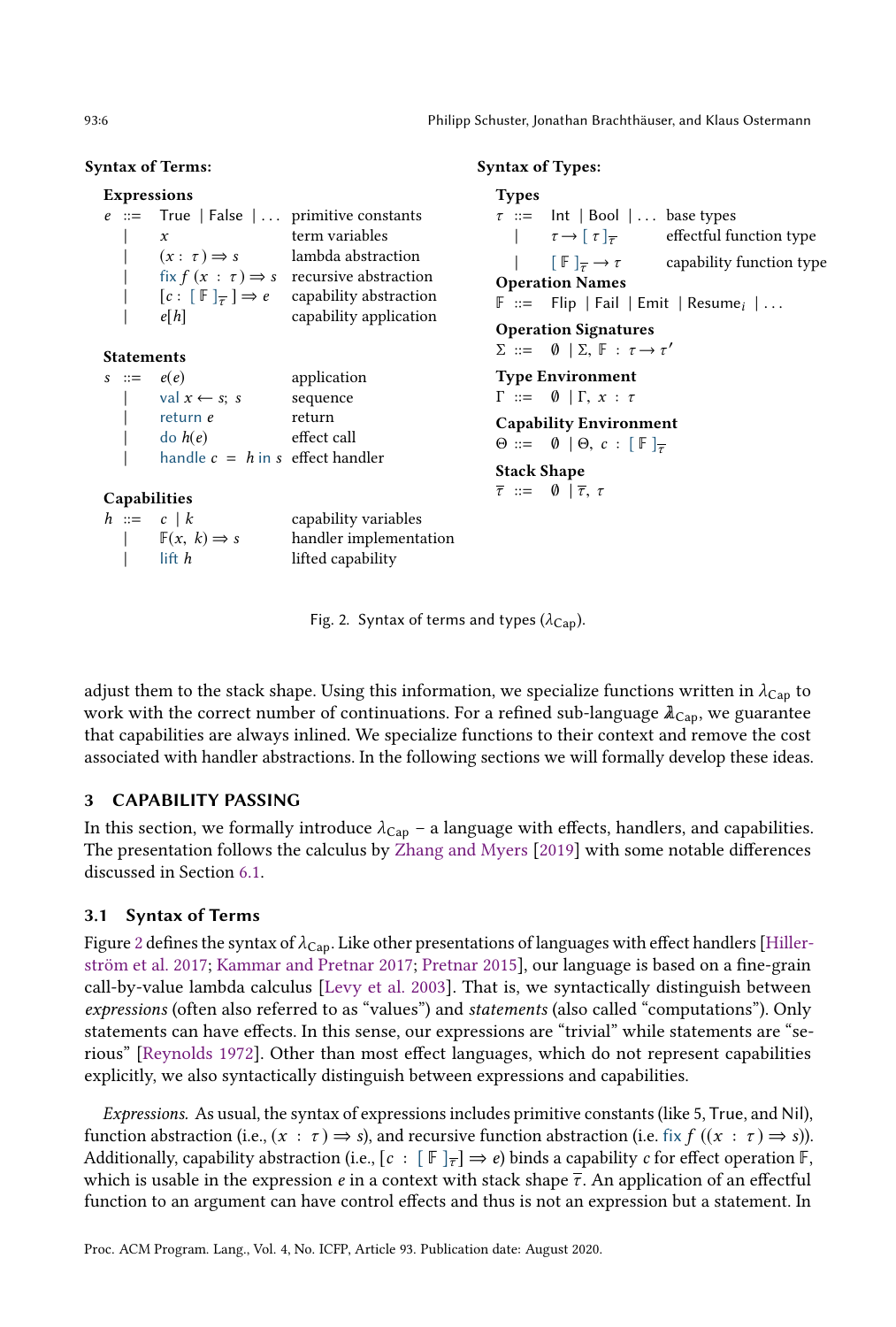**Syntax of Terms:**

**Expressions**

| | | | |
|---|---|---|---|
| $e$ | ::= | $\mathsf{True} \mid \mathsf{False} \mid \ldots$ | primitive constants |
| | $\mid$ | $x$ | term variables |
| | $\mid$ | $(x : \tau) \Rightarrow s$ | lambda abstraction |
| | $\mid$ | $\mathsf{fix}\ f\ (x : \tau) \Rightarrow s$ | recursive abstraction |
| | $\mid$ | $[c : [\,\mathbb{F}\,]_{\overline{\tau}}\,] \Rightarrow e$ | capability abstraction |
| | $\mid$ | $e[h]$ | capability application |

**Statements**

| | | | |
|---|---|---|---|
| $s$ | ::= | $e(e)$ | application |
| | $\mid$ | $\mathsf{val}\ x \leftarrow s;\ s$ | sequence |
| | $\mid$ | $\mathsf{return}\ e$ | return |
| | $\mid$ | $\mathsf{do}\ h(e)$ | effect call |
| | $\mid$ | $\mathsf{handle}\ c\ =\ h\ \mathsf{in}\ s$ | effect handler |

**Capabilities**

| | | | |
|---|---|---|---|
| $h$ | ::= | $c \mid k$ | capability variables |
| | $\mid$ | $\mathbb{F}(x,\ k) \Rightarrow s$ | handler implementation |
| | $\mid$ | $\mathsf{lift}\ h$ | lifted capability |

**Syntax of Types:**

**Types**

| | | | |
|---|---|---|---|
| $\tau$ | ::= | $\mathsf{Int} \mid \mathsf{Bool} \mid \ldots$ | base types |
| | $\mid$ | $\tau \rightarrow [\,\tau\,]_{\overline{\tau}}$ | effectful function type |
| | $\mid$ | $[\,\mathbb{F}\,]_{\overline{\tau}} \rightarrow \tau$ | capability function type |

**Operation Names**

$\mathbb{F}$ ::= $\mathsf{Flip} \mid \mathsf{Fail} \mid \mathsf{Emit} \mid \mathsf{Resume}_i \mid \ldots$

**Operation Signatures**

$\Sigma$ ::= $\emptyset \mid \Sigma,\ \mathbb{F} : \tau \rightarrow \tau'$

**Type Environment**

$\Gamma$ ::= $\emptyset \mid \Gamma,\ x : \tau$

**Capability Environment**

$\Theta$ ::= $\emptyset \mid \Theta,\ c : [\,\mathbb{F}\,]_{\overline{\tau}}$

**Stack Shape**

$\overline{\tau}$ ::= $\emptyset \mid \overline{\tau},\ \tau$

Fig. 2. Syntax of terms and types ($\lambda_{\mathsf{Cap}}$).

adjust them to the stack shape. Using this information, we specialize functions written in $\lambda_{\mathsf{Cap}}$ to work with the correct number of continuations. For a refined sub-language $\lambda\!\!\!\lambda_{\mathsf{Cap}}$, we guarantee that capabilities are always inlined. We specialize functions to their context and remove the cost associated with handler abstractions. In the following sections we will formally develop these ideas.

## 3 CAPABILITY PASSING

In this section, we formally introduce $\lambda_{\mathsf{Cap}}$ – a language with effects, handlers, and capabilities. The presentation follows the calculus by Zhang and Myers [2019] with some notable differences discussed in Section 6.1.

### 3.1 Syntax of Terms

Figure 2 defines the syntax of $\lambda_{\mathsf{Cap}}$. Like other presentations of languages with effect handlers [Hillerström et al. 2017; Kammar and Pretnar 2017; Pretnar 2015], our language is based on a fine-grain call-by-value lambda calculus [Levy et al. 2003]. That is, we syntactically distinguish between *expressions* (often also referred to as "values") and *statements* (also called "computations"). Only statements can have effects. In this sense, our expressions are "trivial" while statements are "serious" [Reynolds 1972]. Other than most effect languages, which do not represent capabilities explicitly, we also syntactically distinguish between expressions and capabilities.

*Expressions.* As usual, the syntax of expressions includes primitive constants (like 5, True, and Nil), function abstraction (i.e., $(x : \tau) \Rightarrow s$), and recursive function abstraction (i.e. $\mathsf{fix}\ f\ ((x : \tau) \Rightarrow s)$). Additionally, capability abstraction (i.e., $[c : [\,\mathbb{F}\,]_{\overline{\tau}}] \Rightarrow e$) binds a capability $c$ for effect operation $\mathbb{F}$, which is usable in the expression $e$ in a context with stack shape $\overline{\tau}$. An application of an effectful function to an argument can have control effects and thus is not an expression but a statement. In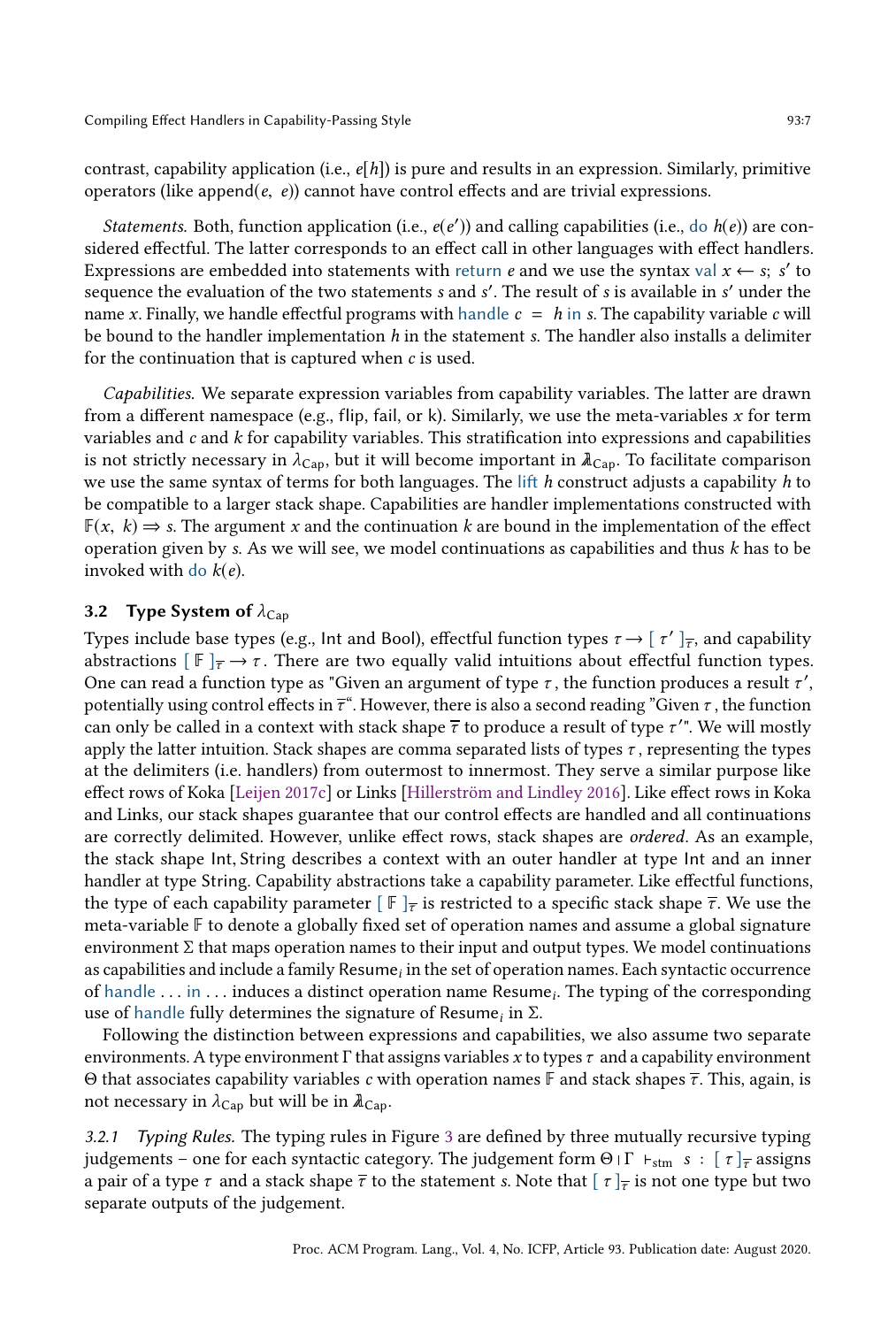contrast, capability application (i.e., $e[h]$) is pure and results in an expression. Similarly, primitive operators (like append$(e,\ e)$) cannot have control effects and are trivial expressions.

*Statements.* Both, function application (i.e., $e(e')$) and calling capabilities (i.e., do $h(e)$) are considered effectful. The latter corresponds to an effect call in other languages with effect handlers. Expressions are embedded into statements with return $e$ and we use the syntax val $x \leftarrow s;\ s'$ to sequence the evaluation of the two statements $s$ and $s'$. The result of $s$ is available in $s'$ under the name $x$. Finally, we handle effectful programs with handle $c\ =\ h$ in $s$. The capability variable $c$ will be bound to the handler implementation $h$ in the statement $s$. The handler also installs a delimiter for the continuation that is captured when $c$ is used.

*Capabilities.* We separate expression variables from capability variables. The latter are drawn from a different namespace (e.g., flip, fail, or k). Similarly, we use the meta-variables $x$ for term variables and $c$ and $k$ for capability variables. This stratification into expressions and capabilities is not strictly necessary in $\lambda_{\mathsf{Cap}}$, but it will become important in $\mathbb{\lambda}_{\mathsf{Cap}}$. To facilitate comparison we use the same syntax of terms for both languages. The lift $h$ construct adjusts a capability $h$ to be compatible to a larger stack shape. Capabilities are handler implementations constructed with $\mathbb{F}(x,\ k) \Rightarrow s$. The argument $x$ and the continuation $k$ are bound in the implementation of the effect operation given by $s$. As we will see, we model continuations as capabilities and thus $k$ has to be invoked with do $k(e)$.

## 3.2 Type System of $\lambda_{\mathsf{Cap}}$

Types include base types (e.g., Int and Bool), effectful function types $\tau \rightarrow [\ \tau'\ ]_{\overline{\tau}}$, and capability abstractions $[\ \mathbb{F}\ ]_{\overline{\tau}} \rightarrow \tau$. There are two equally valid intuitions about effectful function types. One can read a function type as "Given an argument of type $\tau$, the function produces a result $\tau'$, potentially using control effects in $\overline{\tau}$". However, there is also a second reading "Given $\tau$, the function can only be called in a context with stack shape $\overline{\tau}$ to produce a result of type $\tau'$". We will mostly apply the latter intuition. Stack shapes are comma separated lists of types $\tau$, representing the types at the delimiters (i.e. handlers) from outermost to innermost. They serve a similar purpose like effect rows of Koka [Leijen 2017c] or Links [Hillerström and Lindley 2016]. Like effect rows in Koka and Links, our stack shapes guarantee that our control effects are handled and all continuations are correctly delimited. However, unlike effect rows, stack shapes are *ordered*. As an example, the stack shape Int, String describes a context with an outer handler at type Int and an inner handler at type String. Capability abstractions take a capability parameter. Like effectful functions, the type of each capability parameter $[\ \mathbb{F}\ ]_{\overline{\tau}}$ is restricted to a specific stack shape $\overline{\tau}$. We use the meta-variable $\mathbb{F}$ to denote a globally fixed set of operation names and assume a global signature environment $\Sigma$ that maps operation names to their input and output types. We model continuations as capabilities and include a family $\mathsf{Resume}_i$ in the set of operation names. Each syntactic occurrence of handle ... in ... induces a distinct operation name $\mathsf{Resume}_i$. The typing of the corresponding use of handle fully determines the signature of $\mathsf{Resume}_i$ in $\Sigma$.

Following the distinction between expressions and capabilities, we also assume two separate environments. A type environment $\Gamma$ that assigns variables $x$ to types $\tau$ and a capability environment $\Theta$ that associates capability variables $c$ with operation names $\mathbb{F}$ and stack shapes $\overline{\tau}$. This, again, is not necessary in $\lambda_{\mathsf{Cap}}$ but will be in $\mathbb{\lambda}_{\mathsf{Cap}}$.

*3.2.1 Typing Rules.* The typing rules in Figure 3 are defined by three mutually recursive typing judgements – one for each syntactic category. The judgement form $\Theta \mid \Gamma\ \vdash_{\mathsf{stm}}\ s\ :\ [\ \tau\ ]_{\overline{\tau}}$ assigns a pair of a type $\tau$ and a stack shape $\overline{\tau}$ to the statement $s$. Note that $[\ \tau\ ]_{\overline{\tau}}$ is not one type but two separate outputs of the judgement.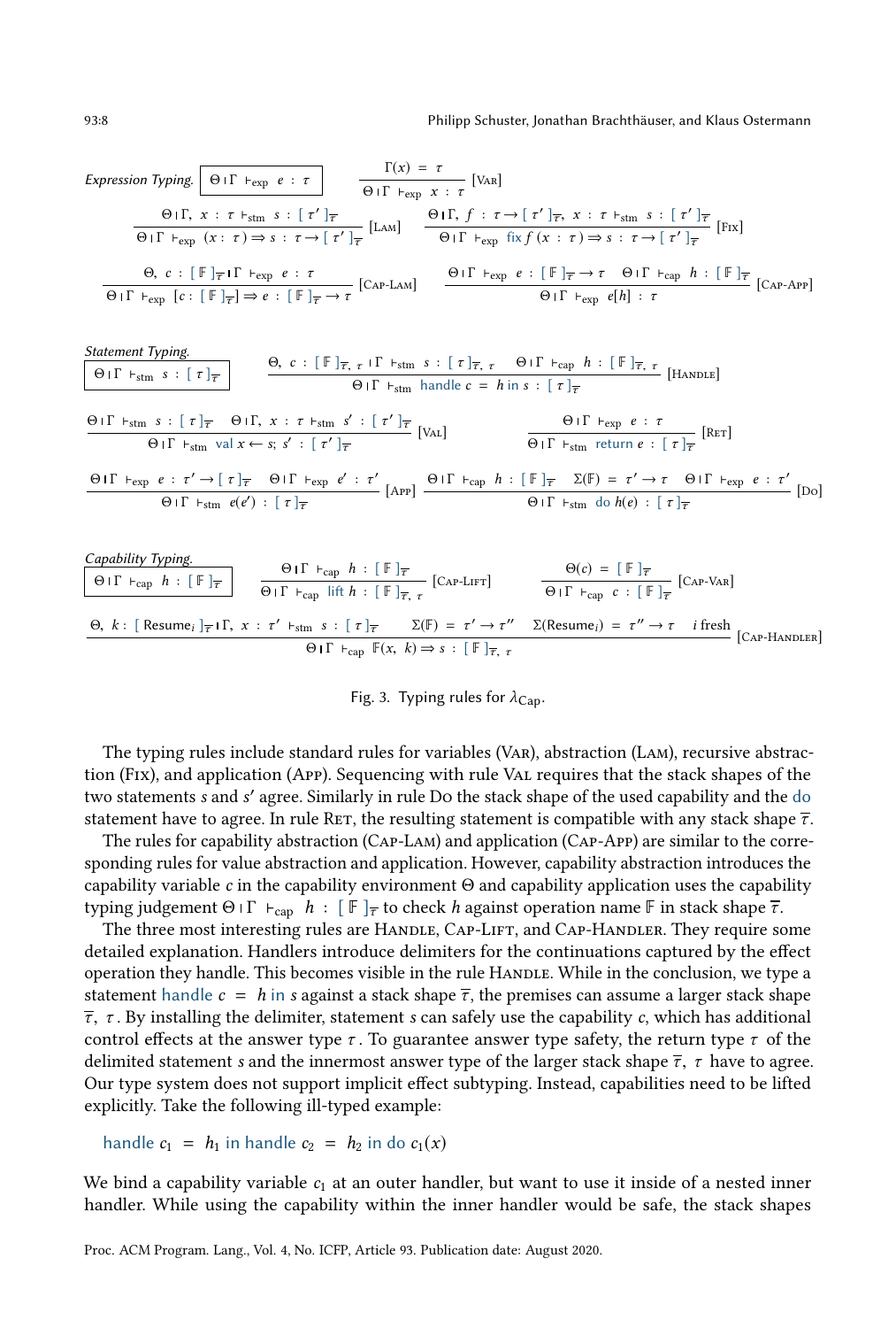*Expression Typing.* $\boxed{\Theta \mid \Gamma \vdash_{\text{exp}} e : \tau}$

$$\frac{\Gamma(x) = \tau}{\Theta \mid \Gamma \vdash_{\text{exp}} x : \tau} \text{[Var]}$$

$$\frac{\Theta \mid \Gamma,\ x : \tau \vdash_{\text{stm}} s : [\,\tau'\,]_{\overline{\tau}}}{\Theta \mid \Gamma \vdash_{\text{exp}} (x : \tau) \Rightarrow s : \tau \rightarrow [\,\tau'\,]_{\overline{\tau}}} \text{[Lam]} \qquad \frac{\Theta \mid \Gamma,\ f : \tau \rightarrow [\,\tau'\,]_{\overline{\tau}},\ x : \tau \vdash_{\text{stm}} s : [\,\tau'\,]_{\overline{\tau}}}{\Theta \mid \Gamma \vdash_{\text{exp}} \textsf{fix}\, f\, (x : \tau) \Rightarrow s : \tau \rightarrow [\,\tau'\,]_{\overline{\tau}}} \text{[Fix]}$$

$$\frac{\Theta,\ c : [\,\mathbb{F}\,]_{\overline{\tau}} \mid \Gamma \vdash_{\text{exp}} e : \tau}{\Theta \mid \Gamma \vdash_{\text{exp}} [c : [\,\mathbb{F}\,]_{\overline{\tau}}] \Rightarrow e : [\,\mathbb{F}\,]_{\overline{\tau}} \rightarrow \tau} \text{[Cap-Lam]} \qquad \frac{\Theta \mid \Gamma \vdash_{\text{exp}} e : [\,\mathbb{F}\,]_{\overline{\tau}} \rightarrow \tau \quad \Theta \mid \Gamma \vdash_{\text{cap}} h : [\,\mathbb{F}\,]_{\overline{\tau}}}{\Theta \mid \Gamma \vdash_{\text{exp}} e[h] : \tau} \text{[Cap-App]}$$

*Statement Typing.* $\boxed{\Theta \mid \Gamma \vdash_{\text{stm}} s : [\,\tau\,]_{\overline{\tau}}}$

$$\frac{\Theta,\ c : [\,\mathbb{F}\,]_{\overline{\tau},\,\tau} \mid \Gamma \vdash_{\text{stm}} s : [\,\tau\,]_{\overline{\tau},\,\tau} \quad \Theta \mid \Gamma \vdash_{\text{cap}} h : [\,\mathbb{F}\,]_{\overline{\tau},\,\tau}}{\Theta \mid \Gamma \vdash_{\text{stm}} \textsf{handle}\ c = h\ \textsf{in}\ s : [\,\tau\,]_{\overline{\tau}}} \text{[Handle]}$$

$$\frac{\Theta \mid \Gamma \vdash_{\text{stm}} s : [\,\tau\,]_{\overline{\tau}} \quad \Theta \mid \Gamma,\ x : \tau \vdash_{\text{stm}} s' : [\,\tau'\,]_{\overline{\tau}}}{\Theta \mid \Gamma \vdash_{\text{stm}} \textsf{val}\ x \leftarrow s;\ s' : [\,\tau'\,]_{\overline{\tau}}} \text{[Val]} \qquad \frac{\Theta \mid \Gamma \vdash_{\text{exp}} e : \tau}{\Theta \mid \Gamma \vdash_{\text{stm}} \textsf{return}\ e : [\,\tau\,]_{\overline{\tau}}} \text{[Ret]}$$

$$\frac{\Theta \mid \Gamma \vdash_{\text{exp}} e : \tau' \rightarrow [\,\tau\,]_{\overline{\tau}} \quad \Theta \mid \Gamma \vdash_{\text{exp}} e' : \tau'}{\Theta \mid \Gamma \vdash_{\text{stm}} e(e') : [\,\tau\,]_{\overline{\tau}}} \text{[App]} \qquad \frac{\Theta \mid \Gamma \vdash_{\text{cap}} h : [\,\mathbb{F}\,]_{\overline{\tau}} \quad \Sigma(\mathbb{F}) = \tau' \rightarrow \tau \quad \Theta \mid \Gamma \vdash_{\text{exp}} e : \tau'}{\Theta \mid \Gamma \vdash_{\text{stm}} \textsf{do}\ h(e) : [\,\tau\,]_{\overline{\tau}}} \text{[Do]}$$

*Capability Typing.* $\boxed{\Theta \mid \Gamma \vdash_{\text{cap}} h : [\,\mathbb{F}\,]_{\overline{\tau}}}$

$$\frac{\Theta \mid \Gamma \vdash_{\text{cap}} h : [\,\mathbb{F}\,]_{\overline{\tau}}}{\Theta \mid \Gamma \vdash_{\text{cap}} \textsf{lift}\ h : [\,\mathbb{F}\,]_{\overline{\tau},\,\tau}} \text{[Cap-Lift]} \qquad \frac{\Theta(c) = [\,\mathbb{F}\,]_{\overline{\tau}}}{\Theta \mid \Gamma \vdash_{\text{cap}} c : [\,\mathbb{F}\,]_{\overline{\tau}}} \text{[Cap-Var]}$$

$$\frac{\Theta,\ k : [\,\text{Resume}_i\,]_{\overline{\tau}} \mid \Gamma,\ x : \tau' \vdash_{\text{stm}} s : [\,\tau\,]_{\overline{\tau}} \quad \Sigma(\mathbb{F}) = \tau' \rightarrow \tau'' \quad \Sigma(\text{Resume}_i) = \tau'' \rightarrow \tau \quad i \text{ fresh}}{\Theta \mid \Gamma \vdash_{\text{cap}} \mathbb{F}(x,\ k) \Rightarrow s : [\,\mathbb{F}\,]_{\overline{\tau},\,\tau}} \text{[Cap-Handler]}$$

Fig. 3. Typing rules for $\lambda_{\text{Cap}}$.

The typing rules include standard rules for variables (Var), abstraction (Lam), recursive abstraction (Fix), and application (App). Sequencing with rule Val requires that the stack shapes of the two statements $s$ and $s'$ agree. Similarly in rule Do the stack shape of the used capability and the do statement have to agree. In rule Ret, the resulting statement is compatible with any stack shape $\overline{\tau}$.

The rules for capability abstraction (Cap-Lam) and application (Cap-App) are similar to the corresponding rules for value abstraction and application. However, capability abstraction introduces the capability variable $c$ in the capability environment $\Theta$ and capability application uses the capability typing judgement $\Theta \mid \Gamma \vdash_{\text{cap}} h : [\,\mathbb{F}\,]_{\overline{\tau}}$ to check $h$ against operation name $\mathbb{F}$ in stack shape $\overline{\tau}$.

The three most interesting rules are Handle, Cap-Lift, and Cap-Handler. They require some detailed explanation. Handlers introduce delimiters for the continuations captured by the effect operation they handle. This becomes visible in the rule Handle. While in the conclusion, we type a statement handle $c = h$ in $s$ against a stack shape $\overline{\tau}$, the premises can assume a larger stack shape $\overline{\tau},\ \tau$. By installing the delimiter, statement $s$ can safely use the capability $c$, which has additional control effects at the answer type $\tau$. To guarantee answer type safety, the return type $\tau$ of the delimited statement $s$ and the innermost answer type of the larger stack shape $\overline{\tau},\ \tau$ have to agree. Our type system does not support implicit effect subtyping. Instead, capabilities need to be lifted explicitly. Take the following ill-typed example:

$$\textsf{handle}\ c_1 = h_1\ \textsf{in handle}\ c_2 = h_2\ \textsf{in do}\ c_1(x)$$

We bind a capability variable $c_1$ at an outer handler, but want to use it inside of a nested inner handler. While using the capability within the inner handler would be safe, the stack shapes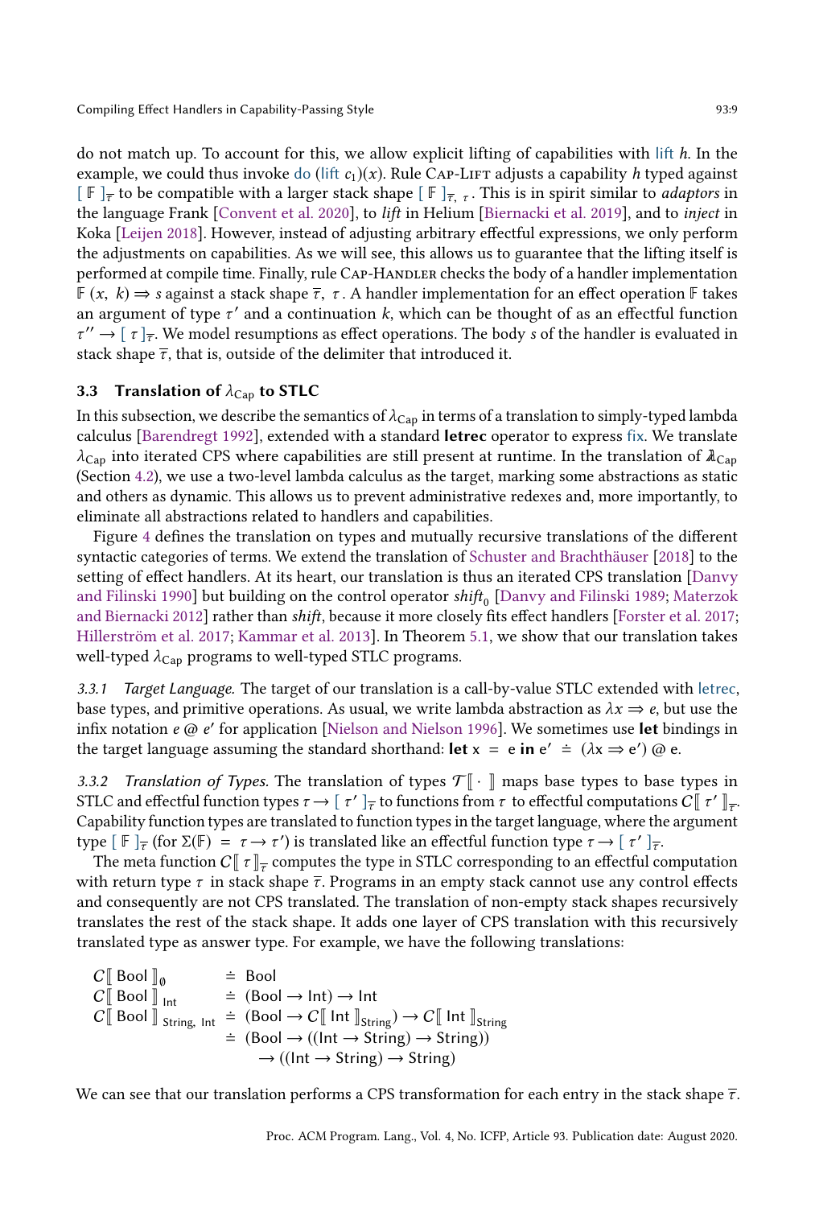do not match up. To account for this, we allow explicit lifting of capabilities with lift $h$. In the example, we could thus invoke do (lift $c_1$)($x$). Rule Cap-Lift adjusts a capability $h$ typed against $[\,\mathbb{F}\,]_{\overline{\tau}}$ to be compatible with a larger stack shape $[\,\mathbb{F}\,]_{\overline{\tau},\ \tau}$. This is in spirit similar to *adaptors* in the language Frank [Convent et al. 2020], to *lift* in Helium [Biernacki et al. 2019], and to *inject* in Koka [Leijen 2018]. However, instead of adjusting arbitrary effectful expressions, we only perform the adjustments on capabilities. As we will see, this allows us to guarantee that the lifting itself is performed at compile time. Finally, rule Cap-Handler checks the body of a handler implementation $\mathbb{F}\ (x,\ k) \Rightarrow s$ against a stack shape $\overline{\tau},\ \tau$. A handler implementation for an effect operation $\mathbb{F}$ takes an argument of type $\tau'$ and a continuation $k$, which can be thought of as an effectful function $\tau'' \to [\,\tau\,]_{\overline{\tau}}$. We model resumptions as effect operations. The body $s$ of the handler is evaluated in stack shape $\overline{\tau}$, that is, outside of the delimiter that introduced it.

### 3.3 Translation of $\lambda_{\text{Cap}}$ to STLC

In this subsection, we describe the semantics of $\lambda_{\text{Cap}}$ in terms of a translation to simply-typed lambda calculus [Barendregt 1992], extended with a standard **letrec** operator to express fix. We translate $\lambda_{\text{Cap}}$ into iterated CPS where capabilities are still present at runtime. In the translation of $\lambda\!\!\lambda_{\text{Cap}}$ (Section 4.2), we use a two-level lambda calculus as the target, marking some abstractions as static and others as dynamic. This allows us to prevent administrative redexes and, more importantly, to eliminate all abstractions related to handlers and capabilities.

Figure 4 defines the translation on types and mutually recursive translations of the different syntactic categories of terms. We extend the translation of Schuster and Brachthäuser [2018] to the setting of effect handlers. At its heart, our translation is thus an iterated CPS translation [Danvy and Filinski 1990] but building on the control operator $shift_0$ [Danvy and Filinski 1989; Materzok and Biernacki 2012] rather than *shift*, because it more closely fits effect handlers [Forster et al. 2017; Hillerström et al. 2017; Kammar et al. 2013]. In Theorem 5.1, we show that our translation takes well-typed $\lambda_{\text{Cap}}$ programs to well-typed STLC programs.

*3.3.1 Target Language.* The target of our translation is a call-by-value STLC extended with letrec, base types, and primitive operations. As usual, we write lambda abstraction as $\lambda x \Rightarrow e$, but use the infix notation $e$ @ $e'$ for application [Nielson and Nielson 1996]. We sometimes use **let** bindings in the target language assuming the standard shorthand: **let** $\mathsf{x}\ =\ \mathsf{e}$ **in** $\mathsf{e}'\ \doteq\ (\lambda \mathsf{x} \Rightarrow \mathsf{e}')$ @ $\mathsf{e}$.

*3.3.2 Translation of Types.* The translation of types $\mathcal{T}[\![\,\cdot\,]\!]$ maps base types to base types in STLC and effectful function types $\tau \to [\,\tau'\,]_{\overline{\tau}}$ to functions from $\tau$ to effectful computations $C[\![\,\tau'\,]\!]_{\overline{\tau}}$. Capability function types are translated to function types in the target language, where the argument type $[\,\mathbb{F}\,]_{\overline{\tau}}$ (for $\Sigma(\mathbb{F})\ =\ \tau \to \tau'$) is translated like an effectful function type $\tau \to [\,\tau'\,]_{\overline{\tau}}$.

The meta function $C[\![\,\tau\,]\!]_{\overline{\tau}}$ computes the type in STLC corresponding to an effectful computation with return type $\tau$ in stack shape $\overline{\tau}$. Programs in an empty stack cannot use any control effects and consequently are not CPS translated. The translation of non-empty stack shapes recursively translates the rest of the stack shape. It adds one layer of CPS translation with this recursively translated type as answer type. For example, we have the following translations:

$$
\begin{aligned}
C[\![\,\mathsf{Bool}\,]\!]_{\emptyset} &\doteq \mathsf{Bool} \\
C[\![\,\mathsf{Bool}\,]\!]_{\mathsf{Int}} &\doteq (\mathsf{Bool} \to \mathsf{Int}) \to \mathsf{Int} \\
C[\![\,\mathsf{Bool}\,]\!]_{\mathsf{String},\ \mathsf{Int}} &\doteq (\mathsf{Bool} \to C[\![\,\mathsf{Int}\,]\!]_{\mathsf{String}}) \to C[\![\,\mathsf{Int}\,]\!]_{\mathsf{String}} \\
&\doteq (\mathsf{Bool} \to ((\mathsf{Int} \to \mathsf{String}) \to \mathsf{String})) \\
&\qquad \to ((\mathsf{Int} \to \mathsf{String}) \to \mathsf{String})
\end{aligned}
$$

We can see that our translation performs a CPS transformation for each entry in the stack shape $\overline{\tau}$.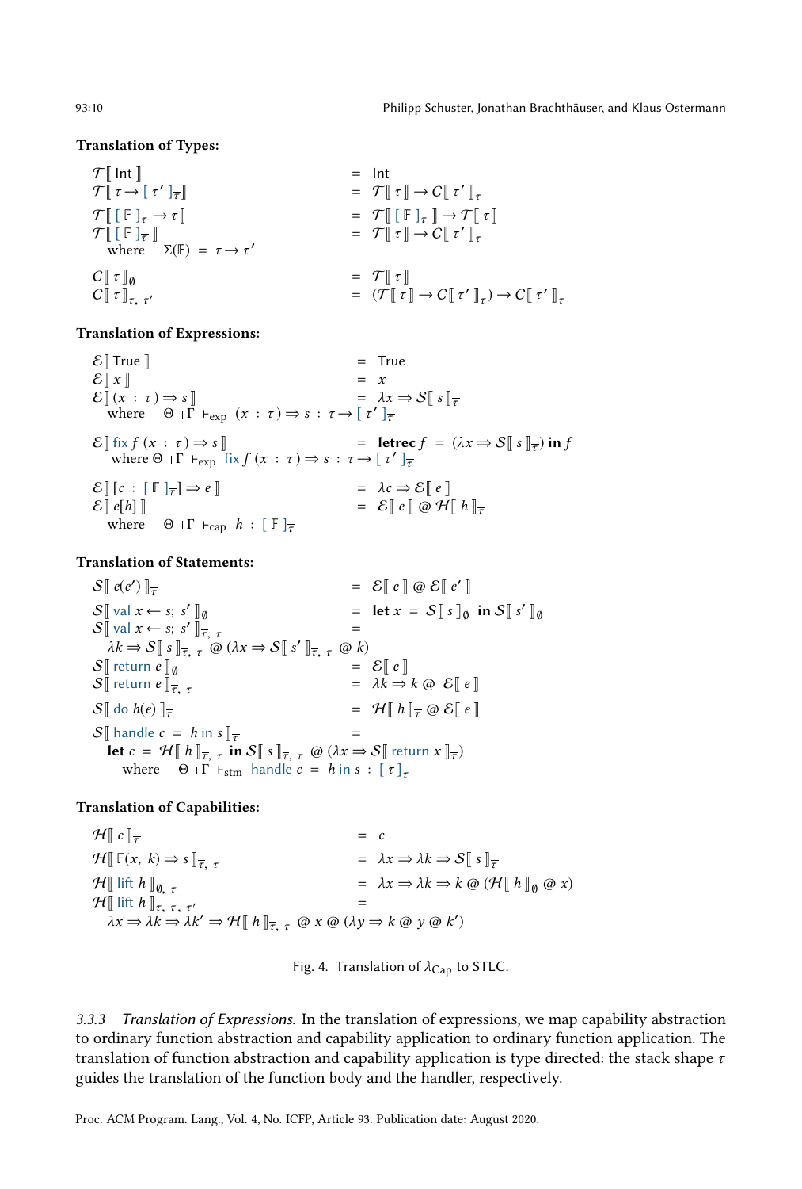**Translation of Types:**

$$
\begin{array}{lcl}
\mathcal{T}[\![\, \mathsf{Int} \,]\!] & = & \mathsf{Int} \\
\mathcal{T}[\![\, \tau \rightarrow [\, \tau' \,]_{\overline{\tau}} \,]\!] & = & \mathcal{T}[\![\, \tau \,]\!] \rightarrow \mathcal{C}[\![\, \tau' \,]\!]_{\overline{\tau}} \\
\mathcal{T}[\![\, [\, \mathbb{F} \,]_{\overline{\tau}} \rightarrow \tau \,]\!] & = & \mathcal{T}[\![\, [\, \mathbb{F} \,]_{\overline{\tau}} \,]\!] \rightarrow \mathcal{T}[\![\, \tau \,]\!] \\
\mathcal{T}[\![\, [\, \mathbb{F} \,]_{\overline{\tau}} \,]\!] & = & \mathcal{T}[\![\, \tau \,]\!] \rightarrow \mathcal{C}[\![\, \tau' \,]\!]_{\overline{\tau}} \\
\quad \text{where} \quad \Sigma(\mathbb{F}) \;=\; \tau \rightarrow \tau' & & \\
\mathcal{C}[\![\, \tau \,]\!]_{\emptyset} & = & \mathcal{T}[\![\, \tau \,]\!] \\
\mathcal{C}[\![\, \tau \,]\!]_{\overline{\tau},\, \tau'} & = & (\mathcal{T}[\![\, \tau \,]\!] \rightarrow \mathcal{C}[\![\, \tau' \,]\!]_{\overline{\tau}}) \rightarrow \mathcal{C}[\![\, \tau' \,]\!]_{\overline{\tau}}
\end{array}
$$

**Translation of Expressions:**

$$
\begin{array}{lcl}
\mathcal{E}[\![\, \mathsf{True} \,]\!] & = & \mathsf{True} \\
\mathcal{E}[\![\, x \,]\!] & = & x \\
\mathcal{E}[\![\, (x \,:\, \tau) \Rightarrow s \,]\!] & = & \lambda x \Rightarrow \mathcal{S}[\![\, s \,]\!]_{\overline{\tau}} \\
\quad \text{where} \quad \Theta \mid \Gamma \vdash_{\text{exp}} (x \,:\, \tau) \Rightarrow s \,:\, \tau \rightarrow [\, \tau' \,]_{\overline{\tau}} & & \\
\mathcal{E}[\![\, \mathsf{fix}\, f\, (x \,:\, \tau) \Rightarrow s \,]\!] & = & \textbf{letrec}\ f \;=\; (\lambda x \Rightarrow \mathcal{S}[\![\, s \,]\!]_{\overline{\tau}})\ \textbf{in}\ f \\
\quad \text{where}\ \Theta \mid \Gamma \vdash_{\text{exp}} \mathsf{fix}\, f\, (x \,:\, \tau) \Rightarrow s \,:\, \tau \rightarrow [\, \tau' \,]_{\overline{\tau}} & & \\
\mathcal{E}[\![\, [c \,:\, [\, \mathbb{F} \,]_{\overline{\tau}}] \Rightarrow e \,]\!] & = & \lambda c \Rightarrow \mathcal{E}[\![\, e \,]\!] \\
\mathcal{E}[\![\, e[h] \,]\!] & = & \mathcal{E}[\![\, e \,]\!]\ @\ \mathcal{H}[\![\, h \,]\!]_{\overline{\tau}} \\
\quad \text{where} \quad \Theta \mid \Gamma \vdash_{\text{cap}} h \,:\, [\, \mathbb{F} \,]_{\overline{\tau}} & &
\end{array}
$$

**Translation of Statements:**

$$
\begin{array}{lcl}
\mathcal{S}[\![\, e(e') \,]\!]_{\overline{\tau}} & = & \mathcal{E}[\![\, e \,]\!]\ @\ \mathcal{E}[\![\, e' \,]\!] \\
\mathcal{S}[\![\, \mathsf{val}\ x \leftarrow s;\ s' \,]\!]_{\emptyset} & = & \textbf{let}\ x \;=\; \mathcal{S}[\![\, s \,]\!]_{\emptyset}\ \textbf{in}\ \mathcal{S}[\![\, s' \,]\!]_{\emptyset} \\
\mathcal{S}[\![\, \mathsf{val}\ x \leftarrow s;\ s' \,]\!]_{\overline{\tau},\, \tau} & = & \\
\quad \lambda k \Rightarrow \mathcal{S}[\![\, s \,]\!]_{\overline{\tau},\, \tau}\ @\ (\lambda x \Rightarrow \mathcal{S}[\![\, s' \,]\!]_{\overline{\tau},\, \tau}\ @\ k) & & \\
\mathcal{S}[\![\, \mathsf{return}\ e \,]\!]_{\emptyset} & = & \mathcal{E}[\![\, e \,]\!] \\
\mathcal{S}[\![\, \mathsf{return}\ e \,]\!]_{\overline{\tau},\, \tau} & = & \lambda k \Rightarrow k\ @\ \mathcal{E}[\![\, e \,]\!] \\
\mathcal{S}[\![\, \mathsf{do}\ h(e) \,]\!]_{\overline{\tau}} & = & \mathcal{H}[\![\, h \,]\!]_{\overline{\tau}}\ @\ \mathcal{E}[\![\, e \,]\!] \\
\mathcal{S}[\![\, \mathsf{handle}\ c \;=\; h\ \mathsf{in}\ s \,]\!]_{\overline{\tau}} & = & \\
\quad \textbf{let}\ c \;=\; \mathcal{H}[\![\, h \,]\!]_{\overline{\tau},\, \tau}\ \textbf{in}\ \mathcal{S}[\![\, s \,]\!]_{\overline{\tau},\, \tau}\ @\ (\lambda x \Rightarrow \mathcal{S}[\![\, \mathsf{return}\ x \,]\!]_{\overline{\tau}}) & & \\
\qquad \text{where} \quad \Theta \mid \Gamma \vdash_{\text{stm}} \mathsf{handle}\ c \;=\; h\ \mathsf{in}\ s \,:\, [\, \tau \,]_{\overline{\tau}} & &
\end{array}
$$

**Translation of Capabilities:**

$$
\begin{array}{lcl}
\mathcal{H}[\![\, c \,]\!]_{\overline{\tau}} & = & c \\
\mathcal{H}[\![\, \mathbb{F}(x,\ k) \Rightarrow s \,]\!]_{\overline{\tau},\, \tau} & = & \lambda x \Rightarrow \lambda k \Rightarrow \mathcal{S}[\![\, s \,]\!]_{\overline{\tau}} \\
\mathcal{H}[\![\, \mathsf{lift}\ h \,]\!]_{\emptyset,\, \tau} & = & \lambda x \Rightarrow \lambda k \Rightarrow k\ @\ (\mathcal{H}[\![\, h \,]\!]_{\emptyset}\ @\ x) \\
\mathcal{H}[\![\, \mathsf{lift}\ h \,]\!]_{\overline{\tau},\, \tau,\, \tau'} & = & \\
\quad \lambda x \Rightarrow \lambda k \Rightarrow \lambda k' \Rightarrow \mathcal{H}[\![\, h \,]\!]_{\overline{\tau},\, \tau}\ @\ x\ @\ (\lambda y \Rightarrow k\ @\ y\ @\ k') & &
\end{array}
$$

Fig. 4. Translation of $\lambda_{\text{Cap}}$ to STLC.

#### 3.3.3 *Translation of Expressions.*

In the translation of expressions, we map capability abstraction to ordinary function abstraction and capability application to ordinary function application. The translation of function abstraction and capability application is type directed: the stack shape $\overline{\tau}$ guides the translation of the function body and the handler, respectively.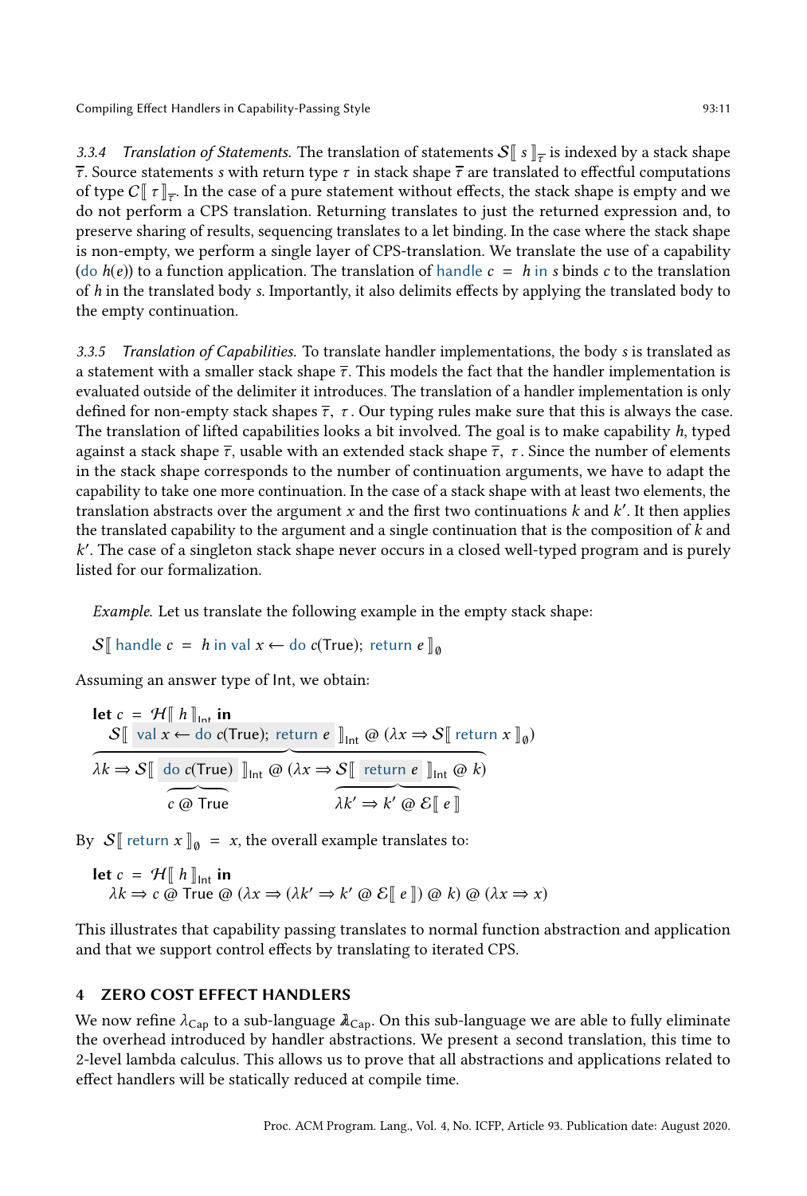#### 3.3.4 Translation of Statements.

The translation of statements $\mathcal{S}[\![\, s \,]\!]_{\overline{\tau}}$ is indexed by a stack shape $\overline{\tau}$. Source statements $s$ with return type $\tau$ in stack shape $\overline{\tau}$ are translated to effectful computations of type $\mathcal{C}[\![\, \tau \,]\!]_{\overline{\tau}}$. In the case of a pure statement without effects, the stack shape is empty and we do not perform a CPS translation. Returning translates to just the returned expression and, to preserve sharing of results, sequencing translates to a let binding. In the case where the stack shape is non-empty, we perform a single layer of CPS-translation. We translate the use of a capability ($\mathsf{do}\ h(e)$) to a function application. The translation of $\mathsf{handle}\ c\ =\ h\ \mathsf{in}\ s$ binds $c$ to the translation of $h$ in the translated body $s$. Importantly, it also delimits effects by applying the translated body to the empty continuation.

#### 3.3.5 Translation of Capabilities.

To translate handler implementations, the body $s$ is translated as a statement with a smaller stack shape $\overline{\tau}$. This models the fact that the handler implementation is evaluated outside of the delimiter it introduces. The translation of a handler implementation is only defined for non-empty stack shapes $\overline{\tau},\ \tau$. Our typing rules make sure that this is always the case. The translation of lifted capabilities looks a bit involved. The goal is to make capability $h$, typed against a stack shape $\overline{\tau}$, usable with an extended stack shape $\overline{\tau},\ \tau$. Since the number of elements in the stack shape corresponds to the number of continuation arguments, we have to adapt the capability to take one more continuation. In the case of a stack shape with at least two elements, the translation abstracts over the argument $x$ and the first two continuations $k$ and $k'$. It then applies the translated capability to the argument and a single continuation that is the composition of $k$ and $k'$. The case of a singleton stack shape never occurs in a closed well-typed program and is purely listed for our formalization.

*Example.* Let us translate the following example in the empty stack shape:

$$\mathcal{S}[\![\, \mathsf{handle}\ c\ =\ h\ \mathsf{in}\ \mathsf{val}\ x \leftarrow \mathsf{do}\ c(\mathsf{True});\ \mathsf{return}\ e \,]\!]_{\emptyset}$$

Assuming an answer type of Int, we obtain:

$$\begin{array}{l}
\textbf{let}\ c\ =\ \mathcal{H}[\![\, h \,]\!]_{\mathsf{Int}}\ \textbf{in} \\
\quad \overbrace{\mathcal{S}[\![\, \mathsf{val}\ x \leftarrow \mathsf{do}\ c(\mathsf{True});\ \mathsf{return}\ e \,]\!]_{\mathsf{Int}}}^{\lambda k \Rightarrow \mathcal{S}[\![\, \overbrace{\mathsf{do}\ c(\mathsf{True})}^{c\ @\ \mathsf{True}} \,]\!]_{\mathsf{Int}}\ @\ (\lambda x \Rightarrow \mathcal{S}[\![\, \overbrace{\mathsf{return}\ e}^{\lambda k' \Rightarrow k'\ @\ \mathcal{E}[\![\, e \,]\!]} \,]\!]_{\mathsf{Int}}\ @\ k)}\ @\ (\lambda x \Rightarrow \mathcal{S}[\![\, \mathsf{return}\ x \,]\!]_{\emptyset})
\end{array}$$

By $\mathcal{S}[\![\, \mathsf{return}\ x \,]\!]_{\emptyset}\ =\ x$, the overall example translates to:

$$\begin{array}{l}
\textbf{let}\ c\ =\ \mathcal{H}[\![\, h \,]\!]_{\mathsf{Int}}\ \textbf{in} \\
\quad \lambda k \Rightarrow c\ @\ \mathsf{True}\ @\ (\lambda x \Rightarrow (\lambda k' \Rightarrow k'\ @\ \mathcal{E}[\![\, e \,]\!])\ @\ k)\ @\ (\lambda x \Rightarrow x)
\end{array}$$

This illustrates that capability passing translates to normal function abstraction and application and that we support control effects by translating to iterated CPS.

## 4 ZERO COST EFFECT HANDLERS

We now refine $\lambda_{\mathsf{Cap}}$ to a sub-language $\mathbb{\lambda}_{\mathsf{Cap}}$. On this sub-language we are able to fully eliminate the overhead introduced by handler abstractions. We present a second translation, this time to 2-level lambda calculus. This allows us to prove that all abstractions and applications related to effect handlers will be statically reduced at compile time.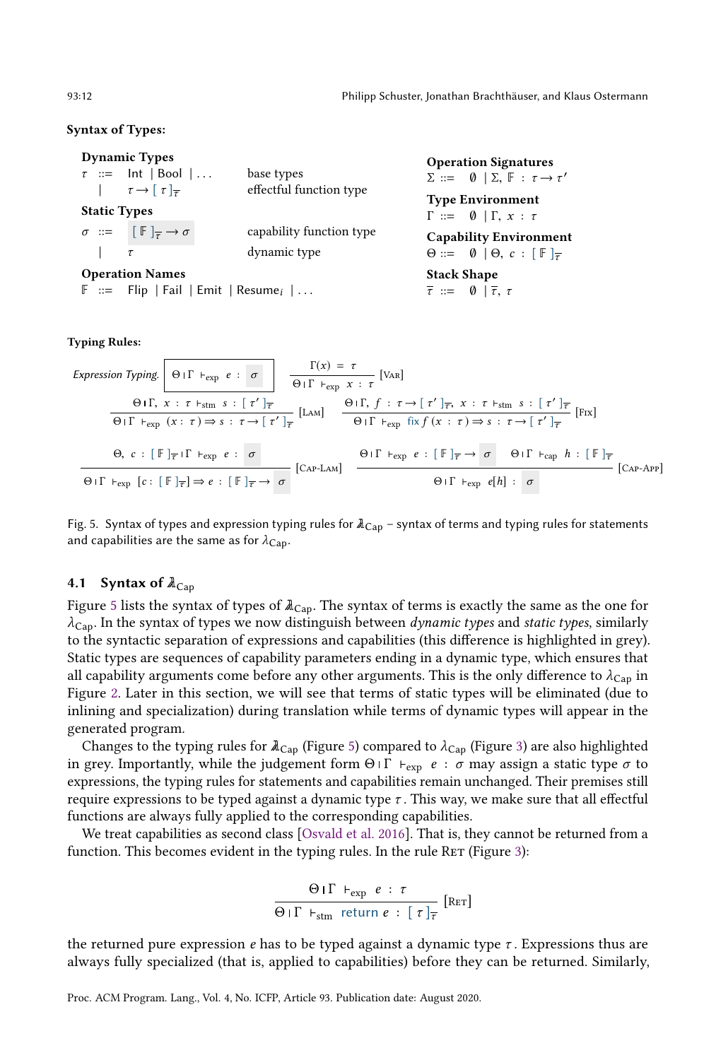**Syntax of Types:**

**Dynamic Types**

$$\begin{array}{lcll} \tau & ::= & \mathsf{Int} \mid \mathsf{Bool} \mid \ldots & \text{base types} \\ & \mid & \tau \to [\,\tau\,]_{\overline{\tau}} & \text{effectful function type} \end{array}$$

**Static Types**

$$\begin{array}{lcll} \sigma & ::= & [\,\mathbb{F}\,]_{\overline{\tau}} \to \sigma & \text{capability function type} \\ & \mid & \tau & \text{dynamic type} \end{array}$$

**Operation Names**

$$\mathbb{F} \;::=\; \mathsf{Flip} \mid \mathsf{Fail} \mid \mathsf{Emit} \mid \mathsf{Resume}_i \mid \ldots$$

**Operation Signatures**

$$\Sigma \;::=\; \emptyset \mid \Sigma,\ \mathbb{F} : \tau \to \tau'$$

**Type Environment**

$$\Gamma \;::=\; \emptyset \mid \Gamma,\ x : \tau$$

**Capability Environment**

$$\Theta \;::=\; \emptyset \mid \Theta,\ c : [\,\mathbb{F}\,]_{\overline{\tau}}$$

**Stack Shape**

$$\overline{\tau} \;::=\; \emptyset \mid \overline{\tau},\ \tau$$

**Typing Rules:**

*Expression Typing.* $\boxed{\Theta \mid \Gamma \vdash_{\text{exp}} e : \sigma}$

$$\frac{\Gamma(x) = \tau}{\Theta \mid \Gamma \vdash_{\text{exp}} x : \tau}\ [\textsc{Var}]$$

$$\frac{\Theta \mid \Gamma,\ x : \tau \vdash_{\text{stm}} s : [\,\tau'\,]_{\overline{\tau}}}{\Theta \mid \Gamma \vdash_{\text{exp}} (x : \tau) \Rightarrow s : \tau \to [\,\tau'\,]_{\overline{\tau}}}\ [\textsc{Lam}]
\qquad
\frac{\Theta \mid \Gamma,\ f : \tau \to [\,\tau'\,]_{\overline{\tau}},\ x : \tau \vdash_{\text{stm}} s : [\,\tau'\,]_{\overline{\tau}}}{\Theta \mid \Gamma \vdash_{\text{exp}} \mathsf{fix}\, f\,(x : \tau) \Rightarrow s : \tau \to [\,\tau'\,]_{\overline{\tau}}}\ [\textsc{Fix}]$$

$$\frac{\Theta,\ c : [\,\mathbb{F}\,]_{\overline{\tau}} \mid \Gamma \vdash_{\text{exp}} e : \sigma}{\Theta \mid \Gamma \vdash_{\text{exp}} [c : [\,\mathbb{F}\,]_{\overline{\tau}}] \Rightarrow e : [\,\mathbb{F}\,]_{\overline{\tau}} \to \sigma}\ [\textsc{Cap-Lam}]
\qquad
\frac{\Theta \mid \Gamma \vdash_{\text{exp}} e : [\,\mathbb{F}\,]_{\overline{\tau}} \to \sigma \qquad \Theta \mid \Gamma \vdash_{\text{cap}} h : [\,\mathbb{F}\,]_{\overline{\tau}}}{\Theta \mid \Gamma \vdash_{\text{exp}} e[h] : \sigma}\ [\textsc{Cap-App}]$$

Fig. 5. Syntax of types and expression typing rules for $\lambda\!\!\lambda_{\text{Cap}}$ – syntax of terms and typing rules for statements and capabilities are the same as for $\lambda_{\text{Cap}}$.

## 4.1 Syntax of $\lambda\!\!\lambda_{\text{Cap}}$

Figure 5 lists the syntax of types of $\lambda\!\!\lambda_{\text{Cap}}$. The syntax of terms is exactly the same as the one for $\lambda_{\text{Cap}}$. In the syntax of types we now distinguish between *dynamic types* and *static types*, similarly to the syntactic separation of expressions and capabilities (this difference is highlighted in grey). Static types are sequences of capability parameters ending in a dynamic type, which ensures that all capability arguments come before any other arguments. This is the only difference to $\lambda_{\text{Cap}}$ in Figure 2. Later in this section, we will see that terms of static types will be eliminated (due to inlining and specialization) during translation while terms of dynamic types will appear in the generated program.

Changes to the typing rules for $\lambda\!\!\lambda_{\text{Cap}}$ (Figure 5) compared to $\lambda_{\text{Cap}}$ (Figure 3) are also highlighted in grey. Importantly, while the judgement form $\Theta \mid \Gamma \vdash_{\text{exp}} e : \sigma$ may assign a static type $\sigma$ to expressions, the typing rules for statements and capabilities remain unchanged. Their premises still require expressions to be typed against a dynamic type $\tau$. This way, we make sure that all effectful functions are always fully applied to the corresponding capabilities.

We treat capabilities as second class [Osvald et al. 2016]. That is, they cannot be returned from a function. This becomes evident in the typing rules. In the rule Ret (Figure 3):

$$\frac{\Theta \mid \Gamma \vdash_{\text{exp}} e : \tau}{\Theta \mid \Gamma \vdash_{\text{stm}} \mathsf{return}\ e : [\,\tau\,]_{\overline{\tau}}}\ [\textsc{Ret}]$$

the returned pure expression $e$ has to be typed against a dynamic type $\tau$. Expressions thus are always fully specialized (that is, applied to capabilities) before they can be returned. Similarly,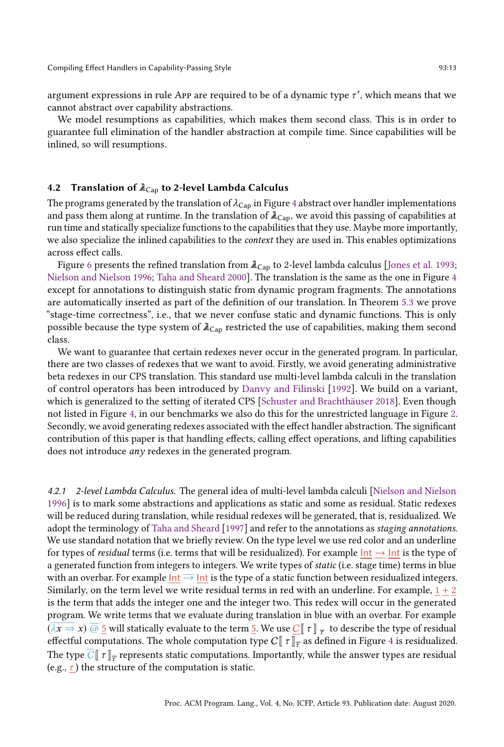argument expressions in rule App are required to be of a dynamic type $\tau'$, which means that we cannot abstract over capability abstractions.

We model resumptions as capabilities, which makes them second class. This is in order to guarantee full elimination of the handler abstraction at compile time. Since capabilities will be inlined, so will resumptions.

### 4.2 Translation of $\lambda\!\!\!\lambda_{\text{Cap}}$ to 2-level Lambda Calculus

The programs generated by the translation of $\lambda_{\text{Cap}}$ in Figure 4 abstract over handler implementations and pass them along at runtime. In the translation of $\lambda\!\!\!\lambda_{\text{Cap}}$, we avoid this passing of capabilities at run time and statically specialize functions to the capabilities that they use. Maybe more importantly, we also specialize the inlined capabilities to the *context* they are used in. This enables optimizations across effect calls.

Figure 6 presents the refined translation from $\lambda\!\!\!\lambda_{\text{Cap}}$ to 2-level lambda calculus [Jones et al. 1993; Nielson and Nielson 1996; Taha and Sheard 2000]. The translation is the same as the one in Figure 4 except for annotations to distinguish static from dynamic program fragments. The annotations are automatically inserted as part of the definition of our translation. In Theorem 5.3 we prove "stage-time correctness", i.e., that we never confuse static and dynamic functions. This is only possible because the type system of $\lambda\!\!\!\lambda_{\text{Cap}}$ restricted the use of capabilities, making them second class.

We want to guarantee that certain redexes never occur in the generated program. In particular, there are two classes of redexes that we want to avoid. Firstly, we avoid generating administrative beta redexes in our CPS translation. This standard use multi-level lambda calculi in the translation of control operators has been introduced by Danvy and Filinski [1992]. We build on a variant, which is generalized to the setting of iterated CPS [Schuster and Brachthäuser 2018]. Even though not listed in Figure 4, in our benchmarks we also do this for the unrestricted language in Figure 2. Secondly, we avoid generating redexes associated with the effect handler abstraction. The significant contribution of this paper is that handling effects, calling effect operations, and lifting capabilities does not introduce *any* redexes in the generated program.

#### 4.2.1 *2-level Lambda Calculus.*

The general idea of multi-level lambda calculi [Nielson and Nielson 1996] is to mark some abstractions and applications as static and some as residual. Static redexes will be reduced during translation, while residual redexes will be generated, that is, residualized. We adopt the terminology of Taha and Sheard [1997] and refer to the annotations as *staging annotations*. We use standard notation that we briefly review. On the type level we use red color and an underline for types of *residual* terms (i.e. terms that will be residualized). For example $\underline{\text{Int}} \underline{\rightarrow} \underline{\text{Int}}$ is the type of a generated function from integers to integers. We write types of *static* (i.e. stage time) terms in blue with an overbar. For example $\underline{\text{Int}} \overline{\rightarrow} \underline{\text{Int}}$ is the type of a static function between residualized integers. Similarly, on the term level we write residual terms in red with an underline. For example, $\underline{1} \underline{+} \underline{2}$ is the term that adds the integer one and the integer two. This redex will occur in the generated program. We write terms that we evaluate during translation in blue with an overbar. For example $(\overline{\lambda} x \overline{\Rightarrow} x) \,\overline{@}\, \underline{5}$ will statically evaluate to the term $\underline{5}$. We use $\underline{C}[\![\, \tau \,]\!]_{\underline{\tau}}$ to describe the type of residual effectful computations. The whole computation type $C[\![\, \tau \,]\!]_{\overline{\tau}}$ as defined in Figure 4 is residualized. The type $\overline{C}[\![\, \tau \,]\!]_{\overline{\tau}}$ represents static computations. Importantly, while the answer types are residual (e.g., $\underline{\tau}$) the structure of the computation is static.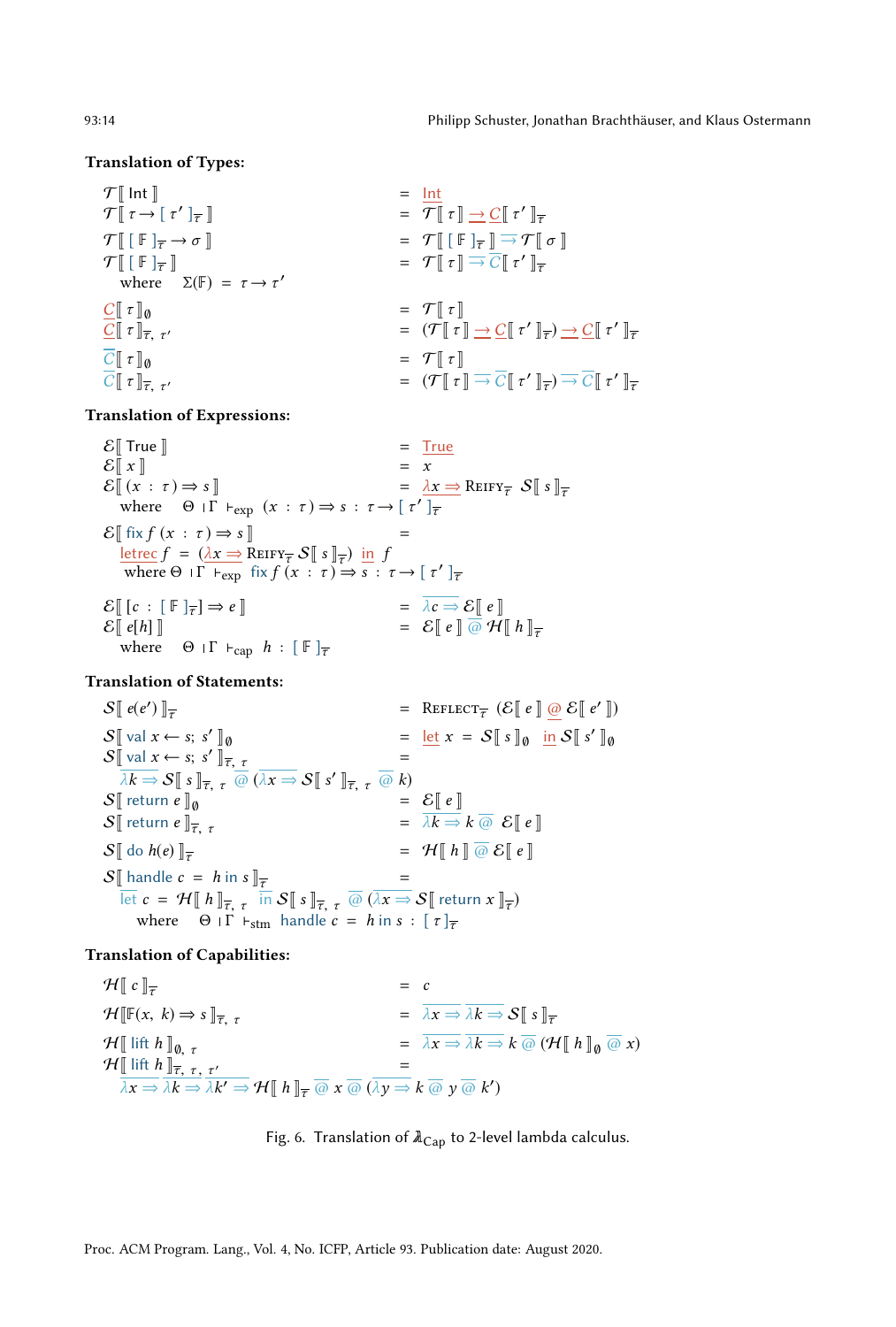**Translation of Types:**

$$
\begin{array}{lcl}
\mathcal{T}[\![\, \mathsf{Int} \,]\!] & = & \underline{\mathsf{Int}} \\
\mathcal{T}[\![\, \tau \to [\, \tau' \,]_{\overline{\tau}} \,]\!] & = & \mathcal{T}[\![\, \tau \,]\!] \;\underline{\to}\; \underline{C}[\![\, \tau' \,]\!]_{\overline{\tau}} \\
\mathcal{T}[\![\, [\, \mathbb{F} \,]_{\overline{\tau}} \to \sigma \,]\!] & = & \mathcal{T}[\![\, [\, \mathbb{F} \,]_{\overline{\tau}} \,]\!] \;\overline{\to}\; \mathcal{T}[\![\, \sigma \,]\!] \\
\mathcal{T}[\![\, [\, \mathbb{F} \,]_{\overline{\tau}} \,]\!] & = & \mathcal{T}[\![\, \tau \,]\!] \;\overline{\to}\; \overline{C}[\![\, \tau' \,]\!]_{\overline{\tau}} \\
\quad \text{where} \quad \Sigma(\mathbb{F}) \;=\; \tau \to \tau' & & \\
\underline{C}[\![\, \tau \,]\!]_{\emptyset} & = & \mathcal{T}[\![\, \tau \,]\!] \\
\underline{C}[\![\, \tau \,]\!]_{\overline{\tau},\, \tau'} & = & (\mathcal{T}[\![\, \tau \,]\!] \;\underline{\to}\; \underline{C}[\![\, \tau' \,]\!]_{\overline{\tau}}) \;\underline{\to}\; \underline{C}[\![\, \tau' \,]\!]_{\overline{\tau}} \\
\overline{C}[\![\, \tau \,]\!]_{\emptyset} & = & \mathcal{T}[\![\, \tau \,]\!] \\
\overline{C}[\![\, \tau \,]\!]_{\overline{\tau},\, \tau'} & = & (\mathcal{T}[\![\, \tau \,]\!] \;\overline{\to}\; \overline{C}[\![\, \tau' \,]\!]_{\overline{\tau}}) \;\overline{\to}\; \overline{C}[\![\, \tau' \,]\!]_{\overline{\tau}}
\end{array}
$$

**Translation of Expressions:**

$$
\begin{array}{lcl}
\mathcal{E}[\![\, \mathsf{True} \,]\!] & = & \underline{\mathsf{True}} \\
\mathcal{E}[\![\, x \,]\!] & = & x \\
\mathcal{E}[\![\, (x : \tau) \Rightarrow s \,]\!] & = & \underline{\lambda x \Rightarrow} \;\textsc{Reify}_{\overline{\tau}}\; \mathcal{S}[\![\, s \,]\!]_{\overline{\tau}} \\
\quad \text{where} \quad \Theta \mid \Gamma \vdash_{\text{exp}} (x : \tau) \Rightarrow s : \tau \to [\, \tau' \,]_{\overline{\tau}} & & \\
\mathcal{E}[\![\, \mathsf{fix}\, f\, (x : \tau) \Rightarrow s \,]\!] & = & \\
\quad \underline{\mathsf{letrec}}\; f \;=\; (\underline{\lambda x \Rightarrow} \;\textsc{Reify}_{\overline{\tau}}\; \mathcal{S}[\![\, s \,]\!]_{\overline{\tau}}) \;\underline{\mathsf{in}}\; f & & \\
\quad \text{where} \; \Theta \mid \Gamma \vdash_{\text{exp}} \mathsf{fix}\, f\, (x : \tau) \Rightarrow s : \tau \to [\, \tau' \,]_{\overline{\tau}} & & \\
\mathcal{E}[\![\, [c : [\, \mathbb{F} \,]_{\overline{\tau}}] \Rightarrow e \,]\!] & = & \overline{\lambda c \Rightarrow}\; \mathcal{E}[\![\, e \,]\!] \\
\mathcal{E}[\![\, e[h] \,]\!] & = & \mathcal{E}[\![\, e \,]\!] \;\overline{@}\; \mathcal{H}[\![\, h \,]\!]_{\overline{\tau}} \\
\quad \text{where} \quad \Theta \mid \Gamma \vdash_{\text{cap}} h : [\, \mathbb{F} \,]_{\overline{\tau}} & &
\end{array}
$$

**Translation of Statements:**

$$
\begin{array}{lcl}
\mathcal{S}[\![\, e(e') \,]\!]_{\overline{\tau}} & = & \textsc{Reflect}_{\overline{\tau}}\; (\mathcal{E}[\![\, e \,]\!] \;\underline{@}\; \mathcal{E}[\![\, e' \,]\!]) \\
\mathcal{S}[\![\, \mathsf{val}\; x \leftarrow s;\; s' \,]\!]_{\emptyset} & = & \underline{\mathsf{let}}\; x \;=\; \mathcal{S}[\![\, s \,]\!]_{\emptyset} \;\underline{\mathsf{in}}\; \mathcal{S}[\![\, s' \,]\!]_{\emptyset} \\
\mathcal{S}[\![\, \mathsf{val}\; x \leftarrow s;\; s' \,]\!]_{\overline{\tau},\, \tau} & = & \\
\quad \overline{\lambda k \Rightarrow}\; \mathcal{S}[\![\, s \,]\!]_{\overline{\tau},\, \tau} \;\overline{@}\; (\overline{\lambda x \Rightarrow}\; \mathcal{S}[\![\, s' \,]\!]_{\overline{\tau},\, \tau} \;\overline{@}\; k) & & \\
\mathcal{S}[\![\, \mathsf{return}\; e \,]\!]_{\emptyset} & = & \mathcal{E}[\![\, e \,]\!] \\
\mathcal{S}[\![\, \mathsf{return}\; e \,]\!]_{\overline{\tau},\, \tau} & = & \overline{\lambda k \Rightarrow}\; k \;\overline{@}\; \mathcal{E}[\![\, e \,]\!] \\
\mathcal{S}[\![\, \mathsf{do}\; h(e) \,]\!]_{\overline{\tau}} & = & \mathcal{H}[\![\, h \,]\!] \;\overline{@}\; \mathcal{E}[\![\, e \,]\!] \\
\mathcal{S}[\![\, \mathsf{handle}\; c \;=\; h \;\mathsf{in}\; s \,]\!]_{\overline{\tau}} & = & \\
\quad \overline{\mathsf{let}}\; c \;=\; \mathcal{H}[\![\, h \,]\!]_{\overline{\tau},\, \tau} \;\overline{\mathsf{in}}\; \mathcal{S}[\![\, s \,]\!]_{\overline{\tau},\, \tau} \;\overline{@}\; (\overline{\lambda x \Rightarrow}\; \mathcal{S}[\![\, \mathsf{return}\; x \,]\!]_{\overline{\tau}}) & & \\
\qquad \text{where} \quad \Theta \mid \Gamma \vdash_{\text{stm}} \mathsf{handle}\; c \;=\; h \;\mathsf{in}\; s \;:\; [\, \tau \,]_{\overline{\tau}} & &
\end{array}
$$

**Translation of Capabilities:**

$$
\begin{array}{lcl}
\mathcal{H}[\![\, c \,]\!]_{\overline{\tau}} & = & c \\
\mathcal{H}[\![\, \mathbb{F}(x,\, k) \Rightarrow s \,]\!]_{\overline{\tau},\, \tau} & = & \overline{\lambda x \Rightarrow}\; \overline{\lambda k \Rightarrow}\; \mathcal{S}[\![\, s \,]\!]_{\overline{\tau}} \\
\mathcal{H}[\![\, \mathsf{lift}\; h \,]\!]_{\emptyset,\, \tau} & = & \overline{\lambda x \Rightarrow}\; \overline{\lambda k \Rightarrow}\; k \;\overline{@}\; (\mathcal{H}[\![\, h \,]\!]_{\emptyset} \;\overline{@}\; x) \\
\mathcal{H}[\![\, \mathsf{lift}\; h \,]\!]_{\overline{\tau},\, \tau,\, \tau'} & = & \\
\quad \overline{\lambda x \Rightarrow}\; \overline{\lambda k \Rightarrow}\; \overline{\lambda k' \Rightarrow}\; \mathcal{H}[\![\, h \,]\!]_{\overline{\tau}} \;\overline{@}\; x \;\overline{@}\; (\overline{\lambda y \Rightarrow}\; k \;\overline{@}\; y \;\overline{@}\; k') & &
\end{array}
$$

Fig. 6. Translation of $\lambda_{\text{Cap}}$ to 2-level lambda calculus.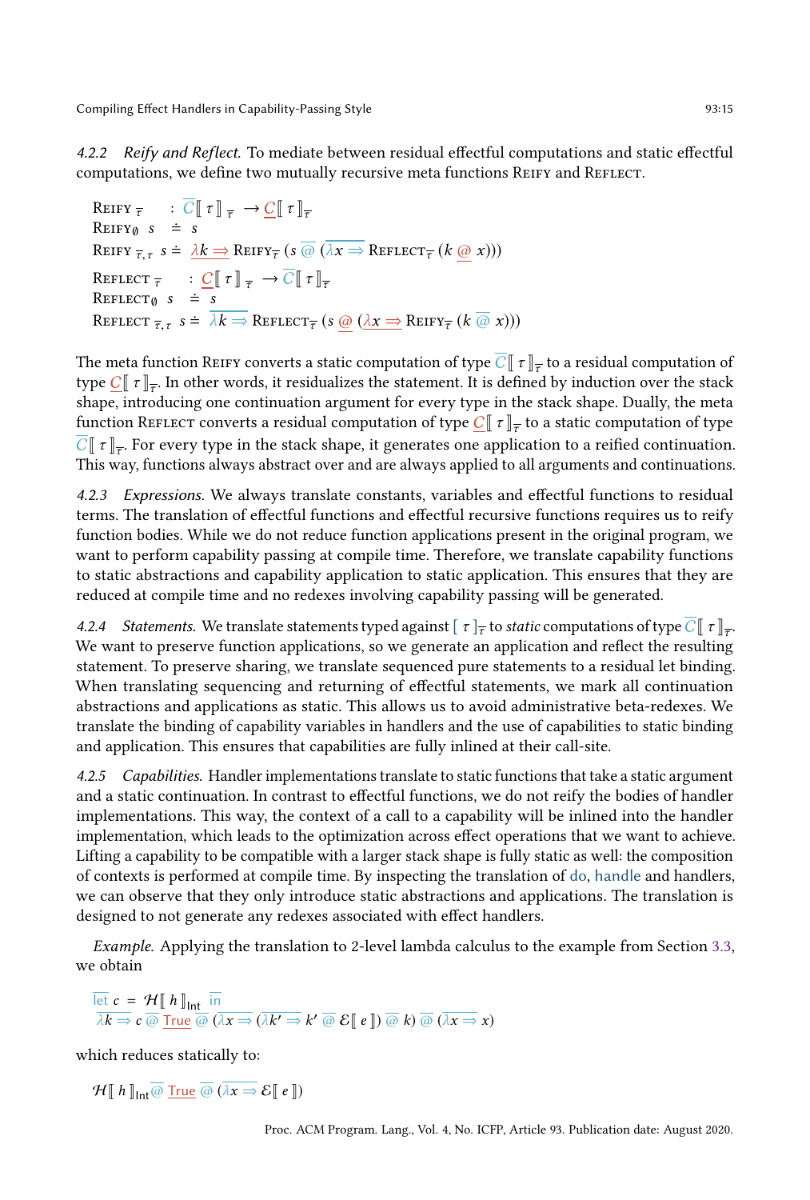#### 4.2.2 *Reify and Reflect.*

To mediate between residual effectful computations and static effectful computations, we define two mutually recursive meta functions Reify and Reflect.

$$
\begin{aligned}
&\textsc{Reify}_{\overline{\tau}} \quad : \overline{C}[\![\, \tau \,]\!]_{\overline{\tau}} \rightarrow \underline{C}[\![\, \tau \,]\!]_{\overline{\tau}} \\
&\textsc{Reify}_{\emptyset} \;\; s \;\; \doteq \;\; s \\
&\textsc{Reify}_{\overline{\tau},\tau} \;\; s \doteq \underline{\lambda k \Rightarrow} \textsc{Reify}_{\overline{\tau}} \, (s \; \overline{@} \; (\overline{\lambda x \Rightarrow} \textsc{Reflect}_{\overline{\tau}} \, (k \; \underline{@} \; x))) \\
&\textsc{Reflect}_{\overline{\tau}} \quad : \underline{C}[\![\, \tau \,]\!]_{\overline{\tau}} \rightarrow \overline{C}[\![\, \tau \,]\!]_{\overline{\tau}} \\
&\textsc{Reflect}_{\emptyset} \;\; s \;\; \doteq \;\; s \\
&\textsc{Reflect}_{\overline{\tau},\tau} \;\; s \doteq \overline{\lambda k \Rightarrow} \textsc{Reflect}_{\overline{\tau}} \, (s \; \underline{@} \; (\underline{\lambda x \Rightarrow} \textsc{Reify}_{\overline{\tau}} \, (k \; \overline{@} \; x)))
\end{aligned}
$$

The meta function Reify converts a static computation of type $\overline{C}[\![\, \tau \,]\!]_{\overline{\tau}}$ to a residual computation of type $\underline{C}[\![\, \tau \,]\!]_{\overline{\tau}}$. In other words, it residualizes the statement. It is defined by induction over the stack shape, introducing one continuation argument for every type in the stack shape. Dually, the meta function Reflect converts a residual computation of type $\underline{C}[\![\, \tau \,]\!]_{\overline{\tau}}$ to a static computation of type $\overline{C}[\![\, \tau \,]\!]_{\overline{\tau}}$. For every type in the stack shape, it generates one application to a reified continuation. This way, functions always abstract over and are always applied to all arguments and continuations.

#### 4.2.3 *Expressions.*

We always translate constants, variables and effectful functions to residual terms. The translation of effectful functions and effectful recursive functions requires us to reify function bodies. While we do not reduce function applications present in the original program, we want to perform capability passing at compile time. Therefore, we translate capability functions to static abstractions and capability application to static application. This ensures that they are reduced at compile time and no redexes involving capability passing will be generated.

#### 4.2.4 *Statements.*

We translate statements typed against $[\, \tau \,]_{\overline{\tau}}$ to *static* computations of type $\overline{C}[\![\, \tau \,]\!]_{\overline{\tau}}$. We want to preserve function applications, so we generate an application and reflect the resulting statement. To preserve sharing, we translate sequenced pure statements to a residual let binding. When translating sequencing and returning of effectful statements, we mark all continuation abstractions and applications as static. This allows us to avoid administrative beta-redexes. We translate the binding of capability variables in handlers and the use of capabilities to static binding and application. This ensures that capabilities are fully inlined at their call-site.

#### 4.2.5 *Capabilities.*

Handler implementations translate to static functions that take a static argument and a static continuation. In contrast to effectful functions, we do not reify the bodies of handler implementations. This way, the context of a call to a capability will be inlined into the handler implementation, which leads to the optimization across effect operations that we want to achieve. Lifting a capability to be compatible with a larger stack shape is fully static as well: the composition of contexts is performed at compile time. By inspecting the translation of do, handle and handlers, we can observe that they only introduce static abstractions and applications. The translation is designed to not generate any redexes associated with effect handlers.

*Example.* Applying the translation to 2-level lambda calculus to the example from Section 3.3, we obtain

$$
\begin{aligned}
&\overline{\text{let}} \; c \; = \; \mathcal{H}[\![\, h \,]\!]_{\text{Int}} \;\; \overline{\text{in}} \\
&\overline{\lambda k \Rightarrow} \; c \; \overline{@} \; \underline{\text{True}} \; \overline{@} \; (\overline{\lambda x \Rightarrow} \; (\overline{\lambda k' \Rightarrow} \; k' \; \overline{@} \; \mathcal{E}[\![\, e \,]\!]) \; \overline{@} \; k) \; \overline{@} \; (\overline{\lambda x \Rightarrow} \; x)
\end{aligned}
$$

which reduces statically to:

$$
\mathcal{H}[\![\, h \,]\!]_{\text{Int}} \; \overline{@} \; \underline{\text{True}} \; \overline{@} \; (\overline{\lambda x \Rightarrow} \; \mathcal{E}[\![\, e \,]\!])
$$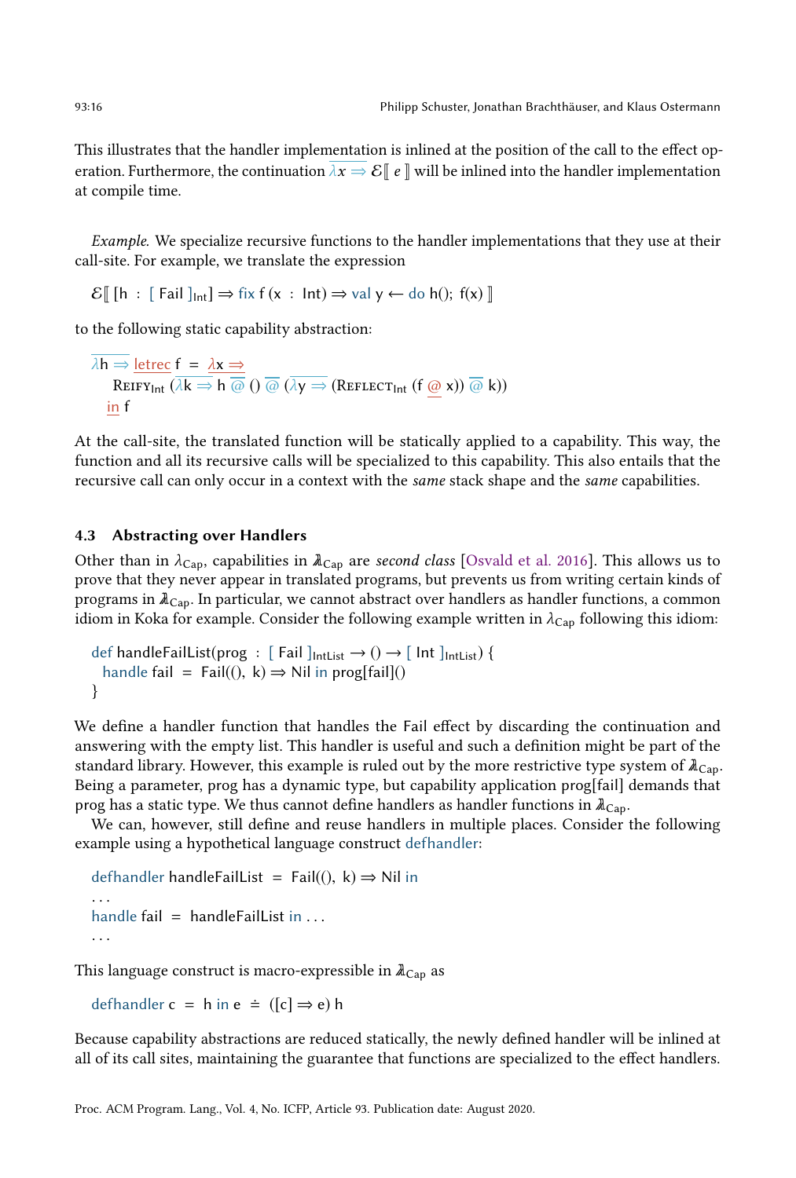This illustrates that the handler implementation is inlined at the position of the call to the effect operation. Furthermore, the continuation $\overline{\lambda x \Rightarrow} \mathcal{E}[\![ e ]\!]$ will be inlined into the handler implementation at compile time.

*Example.* We specialize recursive functions to the handler implementations that they use at their call-site. For example, we translate the expression

$$\mathcal{E}[\![ [\mathsf{h} : [\ \mathsf{Fail}\ ]_{\mathsf{Int}}] \Rightarrow \mathsf{fix}\ \mathsf{f}\ (\mathsf{x} : \mathsf{Int}) \Rightarrow \mathsf{val}\ \mathsf{y} \leftarrow \mathsf{do}\ \mathsf{h}();\ \mathsf{f}(\mathsf{x}) ]\!]$$

to the following static capability abstraction:

$$\begin{array}{l} \overline{\lambda \mathsf{h} \Rightarrow}\ \underline{\mathsf{letrec}}\ \mathsf{f} = \underline{\lambda \mathsf{x} \Rightarrow} \\ \quad \textsc{Reify}_{\mathsf{Int}}\ (\overline{\lambda \mathsf{k} \Rightarrow}\ \mathsf{h}\ \overline{@}\ ()\ \overline{@}\ (\overline{\lambda \mathsf{y} \Rightarrow}\ (\textsc{Reflect}_{\mathsf{Int}}\ (\mathsf{f}\ \underline{@}\ \mathsf{x}))\ \overline{@}\ \mathsf{k})) \\ \quad \underline{\mathsf{in}}\ \mathsf{f} \end{array}$$

At the call-site, the translated function will be statically applied to a capability. This way, the function and all its recursive calls will be specialized to this capability. This also entails that the recursive call can only occur in a context with the *same* stack shape and the *same* capabilities.

### 4.3 Abstracting over Handlers

Other than in $\lambda_{\mathsf{Cap}}$, capabilities in $\lambda\!\!\!\lambda_{\mathsf{Cap}}$ are *second class* [Osvald et al. 2016]. This allows us to prove that they never appear in translated programs, but prevents us from writing certain kinds of programs in $\lambda\!\!\!\lambda_{\mathsf{Cap}}$. In particular, we cannot abstract over handlers as handler functions, a common idiom in Koka for example. Consider the following example written in $\lambda_{\mathsf{Cap}}$ following this idiom:

```
def handleFailList(prog : [ Fail ]_IntList → () → [ Int ]_IntList) {
  handle fail = Fail((), k) ⇒ Nil in prog[fail]()
}
```

We define a handler function that handles the Fail effect by discarding the continuation and answering with the empty list. This handler is useful and such a definition might be part of the standard library. However, this example is ruled out by the more restrictive type system of $\lambda\!\!\!\lambda_{\mathsf{Cap}}$. Being a parameter, prog has a dynamic type, but capability application prog[fail] demands that prog has a static type. We thus cannot define handlers as handler functions in $\lambda\!\!\!\lambda_{\mathsf{Cap}}$.

We can, however, still define and reuse handlers in multiple places. Consider the following example using a hypothetical language construct defhandler:

```
defhandler handleFailList = Fail((), k) ⇒ Nil in
...
handle fail = handleFailList in ...
...
```

This language construct is macro-expressible in $\lambda\!\!\!\lambda_{\mathsf{Cap}}$ as

$$\mathsf{defhandler}\ \mathsf{c} = \mathsf{h}\ \mathsf{in}\ \mathsf{e}\ \doteq\ ([\mathsf{c}] \Rightarrow \mathsf{e})\ \mathsf{h}$$

Because capability abstractions are reduced statically, the newly defined handler will be inlined at all of its call sites, maintaining the guarantee that functions are specialized to the effect handlers.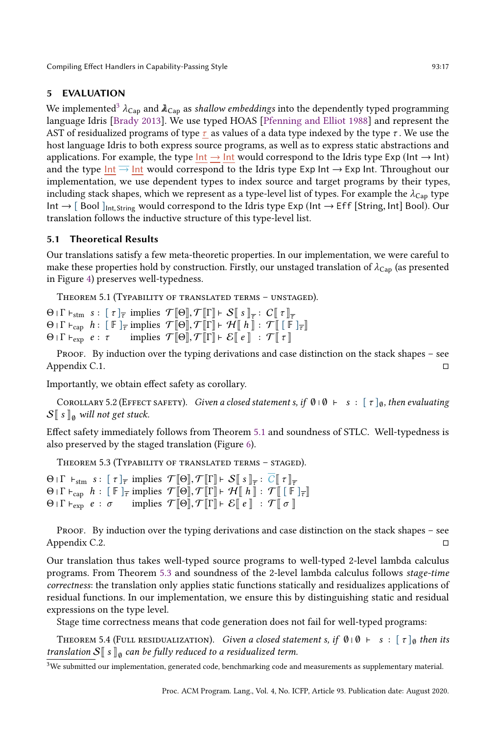## 5 EVALUATION

We implemented[3] $\lambda_{\text{Cap}}$ and $\lambda\!\!\!\lambda_{\text{Cap}}$ as *shallow embeddings* into the dependently typed programming language Idris [Brady 2013]. We use typed HOAS [Pfenning and Elliot 1988] and represent the AST of residualized programs of type $\underline{\tau}$ as values of a data type indexed by the type $\tau$. We use the host language Idris to both express source programs, as well as to express static abstractions and applications. For example, the type $\underline{\text{Int}} \underline{\rightarrow} \underline{\text{Int}}$ would correspond to the Idris type Exp (Int → Int) and the type $\underline{\text{Int}} \overline{\rightarrow} \underline{\text{Int}}$ would correspond to the Idris type Exp Int → Exp Int. Throughout our implementation, we use dependent types to index source and target programs by their types, including stack shapes, which we represent as a type-level list of types. For example the $\lambda_{\text{Cap}}$ type $\text{Int} \rightarrow [\ \text{Bool}\ ]_{\text{Int},\text{String}}$ would correspond to the Idris type Exp (Int → Eff [String, Int] Bool). Our translation follows the inductive structure of this type-level list.

### 5.1 Theoretical Results

Our translations satisfy a few meta-theoretic properties. In our implementation, we were careful to make these properties hold by construction. Firstly, our unstaged translation of $\lambda_{\text{Cap}}$ (as presented in Figure 4) preserves well-typedness.

THEOREM 5.1 (TYPABILITY OF TRANSLATED TERMS – UNSTAGED).

$$
\begin{array}{lll}
\Theta \mid \Gamma \vdash_{\text{stm}} s : [\ \tau\ ]_{\overline{\tau}} & \text{implies} & \mathcal{T}[\![\Theta]\!], \mathcal{T}[\![\Gamma]\!] \vdash \mathcal{S}[\![\ s\ ]\!]_{\overline{\tau}} : \mathcal{C}[\![\ \tau\ ]\!]_{\overline{\tau}} \\
\Theta \mid \Gamma \vdash_{\text{cap}} h : [\ \mathbb{F}\ ]_{\overline{\tau}} & \text{implies} & \mathcal{T}[\![\Theta]\!], \mathcal{T}[\![\Gamma]\!] \vdash \mathcal{H}[\![\ h\ ]\!] : \mathcal{T}[\![\ [\ \mathbb{F}\ ]_{\overline{\tau}}]\!] \\
\Theta \mid \Gamma \vdash_{\text{exp}} e : \tau & \text{implies} & \mathcal{T}[\![\Theta]\!], \mathcal{T}[\![\Gamma]\!] \vdash \mathcal{E}[\![\ e\ ]\!] : \mathcal{T}[\![\ \tau\ ]\!]
\end{array}
$$

PROOF. By induction over the typing derivations and case distinction on the stack shapes – see Appendix C.1. □

Importantly, we obtain effect safety as corollary.

COROLLARY 5.2 (EFFECT SAFETY). *Given a closed statement s, if $\emptyset \mid \emptyset \vdash s : [\ \tau\ ]_{\emptyset}$, then evaluating $\mathcal{S}[\![\ s\ ]\!]_{\emptyset}$ will not get stuck.*

Effect safety immediately follows from Theorem 5.1 and soundness of STLC. Well-typedness is also preserved by the staged translation (Figure 6).

THEOREM 5.3 (TYPABILITY OF TRANSLATED TERMS – STAGED).

$$
\begin{array}{lll}
\Theta \mid \Gamma \vdash_{\text{stm}} s : [\ \tau\ ]_{\overline{\tau}} & \text{implies} & \mathcal{T}[\![\Theta]\!], \mathcal{T}[\![\Gamma]\!] \vdash \mathcal{S}[\![\ s\ ]\!]_{\overline{\tau}} : \overline{\mathcal{C}}[\![\ \tau\ ]\!]_{\overline{\tau}} \\
\Theta \mid \Gamma \vdash_{\text{cap}} h : [\ \mathbb{F}\ ]_{\overline{\tau}} & \text{implies} & \mathcal{T}[\![\Theta]\!], \mathcal{T}[\![\Gamma]\!] \vdash \mathcal{H}[\![\ h\ ]\!] : \mathcal{T}[\![\ [\ \mathbb{F}\ ]_{\overline{\tau}}]\!] \\
\Theta \mid \Gamma \vdash_{\text{exp}} e : \sigma & \text{implies} & \mathcal{T}[\![\Theta]\!], \mathcal{T}[\![\Gamma]\!] \vdash \mathcal{E}[\![\ e\ ]\!] : \mathcal{T}[\![\ \sigma\ ]\!]
\end{array}
$$

PROOF. By induction over the typing derivations and case distinction on the stack shapes – see Appendix C.2. □

Our translation thus takes well-typed source programs to well-typed 2-level lambda calculus programs. From Theorem 5.3 and soundness of the 2-level lambda calculus follows *stage-time correctness*: the translation only applies static functions statically and residualizes applications of residual functions. In our implementation, we ensure this by distinguishing static and residual expressions on the type level.

Stage time correctness means that code generation does not fail for well-typed programs:

THEOREM 5.4 (FULL RESIDUALIZATION). *Given a closed statement s, if $\emptyset \mid \emptyset \vdash s : [\ \tau\ ]_{\emptyset}$ then its translation $\mathcal{S}[\![\ s\ ]\!]_{\emptyset}$ can be fully reduced to a residualized term.*

[3] We submitted our implementation, generated code, benchmarking code and measurements as supplementary material.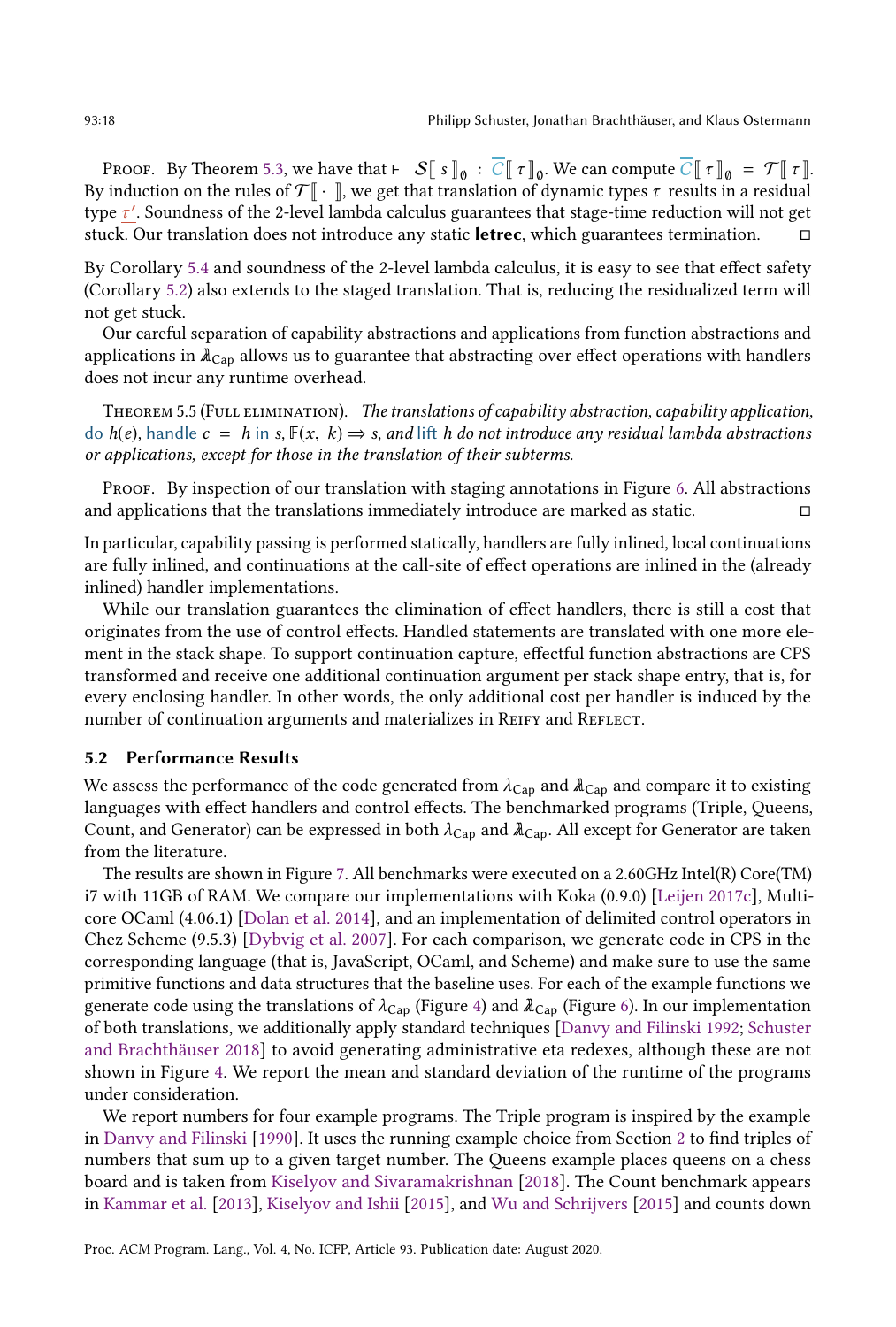Proof. By Theorem 5.3, we have that $\vdash \mathcal{S}[\![ s ]\!]_{\emptyset} : \overline{C}[\![ \tau ]\!]_{\emptyset}$. We can compute $\overline{C}[\![ \tau ]\!]_{\emptyset} = \mathcal{T}[\![ \tau ]\!]$. By induction on the rules of $\mathcal{T}[\![ \cdot ]\!]$, we get that translation of dynamic types $\tau$ results in a residual type $\underline{\tau'}$. Soundness of the 2-level lambda calculus guarantees that stage-time reduction will not get stuck. Our translation does not introduce any static **letrec**, which guarantees termination. □

By Corollary 5.4 and soundness of the 2-level lambda calculus, it is easy to see that effect safety (Corollary 5.2) also extends to the staged translation. That is, reducing the residualized term will not get stuck.

Our careful separation of capability abstractions and applications from function abstractions and applications in $\lambda\!\!\!\lambda_{\text{Cap}}$ allows us to guarantee that abstracting over effect operations with handlers does not incur any runtime overhead.

Theorem 5.5 (Full elimination). *The translations of capability abstraction, capability application,* do $h(e)$, handle $c = h$ in $s, \mathbb{F}(x, k) \Rightarrow s$, *and* lift $h$ *do not introduce any residual lambda abstractions or applications, except for those in the translation of their subterms.*

Proof. By inspection of our translation with staging annotations in Figure 6. All abstractions and applications that the translations immediately introduce are marked as static. □

In particular, capability passing is performed statically, handlers are fully inlined, local continuations are fully inlined, and continuations at the call-site of effect operations are inlined in the (already inlined) handler implementations.

While our translation guarantees the elimination of effect handlers, there is still a cost that originates from the use of control effects. Handled statements are translated with one more element in the stack shape. To support continuation capture, effectful function abstractions are CPS transformed and receive one additional continuation argument per stack shape entry, that is, for every enclosing handler. In other words, the only additional cost per handler is induced by the number of continuation arguments and materializes in Reify and Reflect.

## 5.2 Performance Results

We assess the performance of the code generated from $\lambda_{\text{Cap}}$ and $\lambda\!\!\!\lambda_{\text{Cap}}$ and compare it to existing languages with effect handlers and control effects. The benchmarked programs (Triple, Queens, Count, and Generator) can be expressed in both $\lambda_{\text{Cap}}$ and $\lambda\!\!\!\lambda_{\text{Cap}}$. All except for Generator are taken from the literature.

The results are shown in Figure 7. All benchmarks were executed on a 2.60GHz Intel(R) Core(TM) i7 with 11GB of RAM. We compare our implementations with Koka (0.9.0) [Leijen 2017c], Multicore OCaml (4.06.1) [Dolan et al. 2014], and an implementation of delimited control operators in Chez Scheme (9.5.3) [Dybvig et al. 2007]. For each comparison, we generate code in CPS in the corresponding language (that is, JavaScript, OCaml, and Scheme) and make sure to use the same primitive functions and data structures that the baseline uses. For each of the example functions we generate code using the translations of $\lambda_{\text{Cap}}$ (Figure 4) and $\lambda\!\!\!\lambda_{\text{Cap}}$ (Figure 6). In our implementation of both translations, we additionally apply standard techniques [Danvy and Filinski 1992; Schuster and Brachthäuser 2018] to avoid generating administrative eta redexes, although these are not shown in Figure 4. We report the mean and standard deviation of the runtime of the programs under consideration.

We report numbers for four example programs. The Triple program is inspired by the example in Danvy and Filinski [1990]. It uses the running example choice from Section 2 to find triples of numbers that sum up to a given target number. The Queens example places queens on a chess board and is taken from Kiselyov and Sivaramakrishnan [2018]. The Count benchmark appears in Kammar et al. [2013], Kiselyov and Ishii [2015], and Wu and Schrijvers [2015] and counts down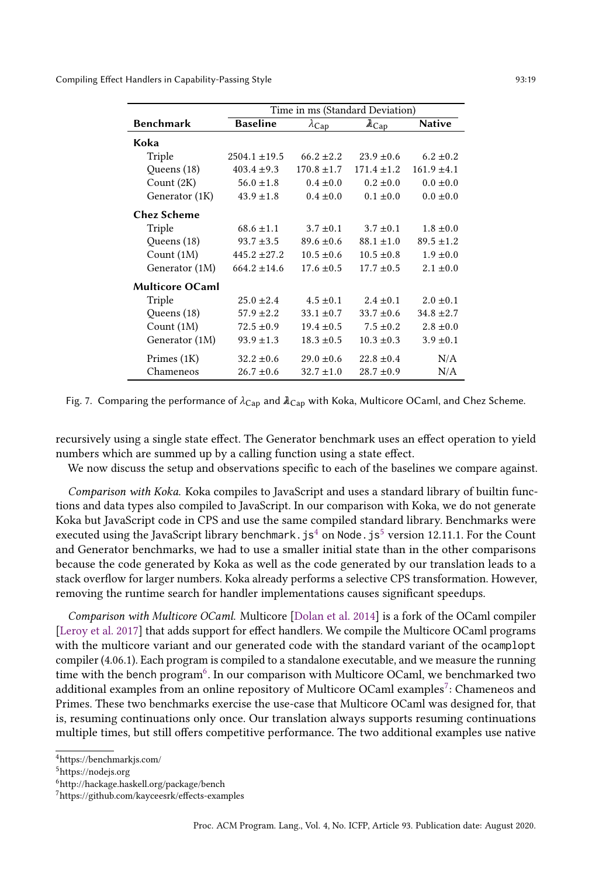| Benchmark | Time in ms (Standard Deviation) Baseline | $\lambda_{\text{Cap}}$ | $\lambda\!\!\lambda_{\text{Cap}}$ | Native |
|---|---|---|---|---|
| **Koka** | | | | |
| Triple | 2504.1 ±19.5 | 66.2 ±2.2 | 23.9 ±0.6 | 6.2 ±0.2 |
| Queens (18) | 403.4 ±9.3 | 170.8 ±1.7 | 171.4 ±1.2 | 161.9 ±4.1 |
| Count (2K) | 56.0 ±1.8 | 0.4 ±0.0 | 0.2 ±0.0 | 0.0 ±0.0 |
| Generator (1K) | 43.9 ±1.8 | 0.4 ±0.0 | 0.1 ±0.0 | 0.0 ±0.0 |
| **Chez Scheme** | | | | |
| Triple | 68.6 ±1.1 | 3.7 ±0.1 | 3.7 ±0.1 | 1.8 ±0.0 |
| Queens (18) | 93.7 ±3.5 | 89.6 ±0.6 | 88.1 ±1.0 | 89.5 ±1.2 |
| Count (1M) | 445.2 ±27.2 | 10.5 ±0.6 | 10.5 ±0.8 | 1.9 ±0.0 |
| Generator (1M) | 664.2 ±14.6 | 17.6 ±0.5 | 17.7 ±0.5 | 2.1 ±0.0 |
| **Multicore OCaml** | | | | |
| Triple | 25.0 ±2.4 | 4.5 ±0.1 | 2.4 ±0.1 | 2.0 ±0.1 |
| Queens (18) | 57.9 ±2.2 | 33.1 ±0.7 | 33.7 ±0.6 | 34.8 ±2.7 |
| Count (1M) | 72.5 ±0.9 | 19.4 ±0.5 | 7.5 ±0.2 | 2.8 ±0.0 |
| Generator (1M) | 93.9 ±1.3 | 18.3 ±0.5 | 10.3 ±0.3 | 3.9 ±0.1 |
| Primes (1K) | 32.2 ±0.6 | 29.0 ±0.6 | 22.8 ±0.4 | N/A |
| Chameneos | 26.7 ±0.6 | 32.7 ±1.0 | 28.7 ±0.9 | N/A |

Fig. 7. Comparing the performance of $\lambda_{\text{Cap}}$ and $\lambda\!\!\lambda_{\text{Cap}}$ with Koka, Multicore OCaml, and Chez Scheme.

recursively using a single state effect. The Generator benchmark uses an effect operation to yield numbers which are summed up by a calling function using a state effect.

We now discuss the setup and observations specific to each of the baselines we compare against.

*Comparison with Koka.* Koka compiles to JavaScript and uses a standard library of builtin functions and data types also compiled to JavaScript. In our comparison with Koka, we do not generate Koka but JavaScript code in CPS and use the same compiled standard library. Benchmarks were executed using the JavaScript library `benchmark.js`[4] on `Node.js`[5] version 12.11.1. For the Count and Generator benchmarks, we had to use a smaller initial state than in the other comparisons because the code generated by Koka as well as the code generated by our translation leads to a stack overflow for larger numbers. Koka already performs a selective CPS transformation. However, removing the runtime search for handler implementations causes significant speedups.

*Comparison with Multicore OCaml.* Multicore [Dolan et al. 2014] is a fork of the OCaml compiler [Leroy et al. 2017] that adds support for effect handlers. We compile the Multicore OCaml programs with the multicore variant and our generated code with the standard variant of the `ocamlopt` compiler (4.06.1). Each program is compiled to a standalone executable, and we measure the running time with the `bench` program[6]. In our comparison with Multicore OCaml, we benchmarked two additional examples from an online repository of Multicore OCaml examples[7]: Chameneos and Primes. These two benchmarks exercise the use-case that Multicore OCaml was designed for, that is, resuming continuations only once. Our translation always supports resuming continuations multiple times, but still offers competitive performance. The two additional examples use native

[4] https://benchmarkjs.com/

[5] https://nodejs.org

[6] http://hackage.haskell.org/package/bench

[7] https://github.com/kayceesrk/effects-examples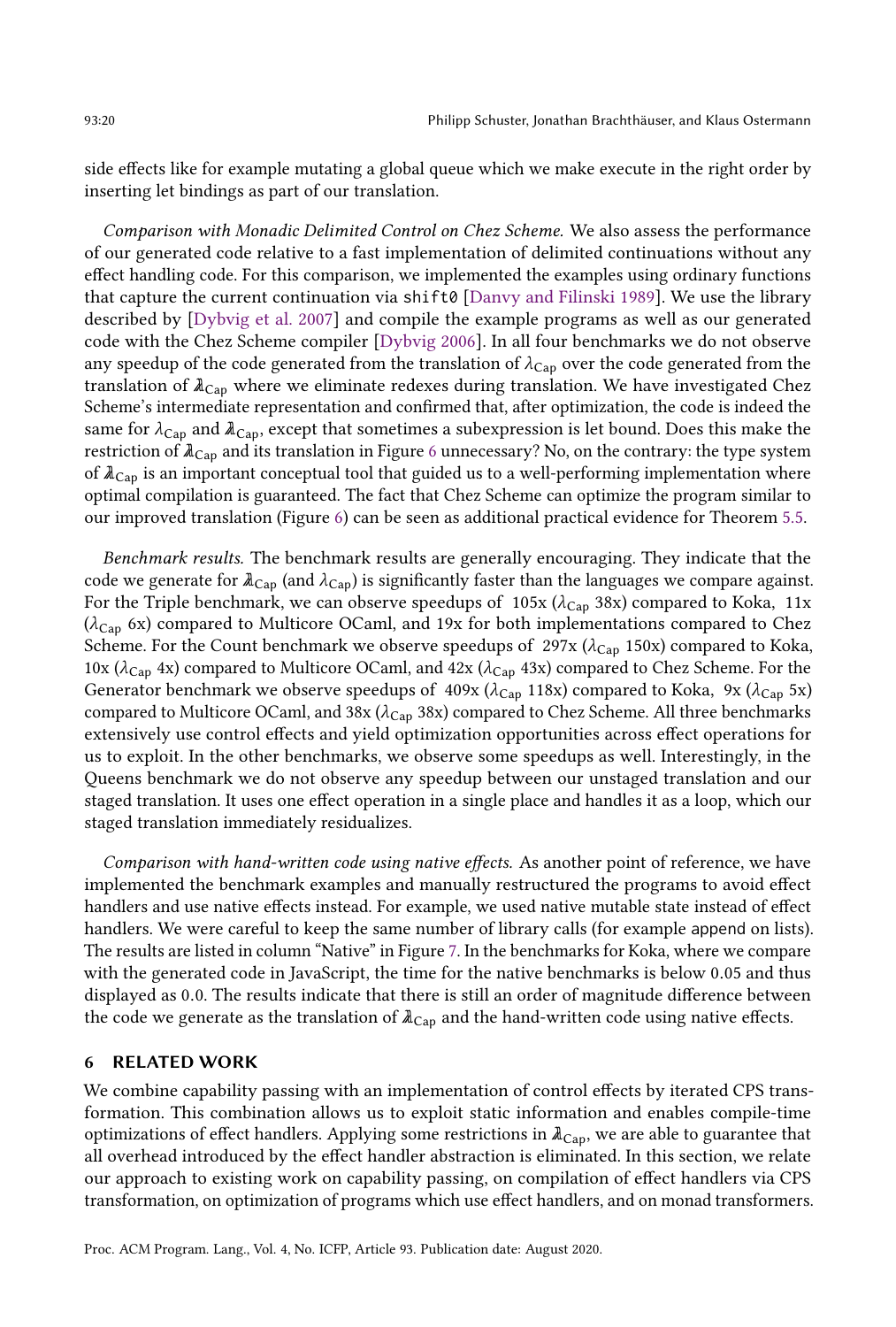side effects like for example mutating a global queue which we make execute in the right order by inserting let bindings as part of our translation.

*Comparison with Monadic Delimited Control on Chez Scheme.* We also assess the performance of our generated code relative to a fast implementation of delimited continuations without any effect handling code. For this comparison, we implemented the examples using ordinary functions that capture the current continuation via `shift0` [Danvy and Filinski 1989]. We use the library described by [Dybvig et al. 2007] and compile the example programs as well as our generated code with the Chez Scheme compiler [Dybvig 2006]. In all four benchmarks we do not observe any speedup of the code generated from the translation of $\lambda_{\text{Cap}}$ over the code generated from the translation of $\lambda\!\!\!\lambda_{\text{Cap}}$ where we eliminate redexes during translation. We have investigated Chez Scheme's intermediate representation and confirmed that, after optimization, the code is indeed the same for $\lambda_{\text{Cap}}$ and $\lambda\!\!\!\lambda_{\text{Cap}}$, except that sometimes a subexpression is let bound. Does this make the restriction of $\lambda\!\!\!\lambda_{\text{Cap}}$ and its translation in Figure 6 unnecessary? No, on the contrary: the type system of $\lambda\!\!\!\lambda_{\text{Cap}}$ is an important conceptual tool that guided us to a well-performing implementation where optimal compilation is guaranteed. The fact that Chez Scheme can optimize the program similar to our improved translation (Figure 6) can be seen as additional practical evidence for Theorem 5.5.

*Benchmark results.* The benchmark results are generally encouraging. They indicate that the code we generate for $\lambda\!\!\!\lambda_{\text{Cap}}$ (and $\lambda_{\text{Cap}}$) is significantly faster than the languages we compare against. For the Triple benchmark, we can observe speedups of 105x ($\lambda_{\text{Cap}}$ 38x) compared to Koka, 11x ($\lambda_{\text{Cap}}$ 6x) compared to Multicore OCaml, and 19x for both implementations compared to Chez Scheme. For the Count benchmark we observe speedups of 297x ($\lambda_{\text{Cap}}$ 150x) compared to Koka, 10x ($\lambda_{\text{Cap}}$ 4x) compared to Multicore OCaml, and 42x ($\lambda_{\text{Cap}}$ 43x) compared to Chez Scheme. For the Generator benchmark we observe speedups of 409x ($\lambda_{\text{Cap}}$ 118x) compared to Koka, 9x ($\lambda_{\text{Cap}}$ 5x) compared to Multicore OCaml, and 38x ($\lambda_{\text{Cap}}$ 38x) compared to Chez Scheme. All three benchmarks extensively use control effects and yield optimization opportunities across effect operations for us to exploit. In the other benchmarks, we observe some speedups as well. Interestingly, in the Queens benchmark we do not observe any speedup between our unstaged translation and our staged translation. It uses one effect operation in a single place and handles it as a loop, which our staged translation immediately residualizes.

*Comparison with hand-written code using native effects.* As another point of reference, we have implemented the benchmark examples and manually restructured the programs to avoid effect handlers and use native effects instead. For example, we used native mutable state instead of effect handlers. We were careful to keep the same number of library calls (for example append on lists). The results are listed in column "Native" in Figure 7. In the benchmarks for Koka, where we compare with the generated code in JavaScript, the time for the native benchmarks is below 0.05 and thus displayed as 0.0. The results indicate that there is still an order of magnitude difference between the code we generate as the translation of $\lambda\!\!\!\lambda_{\text{Cap}}$ and the hand-written code using native effects.

## 6 RELATED WORK

We combine capability passing with an implementation of control effects by iterated CPS transformation. This combination allows us to exploit static information and enables compile-time optimizations of effect handlers. Applying some restrictions in $\lambda\!\!\!\lambda_{\text{Cap}}$, we are able to guarantee that all overhead introduced by the effect handler abstraction is eliminated. In this section, we relate our approach to existing work on capability passing, on compilation of effect handlers via CPS transformation, on optimization of programs which use effect handlers, and on monad transformers.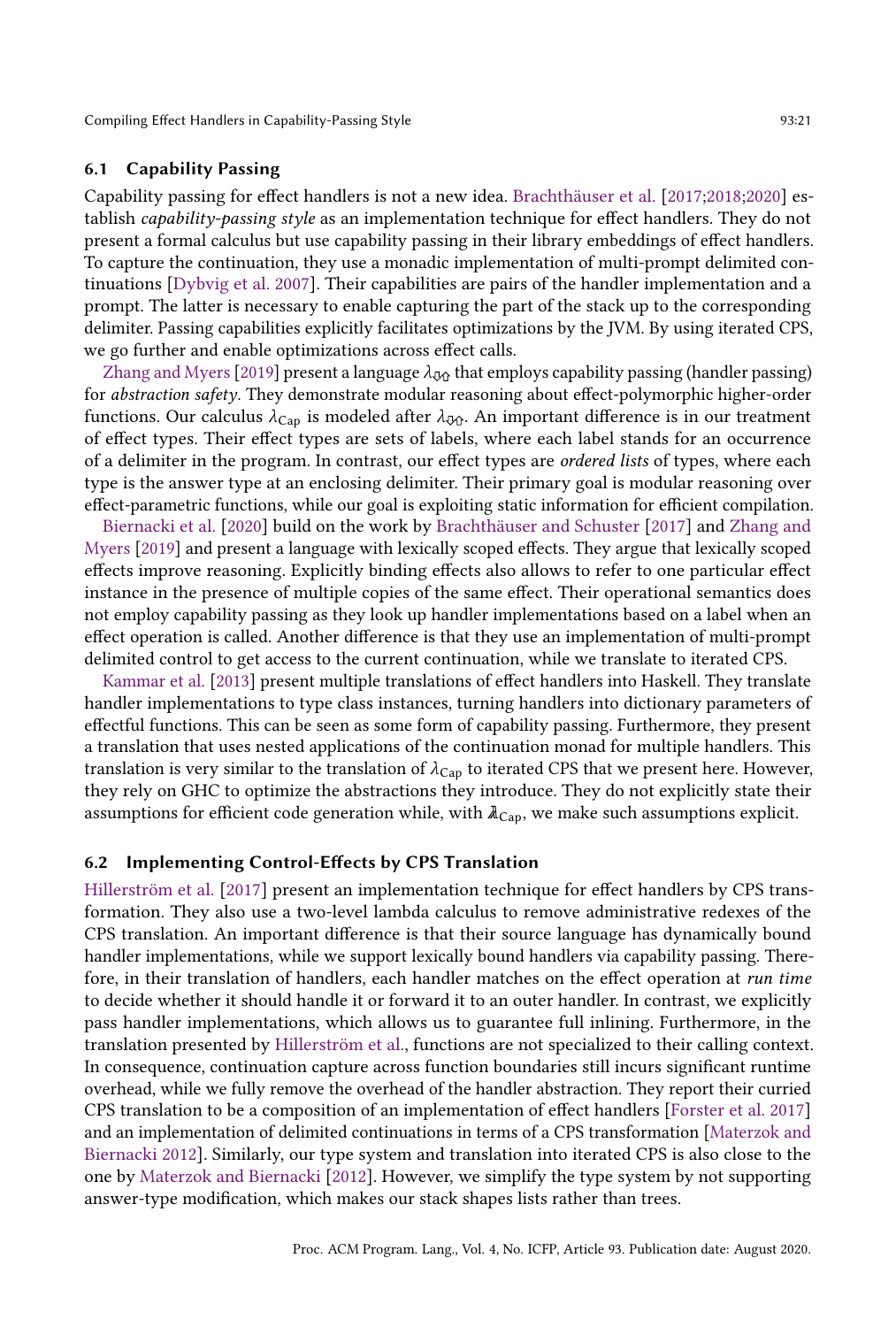### 6.1 Capability Passing

Capability passing for effect handlers is not a new idea. Brachthäuser et al. [2017;2018;2020] establish *capability-passing style* as an implementation technique for effect handlers. They do not present a formal calculus but use capability passing in their library embeddings of effect handlers. To capture the continuation, they use a monadic implementation of multi-prompt delimited continuations [Dybvig et al. 2007]. Their capabilities are pairs of the handler implementation and a prompt. The latter is necessary to enable capturing the part of the stack up to the corresponding delimiter. Passing capabilities explicitly facilitates optimizations by the JVM. By using iterated CPS, we go further and enable optimizations across effect calls.

Zhang and Myers [2019] present a language $\lambda_{⇓⇑}$ that employs capability passing (handler passing) for *abstraction safety*. They demonstrate modular reasoning about effect-polymorphic higher-order functions. Our calculus $\lambda_{\text{Cap}}$ is modeled after $\lambda_{⇓⇑}$. An important difference is in our treatment of effect types. Their effect types are sets of labels, where each label stands for an occurrence of a delimiter in the program. In contrast, our effect types are *ordered lists* of types, where each type is the answer type at an enclosing delimiter. Their primary goal is modular reasoning over effect-parametric functions, while our goal is exploiting static information for efficient compilation.

Biernacki et al. [2020] build on the work by Brachthäuser and Schuster [2017] and Zhang and Myers [2019] and present a language with lexically scoped effects. They argue that lexically scoped effects improve reasoning. Explicitly binding effects also allows to refer to one particular effect instance in the presence of multiple copies of the same effect. Their operational semantics does not employ capability passing as they look up handler implementations based on a label when an effect operation is called. Another difference is that they use an implementation of multi-prompt delimited control to get access to the current continuation, while we translate to iterated CPS.

Kammar et al. [2013] present multiple translations of effect handlers into Haskell. They translate handler implementations to type class instances, turning handlers into dictionary parameters of effectful functions. This can be seen as some form of capability passing. Furthermore, they present a translation that uses nested applications of the continuation monad for multiple handlers. This translation is very similar to the translation of $\lambda_{\text{Cap}}$ to iterated CPS that we present here. However, they rely on GHC to optimize the abstractions they introduce. They do not explicitly state their assumptions for efficient code generation while, with $\lambda\!\!\!\lambda_{\text{Cap}}$, we make such assumptions explicit.

### 6.2 Implementing Control-Effects by CPS Translation

Hillerström et al. [2017] present an implementation technique for effect handlers by CPS transformation. They also use a two-level lambda calculus to remove administrative redexes of the CPS translation. An important difference is that their source language has dynamically bound handler implementations, while we support lexically bound handlers via capability passing. Therefore, in their translation of handlers, each handler matches on the effect operation at *run time* to decide whether it should handle it or forward it to an outer handler. In contrast, we explicitly pass handler implementations, which allows us to guarantee full inlining. Furthermore, in the translation presented by Hillerström et al., functions are not specialized to their calling context. In consequence, continuation capture across function boundaries still incurs significant runtime overhead, while we fully remove the overhead of the handler abstraction. They report their curried CPS translation to be a composition of an implementation of effect handlers [Forster et al. 2017] and an implementation of delimited continuations in terms of a CPS transformation [Materzok and Biernacki 2012]. Similarly, our type system and translation into iterated CPS is also close to the one by Materzok and Biernacki [2012]. However, we simplify the type system by not supporting answer-type modification, which makes our stack shapes lists rather than trees.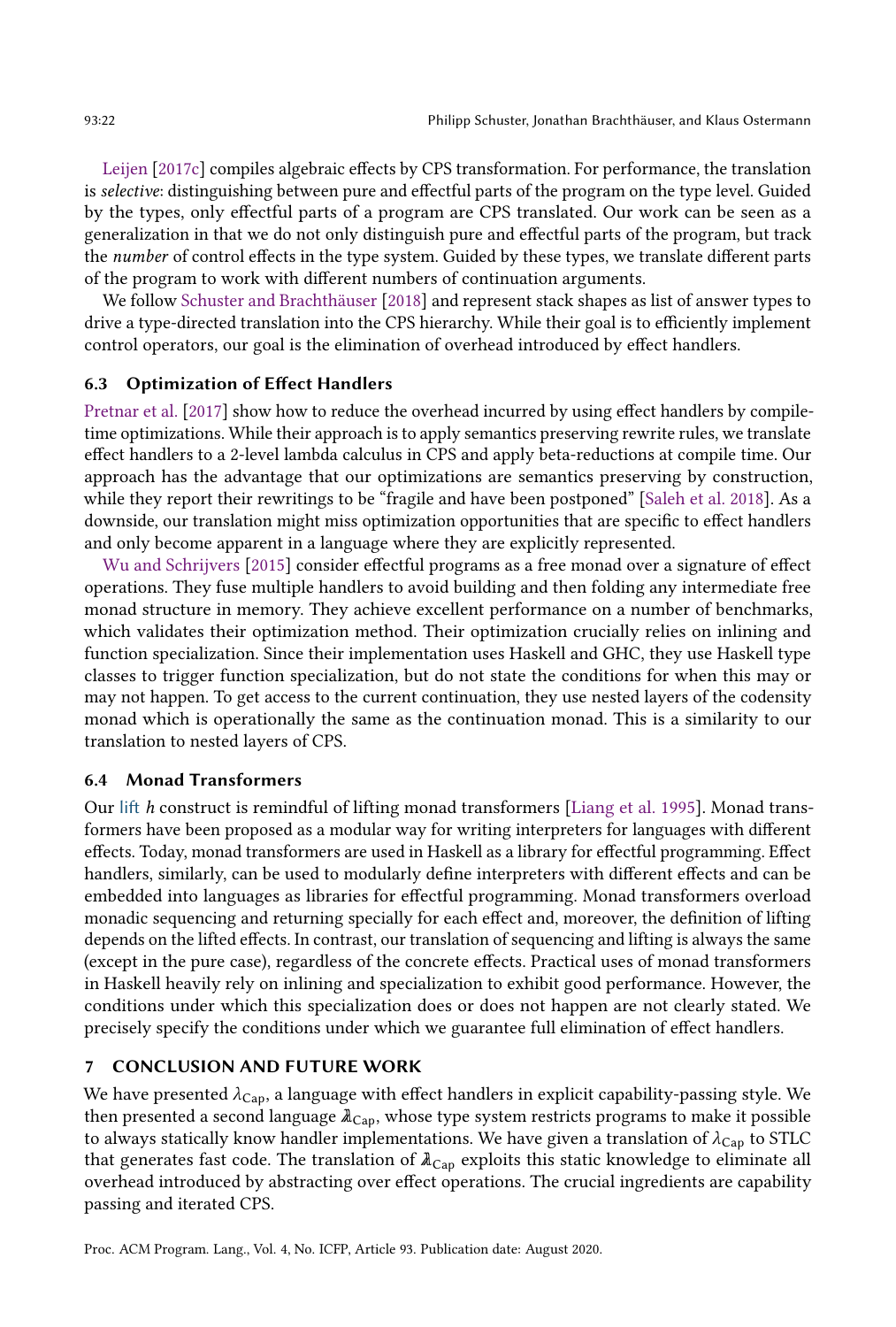Leijen [2017c] compiles algebraic effects by CPS transformation. For performance, the translation is *selective*: distinguishing between pure and effectful parts of the program on the type level. Guided by the types, only effectful parts of a program are CPS translated. Our work can be seen as a generalization in that we do not only distinguish pure and effectful parts of the program, but track the *number* of control effects in the type system. Guided by these types, we translate different parts of the program to work with different numbers of continuation arguments.

We follow Schuster and Brachthäuser [2018] and represent stack shapes as list of answer types to drive a type-directed translation into the CPS hierarchy. While their goal is to efficiently implement control operators, our goal is the elimination of overhead introduced by effect handlers.

### 6.3 Optimization of Effect Handlers

Pretnar et al. [2017] show how to reduce the overhead incurred by using effect handlers by compile-time optimizations. While their approach is to apply semantics preserving rewrite rules, we translate effect handlers to a 2-level lambda calculus in CPS and apply beta-reductions at compile time. Our approach has the advantage that our optimizations are semantics preserving by construction, while they report their rewritings to be "fragile and have been postponed" [Saleh et al. 2018]. As a downside, our translation might miss optimization opportunities that are specific to effect handlers and only become apparent in a language where they are explicitly represented.

Wu and Schrijvers [2015] consider effectful programs as a free monad over a signature of effect operations. They fuse multiple handlers to avoid building and then folding any intermediate free monad structure in memory. They achieve excellent performance on a number of benchmarks, which validates their optimization method. Their optimization crucially relies on inlining and function specialization. Since their implementation uses Haskell and GHC, they use Haskell type classes to trigger function specialization, but do not state the conditions for when this may or may not happen. To get access to the current continuation, they use nested layers of the codensity monad which is operationally the same as the continuation monad. This is a similarity to our translation to nested layers of CPS.

### 6.4 Monad Transformers

Our lift $h$ construct is remindful of lifting monad transformers [Liang et al. 1995]. Monad transformers have been proposed as a modular way for writing interpreters for languages with different effects. Today, monad transformers are used in Haskell as a library for effectful programming. Effect handlers, similarly, can be used to modularly define interpreters with different effects and can be embedded into languages as libraries for effectful programming. Monad transformers overload monadic sequencing and returning specially for each effect and, moreover, the definition of lifting depends on the lifted effects. In contrast, our translation of sequencing and lifting is always the same (except in the pure case), regardless of the concrete effects. Practical uses of monad transformers in Haskell heavily rely on inlining and specialization to exhibit good performance. However, the conditions under which this specialization does or does not happen are not clearly stated. We precisely specify the conditions under which we guarantee full elimination of effect handlers.

## 7 CONCLUSION AND FUTURE WORK

We have presented $\lambda_{\text{Cap}}$, a language with effect handlers in explicit capability-passing style. We then presented a second language $\lambda\!\!\lambda_{\text{Cap}}$, whose type system restricts programs to make it possible to always statically know handler implementations. We have given a translation of $\lambda_{\text{Cap}}$ to STLC that generates fast code. The translation of $\lambda\!\!\lambda_{\text{Cap}}$ exploits this static knowledge to eliminate all overhead introduced by abstracting over effect operations. The crucial ingredients are capability passing and iterated CPS.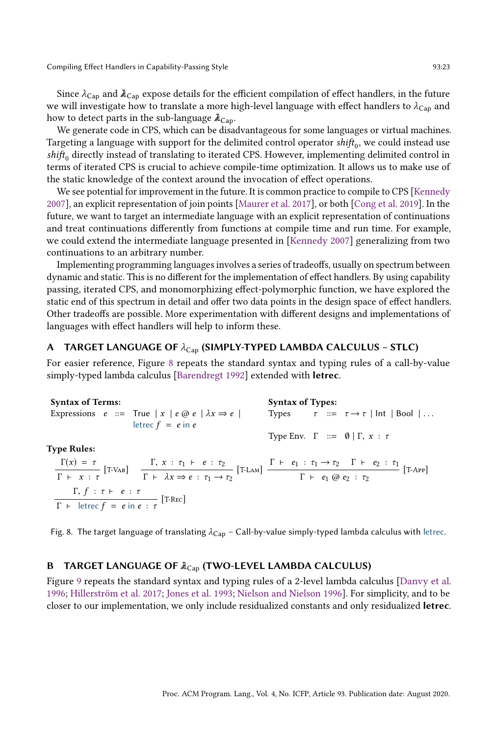Since $\lambda_{\text{Cap}}$ and $\lambda\!\!\!\lambda_{\text{Cap}}$ expose details for the efficient compilation of effect handlers, in the future we will investigate how to translate a more high-level language with effect handlers to $\lambda_{\text{Cap}}$ and how to detect parts in the sub-language $\lambda\!\!\!\lambda_{\text{Cap}}$.

We generate code in CPS, which can be disadvantageous for some languages or virtual machines. Targeting a language with support for the delimited control operator $\mathit{shift}_0$, we could instead use $\mathit{shift}_0$ directly instead of translating to iterated CPS. However, implementing delimited control in terms of iterated CPS is crucial to achieve compile-time optimization. It allows us to make use of the static knowledge of the context around the invocation of effect operations.

We see potential for improvement in the future. It is common practice to compile to CPS [Kennedy 2007], an explicit representation of join points [Maurer et al. 2017], or both [Cong et al. 2019]. In the future, we want to target an intermediate language with an explicit representation of continuations and treat continuations differently from functions at compile time and run time. For example, we could extend the intermediate language presented in [Kennedy 2007] generalizing from two continuations to an arbitrary number.

Implementing programming languages involves a series of tradeoffs, usually on spectrum between dynamic and static. This is no different for the implementation of effect handlers. By using capability passing, iterated CPS, and monomorphizing effect-polymorphic function, we have explored the static end of this spectrum in detail and offer two data points in the design space of effect handlers. Other tradeoffs are possible. More experimentation with different designs and implementations of languages with effect handlers will help to inform these.

## A TARGET LANGUAGE OF $\lambda_{\text{Cap}}$ (SIMPLY-TYPED LAMBDA CALCULUS – STLC)

For easier reference, Figure 8 repeats the standard syntax and typing rules of a call-by-value simply-typed lambda calculus [Barendregt 1992] extended with **letrec**.

**Syntax of Terms:**

Expressions $e \;::=\; \mathsf{True} \mid x \mid e \mathbin{@} e \mid \lambda x \Rightarrow e \mid \mathsf{letrec}\ f \;=\; e\ \mathsf{in}\ e$

**Syntax of Types:**

Types $\tau \;::=\; \tau \to \tau \mid \mathsf{Int} \mid \mathsf{Bool} \mid \ldots$

Type Env. $\Gamma \;::=\; \emptyset \mid \Gamma,\ x : \tau$

**Type Rules:**

$$\frac{\Gamma(x) = \tau}{\Gamma \vdash x : \tau}\ [\textsc{T-Var}] \qquad \frac{\Gamma,\ x : \tau_1 \vdash e : \tau_2}{\Gamma \vdash \lambda x \Rightarrow e : \tau_1 \to \tau_2}\ [\textsc{T-Lam}] \qquad \frac{\Gamma \vdash e_1 : \tau_1 \to \tau_2 \quad \Gamma \vdash e_2 : \tau_1}{\Gamma \vdash e_1 \mathbin{@} e_2 : \tau_2}\ [\textsc{T-App}]$$

$$\frac{\Gamma,\ f : \tau \vdash e : \tau}{\Gamma \vdash \mathsf{letrec}\ f = e\ \mathsf{in}\ e : \tau}\ [\textsc{T-Rec}]$$

Fig. 8. The target language of translating $\lambda_{\text{Cap}}$ – Call-by-value simply-typed lambda calculus with letrec.

## B TARGET LANGUAGE OF $\lambda\!\!\!\lambda_{\text{Cap}}$ (TWO-LEVEL LAMBDA CALCULUS)

Figure 9 repeats the standard syntax and typing rules of a 2-level lambda calculus [Danvy et al. 1996; Hillerström et al. 2017; Jones et al. 1993; Nielson and Nielson 1996]. For simplicity, and to be closer to our implementation, we only include residualized constants and only residualized **letrec**.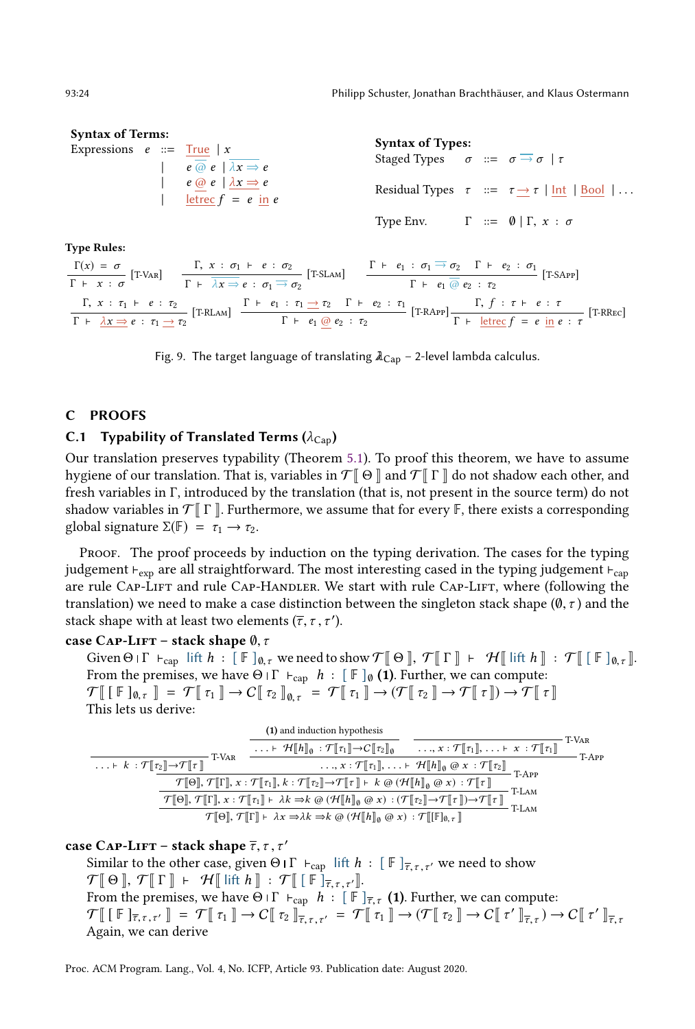**Syntax of Terms:**

$$
\begin{array}{lrcl}
\text{Expressions} & e & ::= & \underline{\text{True}} \mid x \\
& & \mid & e \;\overline{@}\; e \mid \overline{\lambda x \Rightarrow} \; e \\
& & \mid & e \;\underline{@}\; e \mid \underline{\lambda x \Rightarrow} \; e \\
& & \mid & \underline{\text{letrec}}\; f \;=\; e \;\underline{\text{in}}\; e
\end{array}
$$

**Syntax of Types:**

$$
\begin{array}{lrcl}
\text{Staged Types} & \sigma & ::= & \sigma \overline{\to} \sigma \mid \tau \\
\text{Residual Types} & \tau & ::= & \tau \underline{\to} \tau \mid \underline{\text{Int}} \mid \underline{\text{Bool}} \mid \ldots \\
\text{Type Env.} & \Gamma & ::= & \emptyset \mid \Gamma,\; x : \sigma
\end{array}
$$

**Type Rules:**

$$
\frac{\Gamma(x) = \sigma}{\Gamma \vdash x : \sigma}\;[\text{T-Var}]
\qquad
\frac{\Gamma,\; x : \sigma_1 \vdash e : \sigma_2}{\Gamma \vdash \overline{\lambda x \Rightarrow}\; e : \sigma_1 \overline{\to} \sigma_2}\;[\text{T-SLam}]
\qquad
\frac{\Gamma \vdash e_1 : \sigma_1 \overline{\to} \sigma_2 \quad \Gamma \vdash e_2 : \sigma_1}{\Gamma \vdash e_1 \;\overline{@}\; e_2 : \tau_2}\;[\text{T-SApp}]
$$

$$
\frac{\Gamma,\; x : \tau_1 \vdash e : \tau_2}{\Gamma \vdash \underline{\lambda x \Rightarrow}\; e : \tau_1 \underline{\to} \tau_2}\;[\text{T-RLam}]
\qquad
\frac{\Gamma \vdash e_1 : \tau_1 \underline{\to} \tau_2 \quad \Gamma \vdash e_2 : \tau_1}{\Gamma \vdash e_1 \;\underline{@}\; e_2 : \tau_2}\;[\text{T-RApp}]
\qquad
\frac{\Gamma,\; f : \tau \vdash e : \tau}{\Gamma \vdash \underline{\text{letrec}}\; f = e \;\underline{\text{in}}\; e : \tau}\;[\text{T-RRec}]
$$

Fig. 9. The target language of translating $\lambda_{\text{Cap}}$ – 2-level lambda calculus.

## C PROOFS

### C.1 Typability of Translated Terms ($\lambda_{\text{Cap}}$)

Our translation preserves typability (Theorem 5.1). To proof this theorem, we have to assume hygiene of our translation. That is, variables in $\mathcal{T}[\![\,\Theta\,]\!]$ and $\mathcal{T}[\![\,\Gamma\,]\!]$ do not shadow each other, and fresh variables in $\Gamma$, introduced by the translation (that is, not present in the source term) do not shadow variables in $\mathcal{T}[\![\,\Gamma\,]\!]$. Furthermore, we assume that for every $\mathbb{F}$, there exists a corresponding global signature $\Sigma(\mathbb{F}) = \tau_1 \to \tau_2$.

Proof. The proof proceeds by induction on the typing derivation. The cases for the typing judgement $\vdash_{\text{exp}}$ are all straightforward. The most interesting cased in the typing judgement $\vdash_{\text{cap}}$ are rule Cap-Lift and rule Cap-Handler. We start with rule Cap-Lift, where (following the translation) we need to make a case distinction between the singleton stack shape $(\emptyset, \tau)$ and the stack shape with at least two elements $(\overline{\tau}, \tau, \tau')$.

**case Cap-Lift – stack shape $\emptyset, \tau$**

Given $\Theta \mid \Gamma \vdash_{\text{cap}} \text{lift}\; h : [\,\mathbb{F}\,]_{\emptyset,\tau}$ we need to show $\mathcal{T}[\![\,\Theta\,]\!], \mathcal{T}[\![\,\Gamma\,]\!] \vdash \mathcal{H}[\![\,\text{lift}\; h\,]\!] : \mathcal{T}[\![\,[\,\mathbb{F}\,]_{\emptyset,\tau}\,]\!]$.
From the premises, we have $\Theta \mid \Gamma \vdash_{\text{cap}} h : [\,\mathbb{F}\,]_{\emptyset}$ **(1)**. Further, we can compute:
$\mathcal{T}[\![\,[\,\mathbb{F}\,]_{\emptyset,\tau}\,]\!] = \mathcal{T}[\![\,\tau_1\,]\!] \to \mathcal{C}[\![\,\tau_2\,]\!]_{\emptyset,\tau} = \mathcal{T}[\![\,\tau_1\,]\!] \to (\mathcal{T}[\![\,\tau_2\,]\!] \to \mathcal{T}[\![\,\tau\,]\!]) \to \mathcal{T}[\![\,\tau\,]\!]$
This lets us derive:

$$
\dfrac{
\dfrac{}{\ldots \vdash k : \mathcal{T}[\![\tau_2]\!] \to \mathcal{T}[\![\tau]\!]}\text{T-Var}
\quad
\dfrac{
\dfrac{\text{(1) and induction hypothesis}}{\ldots \vdash \mathcal{H}[\![h]\!]_\emptyset : \mathcal{T}[\![\tau_1]\!] \to \mathcal{C}[\![\tau_2]\!]_\emptyset}
\quad
\dfrac{}{\ldots, x : \mathcal{T}[\![\tau_1]\!], \ldots \vdash x : \mathcal{T}[\![\tau_1]\!]}\text{T-Var}
}{\ldots, x : \mathcal{T}[\![\tau_1]\!], \ldots \vdash \mathcal{H}[\![h]\!]_\emptyset \;@\; x : \mathcal{T}[\![\tau_2]\!]}\text{T-App}
}{
\dfrac{\mathcal{T}[\![\Theta]\!], \mathcal{T}[\![\Gamma]\!], x : \mathcal{T}[\![\tau_1]\!], k : \mathcal{T}[\![\tau_2]\!] \to \mathcal{T}[\![\tau]\!] \vdash k \;@\; (\mathcal{H}[\![h]\!]_\emptyset \;@\; x) : \mathcal{T}[\![\tau]\!]}{
\dfrac{\mathcal{T}[\![\Theta]\!], \mathcal{T}[\![\Gamma]\!], x : \mathcal{T}[\![\tau_1]\!] \vdash \lambda k \Rightarrow k \;@\; (\mathcal{H}[\![h]\!]_\emptyset \;@\; x) : (\mathcal{T}[\![\tau_2]\!] \to \mathcal{T}[\![\tau]\!]) \to \mathcal{T}[\![\tau]\!]}{\mathcal{T}[\![\Theta]\!], \mathcal{T}[\![\Gamma]\!] \vdash \lambda x \Rightarrow \lambda k \Rightarrow k \;@\; (\mathcal{H}[\![h]\!]_\emptyset \;@\; x) : \mathcal{T}[\![[\mathbb{F}]_{\emptyset,\tau}]\!]}\text{T-Lam}
}\text{T-Lam}
}\text{T-App}
$$

**case Cap-Lift – stack shape $\overline{\tau}, \tau, \tau'$**

Similar to the other case, given $\Theta \mid \Gamma \vdash_{\text{cap}} \text{lift}\; h : [\,\mathbb{F}\,]_{\overline{\tau},\tau,\tau'}$ we need to show $\mathcal{T}[\![\,\Theta\,]\!], \mathcal{T}[\![\,\Gamma\,]\!] \vdash \mathcal{H}[\![\,\text{lift}\; h\,]\!] : \mathcal{T}[\![\,[\,\mathbb{F}\,]_{\overline{\tau},\tau,\tau'}\,]\!]$.
From the premises, we have $\Theta \mid \Gamma \vdash_{\text{cap}} h : [\,\mathbb{F}\,]_{\overline{\tau},\tau}$ **(1)**. Further, we can compute:
$\mathcal{T}[\![\,[\,\mathbb{F}\,]_{\overline{\tau},\tau,\tau'}\,]\!] = \mathcal{T}[\![\,\tau_1\,]\!] \to \mathcal{C}[\![\,\tau_2\,]\!]_{\overline{\tau},\tau,\tau'} = \mathcal{T}[\![\,\tau_1\,]\!] \to (\mathcal{T}[\![\,\tau_2\,]\!] \to \mathcal{C}[\![\,\tau'\,]\!]_{\overline{\tau},\tau}) \to \mathcal{C}[\![\,\tau'\,]\!]_{\overline{\tau},\tau}$
Again, we can derive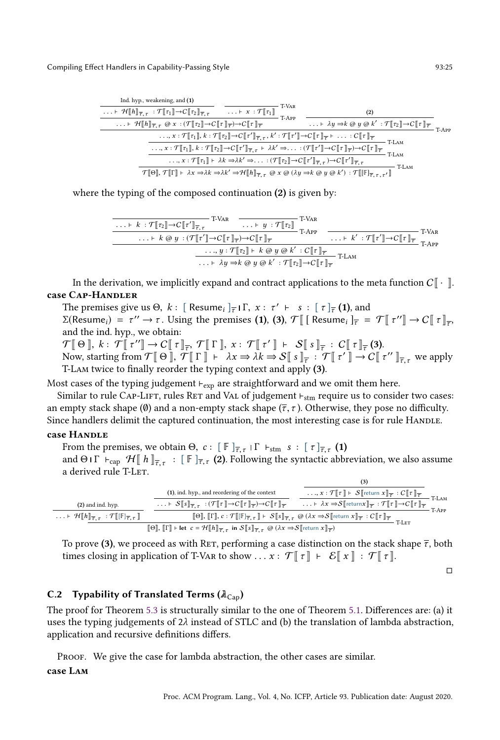$$
\dfrac{
  \dfrac{
    \dfrac{
      \dfrac{
        \dfrac{
          \dfrac{\text{Ind. hyp., weakening, and (1)}}{\ldots \vdash \mathcal{H}[\![h]\!]_{\overline{\tau},\tau} : \mathcal{T}[\![\tau_1]\!] \to \mathcal{C}[\![\tau_2]\!]_{\overline{\tau},\tau}}
          \quad
          \dfrac{}{\ldots \vdash x : \mathcal{T}[\![\tau_1]\!]}\text{T-Var}
        }{\ldots \vdash \mathcal{H}[\![h]\!]_{\overline{\tau},\tau} \mathbin{@} x : (\mathcal{T}[\![\tau_2]\!] \to \mathcal{C}[\![\tau]\!]_{\overline{\tau}}) \to \mathcal{C}[\![\tau]\!]_{\overline{\tau}}}\text{T-App}
        \quad
        \dfrac{(2)}{\ldots \vdash \lambda y \Rightarrow k \mathbin{@} y \mathbin{@} k' : \mathcal{T}[\![\tau_2]\!] \to \mathcal{C}[\![\tau]\!]_{\overline{\tau}}}
      }{\ldots, x : \mathcal{T}[\![\tau_1]\!], k : \mathcal{T}[\![\tau_2]\!] \to \mathcal{C}[\![\tau']\!]_{\overline{\tau},\tau}, k' : \mathcal{T}[\![\tau']\!] \to \mathcal{C}[\![\tau]\!]_{\overline{\tau}} \vdash \ldots : \mathcal{C}[\![\tau]\!]_{\overline{\tau}}}\text{T-App}
    }{\ldots, x : \mathcal{T}[\![\tau_1]\!], k : \mathcal{T}[\![\tau_2]\!] \to \mathcal{C}[\![\tau']\!]_{\overline{\tau},\tau} \vdash \lambda k' \Rightarrow \ldots : (\mathcal{T}[\![\tau']\!] \to \mathcal{C}[\![\tau]\!]_{\overline{\tau}}) \to \mathcal{C}[\![\tau]\!]_{\overline{\tau}}}\text{T-Lam}
  }{\ldots, x : \mathcal{T}[\![\tau_1]\!] \vdash \lambda k \Rightarrow \lambda k' \Rightarrow \ldots : (\mathcal{T}[\![\tau_2]\!] \to \mathcal{C}[\![\tau']\!]_{\overline{\tau},\tau}) \to \mathcal{C}[\![\tau']\!]_{\overline{\tau},\tau}}\text{T-Lam}
}{\mathcal{T}[\![\Theta]\!], \mathcal{T}[\![\Gamma]\!] \vdash \lambda x \Rightarrow \lambda k \Rightarrow \lambda k' \Rightarrow \mathcal{H}[\![h]\!]_{\overline{\tau},\tau} \mathbin{@} x \mathbin{@} (\lambda y \Rightarrow k \mathbin{@} y \mathbin{@} k') : \mathcal{T}[\![\mathbb{F}]\!]_{\overline{\tau},\tau,\tau'}}\text{T-Lam}
$$

where the typing of the composed continuation **(2)** is given by:

$$
\dfrac{
  \dfrac{
    \dfrac{
      \dfrac{}{\ldots \vdash k : \mathcal{T}[\![\tau_2]\!] \to \mathcal{C}[\![\tau']\!]_{\overline{\tau},\tau}}\text{T-Var}
      \quad
      \dfrac{}{\ldots \vdash y : \mathcal{T}[\![\tau_2]\!]}\text{T-Var}
    }{\ldots \vdash k \mathbin{@} y : (\mathcal{T}[\![\tau']\!] \to \mathcal{C}[\![\tau]\!]_{\overline{\tau}}) \to \mathcal{C}[\![\tau]\!]_{\overline{\tau}}}\text{T-App}
    \quad
    \dfrac{}{\ldots \vdash k' : \mathcal{T}[\![\tau']\!] \to \mathcal{C}[\![\tau]\!]_{\overline{\tau}}}\text{T-Var}
  }{\ldots, y : \mathcal{T}[\![\tau_2]\!] \vdash k \mathbin{@} y \mathbin{@} k' : \mathcal{C}[\![\tau]\!]_{\overline{\tau}}}\text{T-App}
}{\ldots \vdash \lambda y \Rightarrow k \mathbin{@} y \mathbin{@} k' : \mathcal{T}[\![\tau_2]\!] \to \mathcal{C}[\![\tau]\!]_{\overline{\tau}}}\text{T-Lam}
$$

In the derivation, we implicitly expand and contract applications to the meta function $\mathcal{C}[\![\,\cdot\,]\!]$.

**case Cap-Handler**

The premises give us $\Theta,\ k : [\ \text{Resume}_i\ ]_{\overline{\tau}} \mid \Gamma,\ x : \tau' \ \vdash\ s : [\ \tau\ ]_{\overline{\tau}}$ **(1)**, and $\Sigma(\text{Resume}_i) = \tau'' \to \tau$. Using the premises **(1)**, **(3)**, $\mathcal{T}[\![\ [\ \text{Resume}_i\ ]_{\overline{\tau}}\ ]\!] = \mathcal{T}[\![\ \tau''\ ]\!] \to \mathcal{C}[\![\ \tau\ ]\!]_{\overline{\tau}}$, and the ind. hyp., we obtain:

$\mathcal{T}[\![\ \Theta\ ]\!],\ k : \mathcal{T}[\![\ \tau''\ ]\!] \to \mathcal{C}[\![\ \tau\ ]\!]_{\overline{\tau}},\ \mathcal{T}[\![\ \Gamma\ ]\!],\ x : \mathcal{T}[\![\ \tau'\ ]\!] \ \vdash\ \mathcal{S}[\![\ s\ ]\!]_{\overline{\tau}} : \mathcal{C}[\![\ \tau\ ]\!]_{\overline{\tau}}$ **(3)**.

Now, starting from $\mathcal{T}[\![\ \Theta\ ]\!],\ \mathcal{T}[\![\ \Gamma\ ]\!] \ \vdash\ \lambda x \Rightarrow \lambda k \Rightarrow \mathcal{S}[\![\ s\ ]\!]_{\overline{\tau}} : \mathcal{T}[\![\ \tau'\ ]\!] \to \mathcal{C}[\![\ \tau''\ ]\!]_{\overline{\tau},\tau}$ we apply T-Lam twice to finally reorder the typing context and apply **(3)**.

Most cases of the typing judgement $\vdash_{\text{exp}}$ are straightforward and we omit them here.

Similar to rule Cap-Lift, rules Ret and Val of judgement $\vdash_{\text{stm}}$ require us to consider two cases: an empty stack shape ($\emptyset$) and a non-empty stack shape ($\overline{\tau}, \tau$). Otherwise, they pose no difficulty. Since handlers delimit the captured continuation, the most interesting case is for rule Handle.

**case Handle**

From the premises, we obtain $\Theta,\ c : [\ \mathbb{F}\ ]_{\overline{\tau},\tau} \mid \Gamma \ \vdash_{\text{stm}}\ s : [\ \tau\ ]_{\overline{\tau},\tau}$ **(1)** and $\Theta \mid \Gamma \ \vdash_{\text{cap}}\ \mathcal{H}[\![\ h\ ]\!]_{\overline{\tau},\tau} : [\ \mathbb{F}\ ]_{\overline{\tau},\tau}$ **(2)**. Following the syntactic abbreviation, we also assume a derived rule T-Let.

$$
\dfrac{
  \dfrac{\text{(2) and ind. hyp.}}{\ldots \vdash \mathcal{H}[\![h]\!]_{\overline{\tau},\tau} : \mathcal{T}[\![\mathbb{F}]\!]_{\overline{\tau},\tau}}
  \quad
  \dfrac{
    \dfrac{\text{(1), ind. hyp., and reordering of the context}}{\ldots \vdash \mathcal{S}[\![s]\!]_{\overline{\tau},\tau} : (\mathcal{T}[\![\tau]\!] \to \mathcal{C}[\![\tau]\!]_{\overline{\tau}}) \to \mathcal{C}[\![\tau]\!]_{\overline{\tau}}}
    \quad
    \dfrac{
      \dfrac{(3)}{\ldots, x : \mathcal{T}[\![\tau]\!] \vdash \mathcal{S}[\![\text{return } x]\!]_{\overline{\tau}} : \mathcal{C}[\![\tau]\!]_{\overline{\tau}}}
    }{\ldots \vdash \lambda x \Rightarrow \mathcal{S}[\![\text{return} x]\!]_{\overline{\tau}} : \mathcal{T}[\![\tau]\!] \to \mathcal{C}[\![\tau]\!]_{\overline{\tau}}}\text{T-Lam}
  }{[\![\Theta]\!], [\![\Gamma]\!], c : \mathcal{T}[\![\mathbb{F}]\!]_{\overline{\tau},\tau} \vdash \mathcal{S}[\![s]\!]_{\overline{\tau},\tau} \mathbin{@} (\lambda x \Rightarrow \mathcal{S}[\![\text{return } x]\!]_{\overline{\tau}} : \mathcal{C}[\![\tau]\!]_{\overline{\tau}}}\text{T-App}
}{[\![\Theta]\!], [\![\Gamma]\!] \vdash \textbf{let } c = \mathcal{H}[\![h]\!]_{\overline{\tau},\tau} \textbf{ in } \mathcal{S}[\![s]\!]_{\overline{\tau},\tau} \mathbin{@} (\lambda x \Rightarrow \mathcal{S}[\![\text{return } x]\!]_{\overline{\tau}})}\text{T-Let}
$$

To prove **(3)**, we proceed as with Ret, performing a case distinction on the stack shape $\overline{\tau}$, both times closing in application of T-Var to show $\ldots x : \mathcal{T}[\![\ \tau\ ]\!] \ \vdash\ \mathcal{E}[\![\ x\ ]\!] : \mathcal{T}[\![\ \tau\ ]\!]$.

∎

### C.2 Typability of Translated Terms ($\lambda_{\text{Cap}}$)

The proof for Theorem 5.3 is structurally similar to the one of Theorem 5.1. Differences are: (a) it uses the typing judgements of $2\lambda$ instead of STLC and (b) the translation of lambda abstraction, application and recursive definitions differs.

Proof. We give the case for lambda abstraction, the other cases are similar.

**case Lam**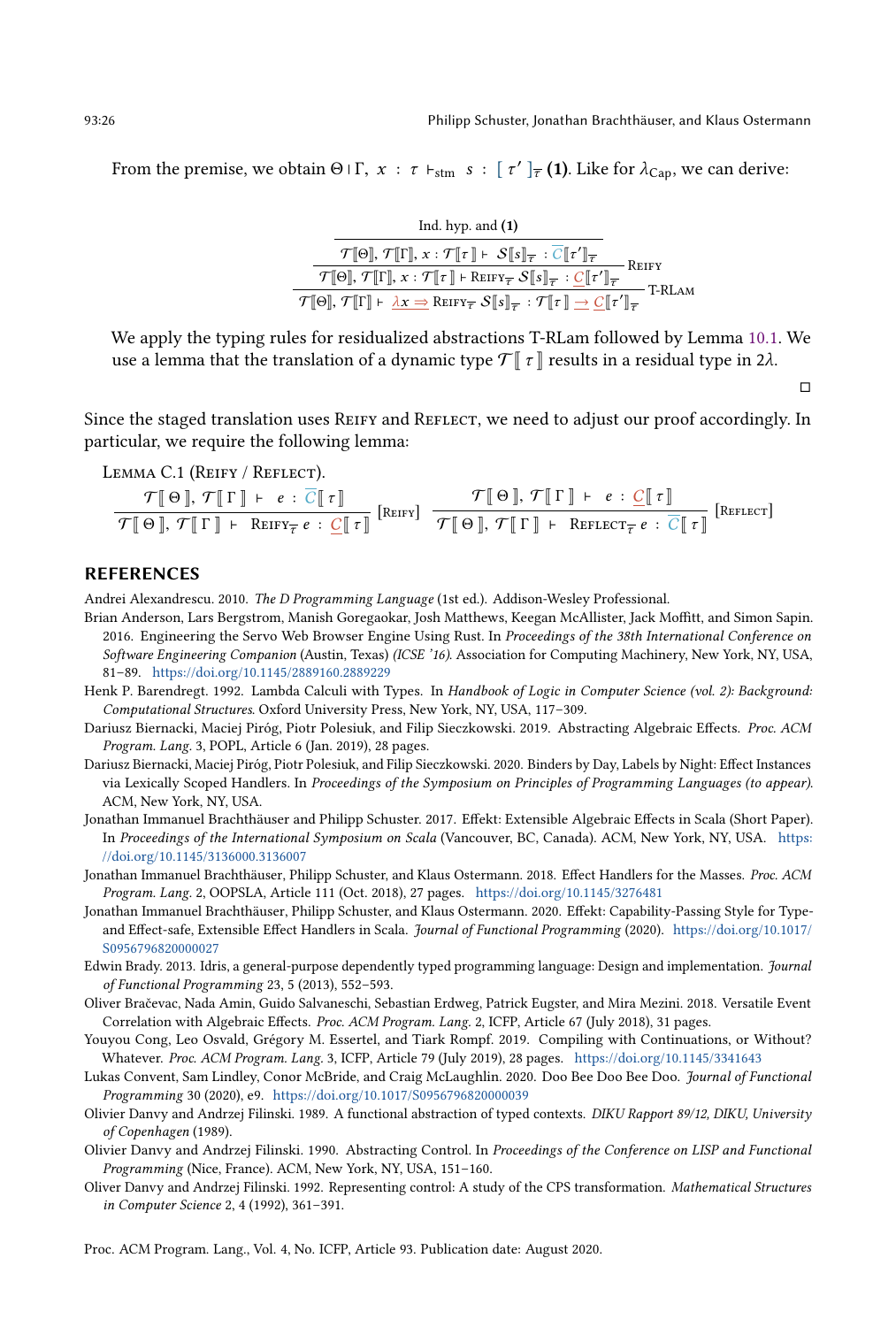From the premise, we obtain $\Theta \mid \Gamma,\ x : \tau \vdash_{\text{stm}}\ s : [\ \tau'\ ]_{\overline{\tau}}$ **(1)**. Like for $\lambda_{\text{Cap}}$, we can derive:

$$
\dfrac{\dfrac{\dfrac{\text{Ind. hyp. and } \mathbf{(1)}}{\mathcal{T}[\![\Theta]\!],\ \mathcal{T}[\![\Gamma]\!],\ x : \mathcal{T}[\![\tau]\!] \vdash \mathcal{S}[\![s]\!]_{\overline{\tau}} : \overline{\mathcal{C}}[\![\tau']\!]_{\overline{\tau}}}}{\mathcal{T}[\![\Theta]\!],\ \mathcal{T}[\![\Gamma]\!],\ x : \mathcal{T}[\![\tau]\!] \vdash \text{Reify}_{\overline{\tau}}\ \mathcal{S}[\![s]\!]_{\overline{\tau}} : \underline{\mathcal{C}}[\![\tau']\!]_{\overline{\tau}}}\ \text{Reify}}{\mathcal{T}[\![\Theta]\!],\ \mathcal{T}[\![\Gamma]\!] \vdash \underline{\lambda x \Rightarrow}\ \text{Reify}_{\overline{\tau}}\ \mathcal{S}[\![s]\!]_{\overline{\tau}} : \mathcal{T}[\![\tau]\!] \underline{\rightarrow}\ \underline{\mathcal{C}}[\![\tau']\!]_{\overline{\tau}}}\ \text{T-RLam}
$$

We apply the typing rules for residualized abstractions T-RLam followed by Lemma 10.1. We use a lemma that the translation of a dynamic type $\mathcal{T}[\![\ \tau\ ]\!]$ results in a residual type in $2\lambda$.

□

Since the staged translation uses Reify and Reflect, we need to adjust our proof accordingly. In particular, we require the following lemma:

Lemma C.1 (Reify / Reflect).

$$
\dfrac{\mathcal{T}[\![\ \Theta\ ]\!],\ \mathcal{T}[\![\ \Gamma\ ]\!]\ \vdash\ e : \overline{\mathcal{C}}[\![\ \tau\ ]\!]}{\mathcal{T}[\![\ \Theta\ ]\!],\ \mathcal{T}[\![\ \Gamma\ ]\!]\ \vdash\ \text{Reify}_{\overline{\tau}}\ e : \underline{\mathcal{C}}[\![\ \tau\ ]\!]}\ [\text{Reify}]
\qquad
\dfrac{\mathcal{T}[\![\ \Theta\ ]\!],\ \mathcal{T}[\![\ \Gamma\ ]\!]\ \vdash\ e : \underline{\mathcal{C}}[\![\ \tau\ ]\!]}{\mathcal{T}[\![\ \Theta\ ]\!],\ \mathcal{T}[\![\ \Gamma\ ]\!]\ \vdash\ \text{Reflect}_{\overline{\tau}}\ e : \overline{\mathcal{C}}[\![\ \tau\ ]\!]}\ [\text{Reflect}]
$$

## REFERENCES

Andrei Alexandrescu. 2010. *The D Programming Language* (1st ed.). Addison-Wesley Professional.

Brian Anderson, Lars Bergstrom, Manish Goregaokar, Josh Matthews, Keegan McAllister, Jack Moffitt, and Simon Sapin. 2016. Engineering the Servo Web Browser Engine Using Rust. In *Proceedings of the 38th International Conference on Software Engineering Companion* (Austin, Texas) *(ICSE '16)*. Association for Computing Machinery, New York, NY, USA, 81–89. https://doi.org/10.1145/2889160.2889229

Henk P. Barendregt. 1992. Lambda Calculi with Types. In *Handbook of Logic in Computer Science (vol. 2): Background: Computational Structures*. Oxford University Press, New York, NY, USA, 117–309.

Dariusz Biernacki, Maciej Piróg, Piotr Polesiuk, and Filip Sieczkowski. 2019. Abstracting Algebraic Effects. *Proc. ACM Program. Lang.* 3, POPL, Article 6 (Jan. 2019), 28 pages.

Dariusz Biernacki, Maciej Piróg, Piotr Polesiuk, and Filip Sieczkowski. 2020. Binders by Day, Labels by Night: Effect Instances via Lexically Scoped Handlers. In *Proceedings of the Symposium on Principles of Programming Languages (to appear)*. ACM, New York, NY, USA.

Jonathan Immanuel Brachthäuser and Philipp Schuster. 2017. Effekt: Extensible Algebraic Effects in Scala (Short Paper). In *Proceedings of the International Symposium on Scala* (Vancouver, BC, Canada). ACM, New York, NY, USA. https://doi.org/10.1145/3136000.3136007

Jonathan Immanuel Brachthäuser, Philipp Schuster, and Klaus Ostermann. 2018. Effect Handlers for the Masses. *Proc. ACM Program. Lang.* 2, OOPSLA, Article 111 (Oct. 2018), 27 pages. https://doi.org/10.1145/3276481

Jonathan Immanuel Brachthäuser, Philipp Schuster, and Klaus Ostermann. 2020. Effekt: Capability-Passing Style for Type- and Effect-safe, Extensible Effect Handlers in Scala. *Journal of Functional Programming* (2020). https://doi.org/10.1017/S0956796820000027

Edwin Brady. 2013. Idris, a general-purpose dependently typed programming language: Design and implementation. *Journal of Functional Programming* 23, 5 (2013), 552–593.

Oliver Bračevac, Nada Amin, Guido Salvaneschi, Sebastian Erdweg, Patrick Eugster, and Mira Mezini. 2018. Versatile Event Correlation with Algebraic Effects. *Proc. ACM Program. Lang.* 2, ICFP, Article 67 (July 2018), 31 pages.

Youyou Cong, Leo Osvald, Grégory M. Essertel, and Tiark Rompf. 2019. Compiling with Continuations, or Without? Whatever. *Proc. ACM Program. Lang.* 3, ICFP, Article 79 (July 2019), 28 pages. https://doi.org/10.1145/3341643

Lukas Convent, Sam Lindley, Conor McBride, and Craig McLaughlin. 2020. Doo Bee Doo Bee Doo. *Journal of Functional Programming* 30 (2020), e9. https://doi.org/10.1017/S0956796820000039

Olivier Danvy and Andrzej Filinski. 1989. A functional abstraction of typed contexts. *DIKU Rapport 89/12, DIKU, University of Copenhagen* (1989).

Olivier Danvy and Andrzej Filinski. 1990. Abstracting Control. In *Proceedings of the Conference on LISP and Functional Programming* (Nice, France). ACM, New York, NY, USA, 151–160.

Olivier Danvy and Andrzej Filinski. 1992. Representing control: A study of the CPS transformation. *Mathematical Structures in Computer Science* 2, 4 (1992), 361–391.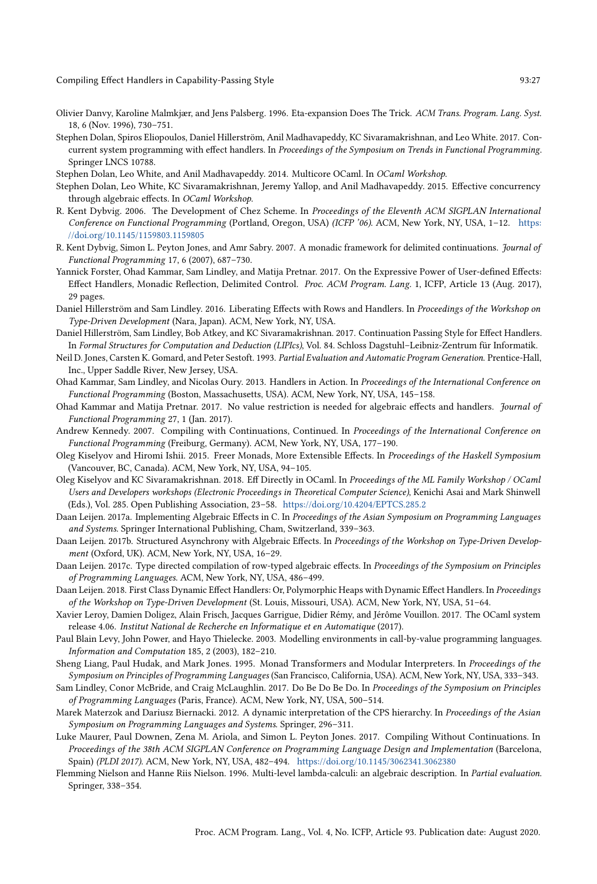Olivier Danvy, Karoline Malmkjær, and Jens Palsberg. 1996. Eta-expansion Does The Trick. *ACM Trans. Program. Lang. Syst.* 18, 6 (Nov. 1996), 730–751.

Stephen Dolan, Spiros Eliopoulos, Daniel Hillerström, Anil Madhavapeddy, KC Sivaramakrishnan, and Leo White. 2017. Concurrent system programming with effect handlers. In *Proceedings of the Symposium on Trends in Functional Programming*. Springer LNCS 10788.

Stephen Dolan, Leo White, and Anil Madhavapeddy. 2014. Multicore OCaml. In *OCaml Workshop*.

Stephen Dolan, Leo White, KC Sivaramakrishnan, Jeremy Yallop, and Anil Madhavapeddy. 2015. Effective concurrency through algebraic effects. In *OCaml Workshop*.

R. Kent Dybvig. 2006. The Development of Chez Scheme. In *Proceedings of the Eleventh ACM SIGPLAN International Conference on Functional Programming* (Portland, Oregon, USA) *(ICFP '06)*. ACM, New York, NY, USA, 1–12. https://doi.org/10.1145/1159803.1159805

R. Kent Dybvig, Simon L. Peyton Jones, and Amr Sabry. 2007. A monadic framework for delimited continuations. *Journal of Functional Programming* 17, 6 (2007), 687–730.

Yannick Forster, Ohad Kammar, Sam Lindley, and Matija Pretnar. 2017. On the Expressive Power of User-defined Effects: Effect Handlers, Monadic Reflection, Delimited Control. *Proc. ACM Program. Lang.* 1, ICFP, Article 13 (Aug. 2017), 29 pages.

Daniel Hillerström and Sam Lindley. 2016. Liberating Effects with Rows and Handlers. In *Proceedings of the Workshop on Type-Driven Development* (Nara, Japan). ACM, New York, NY, USA.

Daniel Hillerström, Sam Lindley, Bob Atkey, and KC Sivaramakrishnan. 2017. Continuation Passing Style for Effect Handlers. In *Formal Structures for Computation and Deduction (LIPIcs)*, Vol. 84. Schloss Dagstuhl–Leibniz-Zentrum für Informatik.

Neil D. Jones, Carsten K. Gomard, and Peter Sestoft. 1993. *Partial Evaluation and Automatic Program Generation*. Prentice-Hall, Inc., Upper Saddle River, New Jersey, USA.

Ohad Kammar, Sam Lindley, and Nicolas Oury. 2013. Handlers in Action. In *Proceedings of the International Conference on Functional Programming* (Boston, Massachusetts, USA). ACM, New York, NY, USA, 145–158.

Ohad Kammar and Matija Pretnar. 2017. No value restriction is needed for algebraic effects and handlers. *Journal of Functional Programming* 27, 1 (Jan. 2017).

Andrew Kennedy. 2007. Compiling with Continuations, Continued. In *Proceedings of the International Conference on Functional Programming* (Freiburg, Germany). ACM, New York, NY, USA, 177–190.

Oleg Kiselyov and Hiromi Ishii. 2015. Freer Monads, More Extensible Effects. In *Proceedings of the Haskell Symposium* (Vancouver, BC, Canada). ACM, New York, NY, USA, 94–105.

Oleg Kiselyov and KC Sivaramakrishnan. 2018. Eff Directly in OCaml. In *Proceedings of the ML Family Workshop / OCaml Users and Developers workshops (Electronic Proceedings in Theoretical Computer Science)*, Kenichi Asai and Mark Shinwell (Eds.), Vol. 285. Open Publishing Association, 23–58. https://doi.org/10.4204/EPTCS.285.2

Daan Leijen. 2017a. Implementing Algebraic Effects in C. In *Proceedings of the Asian Symposium on Programming Languages and Systems*. Springer International Publishing, Cham, Switzerland, 339–363.

Daan Leijen. 2017b. Structured Asynchrony with Algebraic Effects. In *Proceedings of the Workshop on Type-Driven Development* (Oxford, UK). ACM, New York, NY, USA, 16–29.

Daan Leijen. 2017c. Type directed compilation of row-typed algebraic effects. In *Proceedings of the Symposium on Principles of Programming Languages*. ACM, New York, NY, USA, 486–499.

Daan Leijen. 2018. First Class Dynamic Effect Handlers: Or, Polymorphic Heaps with Dynamic Effect Handlers. In *Proceedings of the Workshop on Type-Driven Development* (St. Louis, Missouri, USA). ACM, New York, NY, USA, 51–64.

Xavier Leroy, Damien Doligez, Alain Frisch, Jacques Garrigue, Didier Rémy, and Jérôme Vouillon. 2017. The OCaml system release 4.06. *Institut National de Recherche en Informatique et en Automatique* (2017).

Paul Blain Levy, John Power, and Hayo Thielecke. 2003. Modelling environments in call-by-value programming languages. *Information and Computation* 185, 2 (2003), 182–210.

Sheng Liang, Paul Hudak, and Mark Jones. 1995. Monad Transformers and Modular Interpreters. In *Proceedings of the Symposium on Principles of Programming Languages* (San Francisco, California, USA). ACM, New York, NY, USA, 333–343.

Sam Lindley, Conor McBride, and Craig McLaughlin. 2017. Do Be Do Be Do. In *Proceedings of the Symposium on Principles of Programming Languages* (Paris, France). ACM, New York, NY, USA, 500–514.

Marek Materzok and Dariusz Biernacki. 2012. A dynamic interpretation of the CPS hierarchy. In *Proceedings of the Asian Symposium on Programming Languages and Systems*. Springer, 296–311.

Luke Maurer, Paul Downen, Zena M. Ariola, and Simon L. Peyton Jones. 2017. Compiling Without Continuations. In *Proceedings of the 38th ACM SIGPLAN Conference on Programming Language Design and Implementation* (Barcelona, Spain) *(PLDI 2017)*. ACM, New York, NY, USA, 482–494. https://doi.org/10.1145/3062341.3062380

Flemming Nielson and Hanne Riis Nielson. 1996. Multi-level lambda-calculi: an algebraic description. In *Partial evaluation*. Springer, 338–354.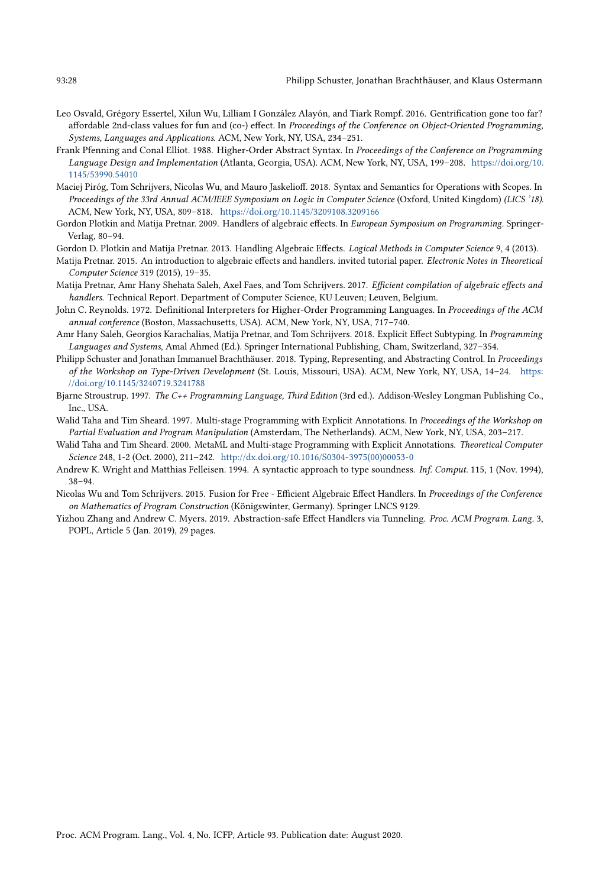Leo Osvald, Grégory Essertel, Xilun Wu, Lilliam I González Alayón, and Tiark Rompf. 2016. Gentrification gone too far? affordable 2nd-class values for fun and (co-) effect. In *Proceedings of the Conference on Object-Oriented Programming, Systems, Languages and Applications*. ACM, New York, NY, USA, 234–251.

Frank Pfenning and Conal Elliot. 1988. Higher-Order Abstract Syntax. In *Proceedings of the Conference on Programming Language Design and Implementation* (Atlanta, Georgia, USA). ACM, New York, NY, USA, 199–208. https://doi.org/10.1145/53990.54010

Maciej Piróg, Tom Schrijvers, Nicolas Wu, and Mauro Jaskelioff. 2018. Syntax and Semantics for Operations with Scopes. In *Proceedings of the 33rd Annual ACM/IEEE Symposium on Logic in Computer Science* (Oxford, United Kingdom) *(LICS '18)*. ACM, New York, NY, USA, 809–818. https://doi.org/10.1145/3209108.3209166

Gordon Plotkin and Matija Pretnar. 2009. Handlers of algebraic effects. In *European Symposium on Programming*. Springer-Verlag, 80–94.

Gordon D. Plotkin and Matija Pretnar. 2013. Handling Algebraic Effects. *Logical Methods in Computer Science* 9, 4 (2013).

Matija Pretnar. 2015. An introduction to algebraic effects and handlers. invited tutorial paper. *Electronic Notes in Theoretical Computer Science* 319 (2015), 19–35.

Matija Pretnar, Amr Hany Shehata Saleh, Axel Faes, and Tom Schrijvers. 2017. *Efficient compilation of algebraic effects and handlers*. Technical Report. Department of Computer Science, KU Leuven; Leuven, Belgium.

John C. Reynolds. 1972. Definitional Interpreters for Higher-Order Programming Languages. In *Proceedings of the ACM annual conference* (Boston, Massachusetts, USA). ACM, New York, NY, USA, 717–740.

Amr Hany Saleh, Georgios Karachalias, Matija Pretnar, and Tom Schrijvers. 2018. Explicit Effect Subtyping. In *Programming Languages and Systems*, Amal Ahmed (Ed.). Springer International Publishing, Cham, Switzerland, 327–354.

Philipp Schuster and Jonathan Immanuel Brachthäuser. 2018. Typing, Representing, and Abstracting Control. In *Proceedings of the Workshop on Type-Driven Development* (St. Louis, Missouri, USA). ACM, New York, NY, USA, 14–24. https://doi.org/10.1145/3240719.3241788

Bjarne Stroustrup. 1997. *The C++ Programming Language, Third Edition* (3rd ed.). Addison-Wesley Longman Publishing Co., Inc., USA.

Walid Taha and Tim Sheard. 1997. Multi-stage Programming with Explicit Annotations. In *Proceedings of the Workshop on Partial Evaluation and Program Manipulation* (Amsterdam, The Netherlands). ACM, New York, NY, USA, 203–217.

Walid Taha and Tim Sheard. 2000. MetaML and Multi-stage Programming with Explicit Annotations. *Theoretical Computer Science* 248, 1-2 (Oct. 2000), 211–242. http://dx.doi.org/10.1016/S0304-3975(00)00053-0

Andrew K. Wright and Matthias Felleisen. 1994. A syntactic approach to type soundness. *Inf. Comput.* 115, 1 (Nov. 1994), 38–94.

Nicolas Wu and Tom Schrijvers. 2015. Fusion for Free - Efficient Algebraic Effect Handlers. In *Proceedings of the Conference on Mathematics of Program Construction* (Königswinter, Germany). Springer LNCS 9129.

Yizhou Zhang and Andrew C. Myers. 2019. Abstraction-safe Effect Handlers via Tunneling. *Proc. ACM Program. Lang.* 3, POPL, Article 5 (Jan. 2019), 29 pages.